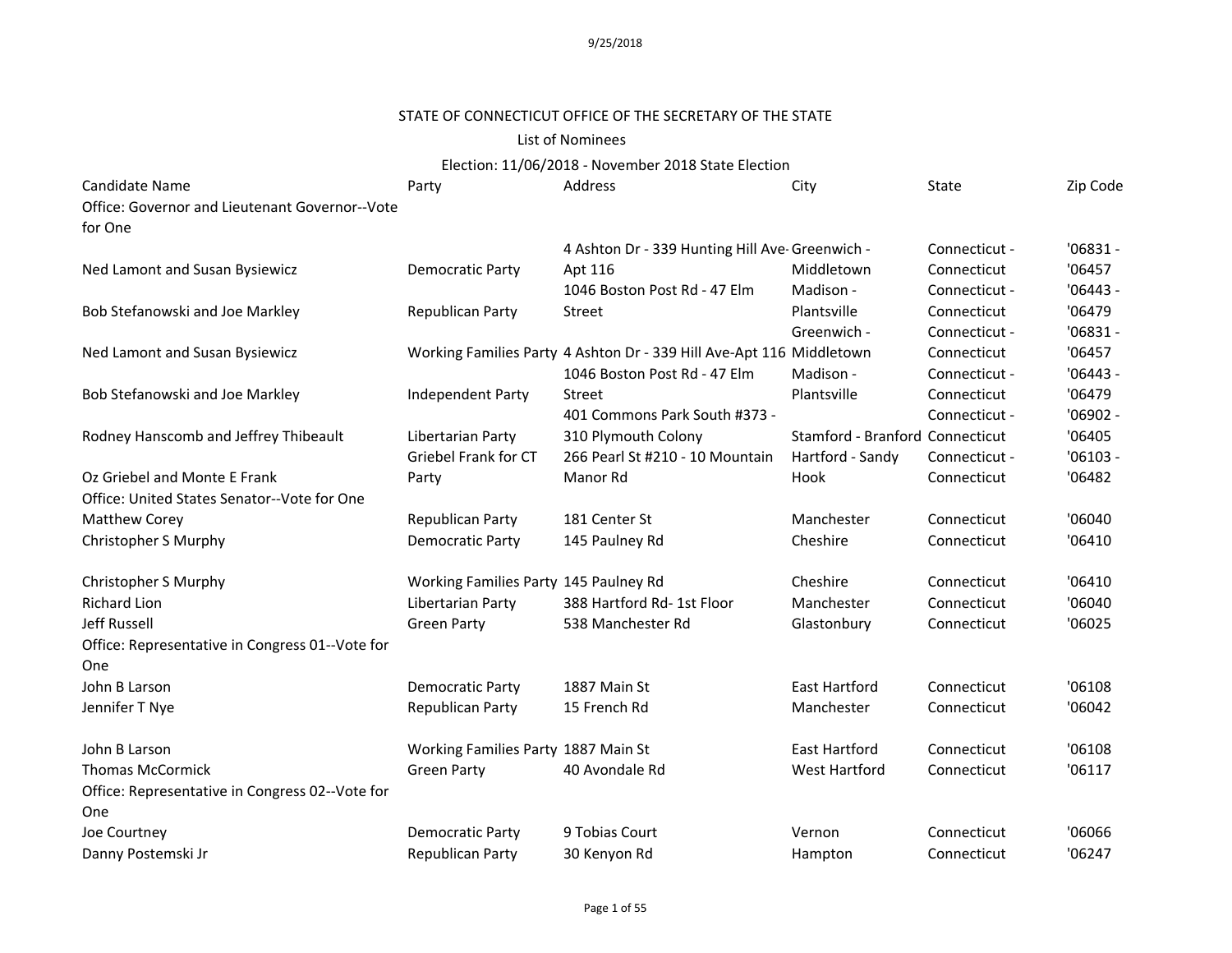9/25/2018

# STATE OF CONNECTICUT OFFICE OF THE SECRETARY OF THE STATE

## List of Nominees

### Election: 11/06/2018 - November 2018 State Election

| Candidate Name | Party | Address | City | State | Zip Code |
|---|---|---|---|---|---|
| Office: Governor and Lieutenant Governor--Vote for One | | | | | |
| Ned Lamont and Susan Bysiewicz | Democratic Party | 4 Ashton Dr - 339 Hunting Hill Ave-Apt 116 | Greenwich - Middletown | Connecticut - Connecticut | '06831 - '06457 |
| Bob Stefanowski and Joe Markley | Republican Party | 1046 Boston Post Rd - 47 Elm Street | Madison - Plantsville | Connecticut - Connecticut | '06443 - '06479 |
| Ned Lamont and Susan Bysiewicz | Working Families Party | 4 Ashton Dr - 339 Hill Ave-Apt 116 | Greenwich - Middletown | Connecticut - Connecticut | '06831 - '06457 |
| Bob Stefanowski and Joe Markley | Independent Party | 1046 Boston Post Rd - 47 Elm Street | Madison - Plantsville | Connecticut - Connecticut | '06443 - '06479 |
| Rodney Hanscomb and Jeffrey Thibeault | Libertarian Party | 401 Commons Park South #373 - 310 Plymouth Colony | Stamford - Branford | Connecticut - Connecticut | '06902 - '06405 |
| Oz Griebel and Monte E Frank | Griebel Frank for CT Party | 266 Pearl St #210 - 10 Mountain Manor Rd | Hartford - Sandy Hook | Connecticut - Connecticut | '06103 - '06482 |
| Office: United States Senator--Vote for One | | | | | |
| Matthew Corey | Republican Party | 181 Center St | Manchester | Connecticut | '06040 |
| Christopher S Murphy | Democratic Party | 145 Paulney Rd | Cheshire | Connecticut | '06410 |
| Christopher S Murphy | Working Families Party | 145 Paulney Rd | Cheshire | Connecticut | '06410 |
| Richard Lion | Libertarian Party | 388 Hartford Rd- 1st Floor | Manchester | Connecticut | '06040 |
| Jeff Russell | Green Party | 538 Manchester Rd | Glastonbury | Connecticut | '06025 |
| Office: Representative in Congress 01--Vote for One | | | | | |
| John B Larson | Democratic Party | 1887 Main St | East Hartford | Connecticut | '06108 |
| Jennifer T Nye | Republican Party | 15 French Rd | Manchester | Connecticut | '06042 |
| John B Larson | Working Families Party | 1887 Main St | East Hartford | Connecticut | '06108 |
| Thomas McCormick | Green Party | 40 Avondale Rd | West Hartford | Connecticut | '06117 |
| Office: Representative in Congress 02--Vote for One | | | | | |
| Joe Courtney | Democratic Party | 9 Tobias Court | Vernon | Connecticut | '06066 |
| Danny Postemski Jr | Republican Party | 30 Kenyon Rd | Hampton | Connecticut | '06247 |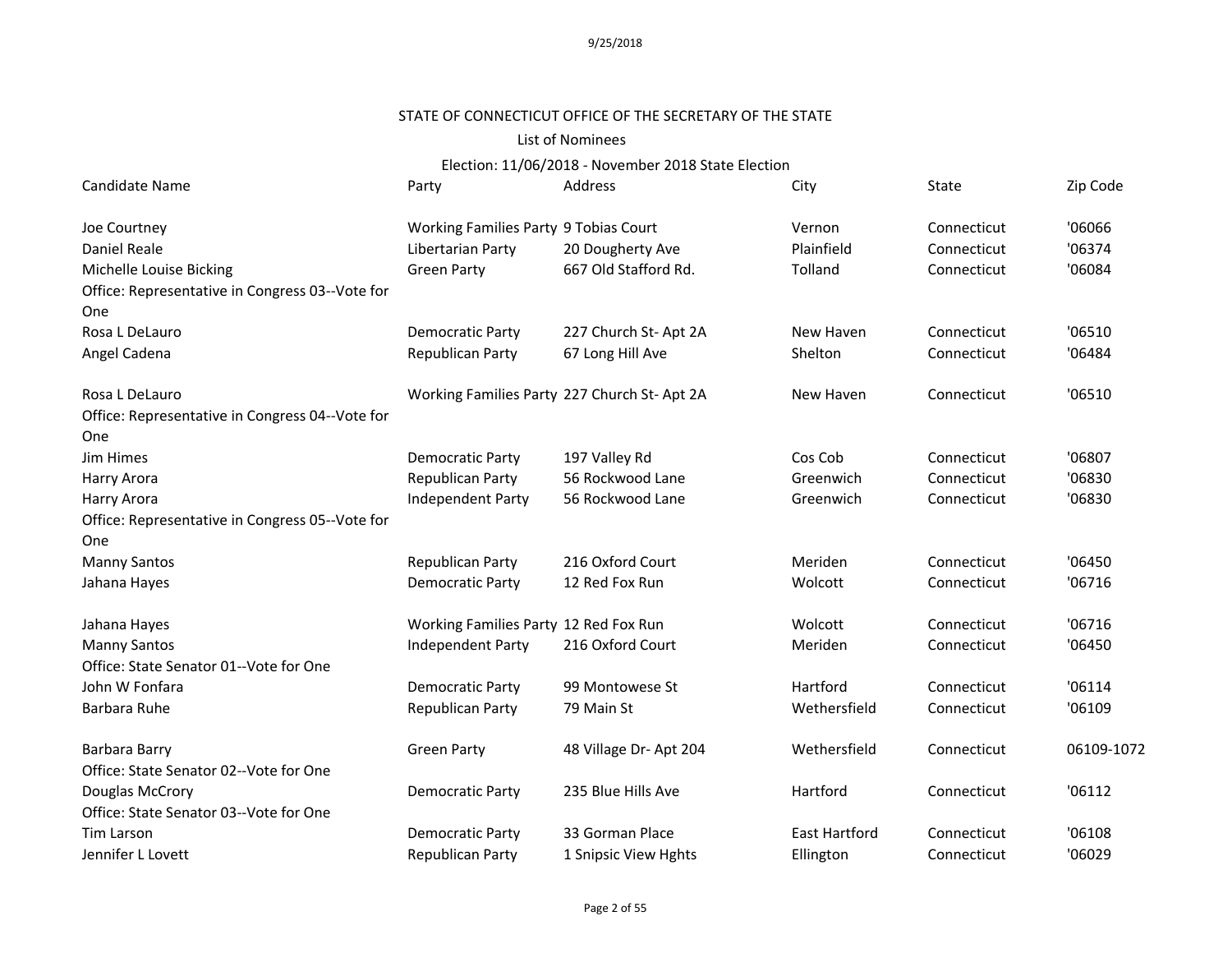STATE OF CONNECTICUT OFFICE OF THE SECRETARY OF THE STATE

List of Nominees

Election: 11/06/2018 - November 2018 State Election

| Candidate Name | Party | Address | City | State | Zip Code |
|---|---|---|---|---|---|
| Joe Courtney | Working Families Party | 9 Tobias Court | Vernon | Connecticut | '06066 |
| Daniel Reale | Libertarian Party | 20 Dougherty Ave | Plainfield | Connecticut | '06374 |
| Michelle Louise Bicking | Green Party | 667 Old Stafford Rd. | Tolland | Connecticut | '06084 |
| Office: Representative in Congress 03--Vote for One | | | | | |
| Rosa L DeLauro | Democratic Party | 227 Church St- Apt 2A | New Haven | Connecticut | '06510 |
| Angel Cadena | Republican Party | 67 Long Hill Ave | Shelton | Connecticut | '06484 |
| Rosa L DeLauro | Working Families Party | 227 Church St- Apt 2A | New Haven | Connecticut | '06510 |
| Office: Representative in Congress 04--Vote for One | | | | | |
| Jim Himes | Democratic Party | 197 Valley Rd | Cos Cob | Connecticut | '06807 |
| Harry Arora | Republican Party | 56 Rockwood Lane | Greenwich | Connecticut | '06830 |
| Harry Arora | Independent Party | 56 Rockwood Lane | Greenwich | Connecticut | '06830 |
| Office: Representative in Congress 05--Vote for One | | | | | |
| Manny Santos | Republican Party | 216 Oxford Court | Meriden | Connecticut | '06450 |
| Jahana Hayes | Democratic Party | 12 Red Fox Run | Wolcott | Connecticut | '06716 |
| Jahana Hayes | Working Families Party | 12 Red Fox Run | Wolcott | Connecticut | '06716 |
| Manny Santos | Independent Party | 216 Oxford Court | Meriden | Connecticut | '06450 |
| Office: State Senator 01--Vote for One | | | | | |
| John W Fonfara | Democratic Party | 99 Montowese St | Hartford | Connecticut | '06114 |
| Barbara Ruhe | Republican Party | 79 Main St | Wethersfield | Connecticut | '06109 |
| Barbara Barry | Green Party | 48 Village Dr- Apt 204 | Wethersfield | Connecticut | 06109-1072 |
| Office: State Senator 02--Vote for One | | | | | |
| Douglas McCrory | Democratic Party | 235 Blue Hills Ave | Hartford | Connecticut | '06112 |
| Office: State Senator 03--Vote for One | | | | | |
| Tim Larson | Democratic Party | 33 Gorman Place | East Hartford | Connecticut | '06108 |
| Jennifer L Lovett | Republican Party | 1 Snipsic View Hghts | Ellington | Connecticut | '06029 |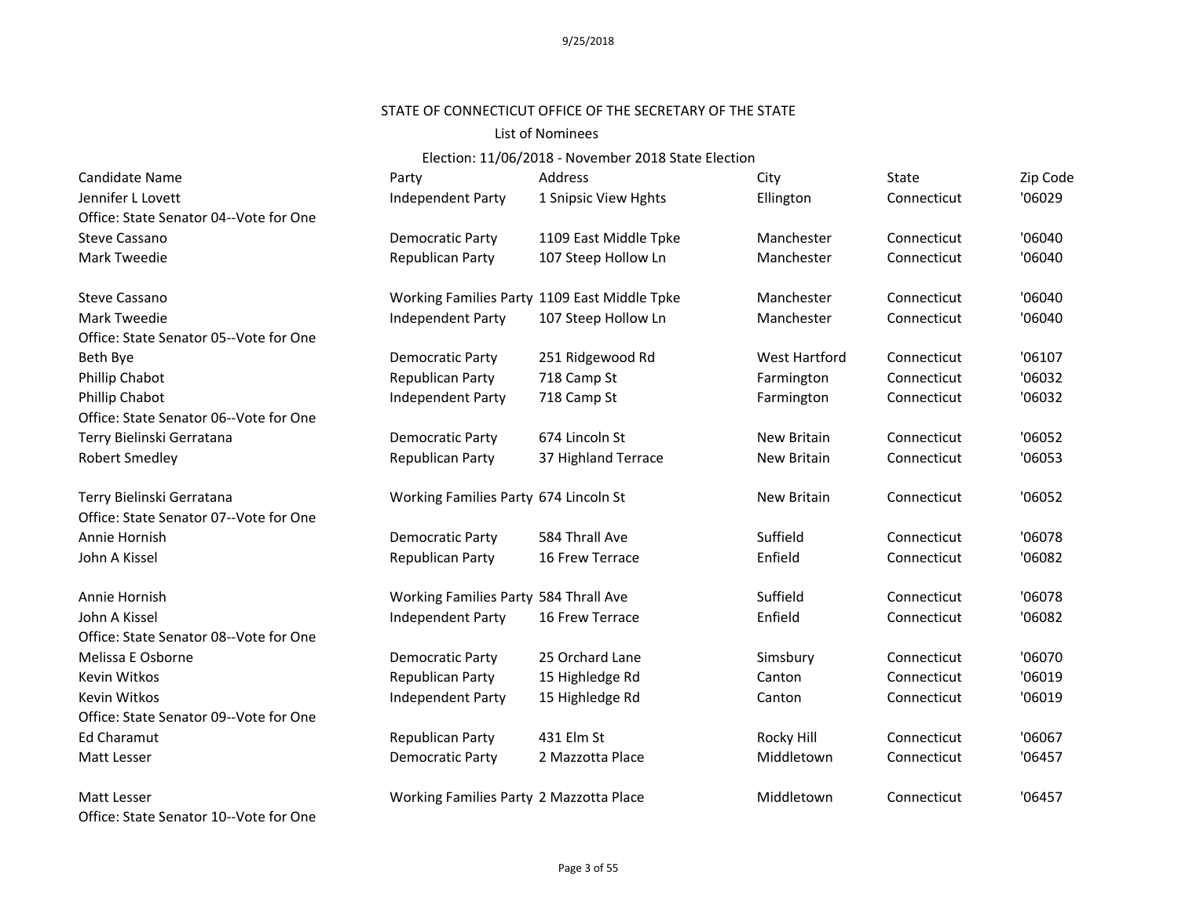STATE OF CONNECTICUT OFFICE OF THE SECRETARY OF THE STATE

List of Nominees

Election: 11/06/2018 - November 2018 State Election

| Candidate Name | Party | Address | City | State | Zip Code |
|---|---|---|---|---|---|
| Jennifer L Lovett | Independent Party | 1 Snipsic View Hghts | Ellington | Connecticut | '06029 |
| Office: State Senator 04--Vote for One | | | | | |
| Steve Cassano | Democratic Party | 1109 East Middle Tpke | Manchester | Connecticut | '06040 |
| Mark Tweedie | Republican Party | 107 Steep Hollow Ln | Manchester | Connecticut | '06040 |
| Steve Cassano | Working Families Party | 1109 East Middle Tpke | Manchester | Connecticut | '06040 |
| Mark Tweedie | Independent Party | 107 Steep Hollow Ln | Manchester | Connecticut | '06040 |
| Office: State Senator 05--Vote for One | | | | | |
| Beth Bye | Democratic Party | 251 Ridgewood Rd | West Hartford | Connecticut | '06107 |
| Phillip Chabot | Republican Party | 718 Camp St | Farmington | Connecticut | '06032 |
| Phillip Chabot | Independent Party | 718 Camp St | Farmington | Connecticut | '06032 |
| Office: State Senator 06--Vote for One | | | | | |
| Terry Bielinski Gerratana | Democratic Party | 674 Lincoln St | New Britain | Connecticut | '06052 |
| Robert Smedley | Republican Party | 37 Highland Terrace | New Britain | Connecticut | '06053 |
| Terry Bielinski Gerratana | Working Families Party | 674 Lincoln St | New Britain | Connecticut | '06052 |
| Office: State Senator 07--Vote for One | | | | | |
| Annie Hornish | Democratic Party | 584 Thrall Ave | Suffield | Connecticut | '06078 |
| John A Kissel | Republican Party | 16 Frew Terrace | Enfield | Connecticut | '06082 |
| Annie Hornish | Working Families Party | 584 Thrall Ave | Suffield | Connecticut | '06078 |
| John A Kissel | Independent Party | 16 Frew Terrace | Enfield | Connecticut | '06082 |
| Office: State Senator 08--Vote for One | | | | | |
| Melissa E Osborne | Democratic Party | 25 Orchard Lane | Simsbury | Connecticut | '06070 |
| Kevin Witkos | Republican Party | 15 Highledge Rd | Canton | Connecticut | '06019 |
| Kevin Witkos | Independent Party | 15 Highledge Rd | Canton | Connecticut | '06019 |
| Office: State Senator 09--Vote for One | | | | | |
| Ed Charamut | Republican Party | 431 Elm St | Rocky Hill | Connecticut | '06067 |
| Matt Lesser | Democratic Party | 2 Mazzotta Place | Middletown | Connecticut | '06457 |
| Matt Lesser | Working Families Party | 2 Mazzotta Place | Middletown | Connecticut | '06457 |
| Office: State Senator 10--Vote for One | | | | | |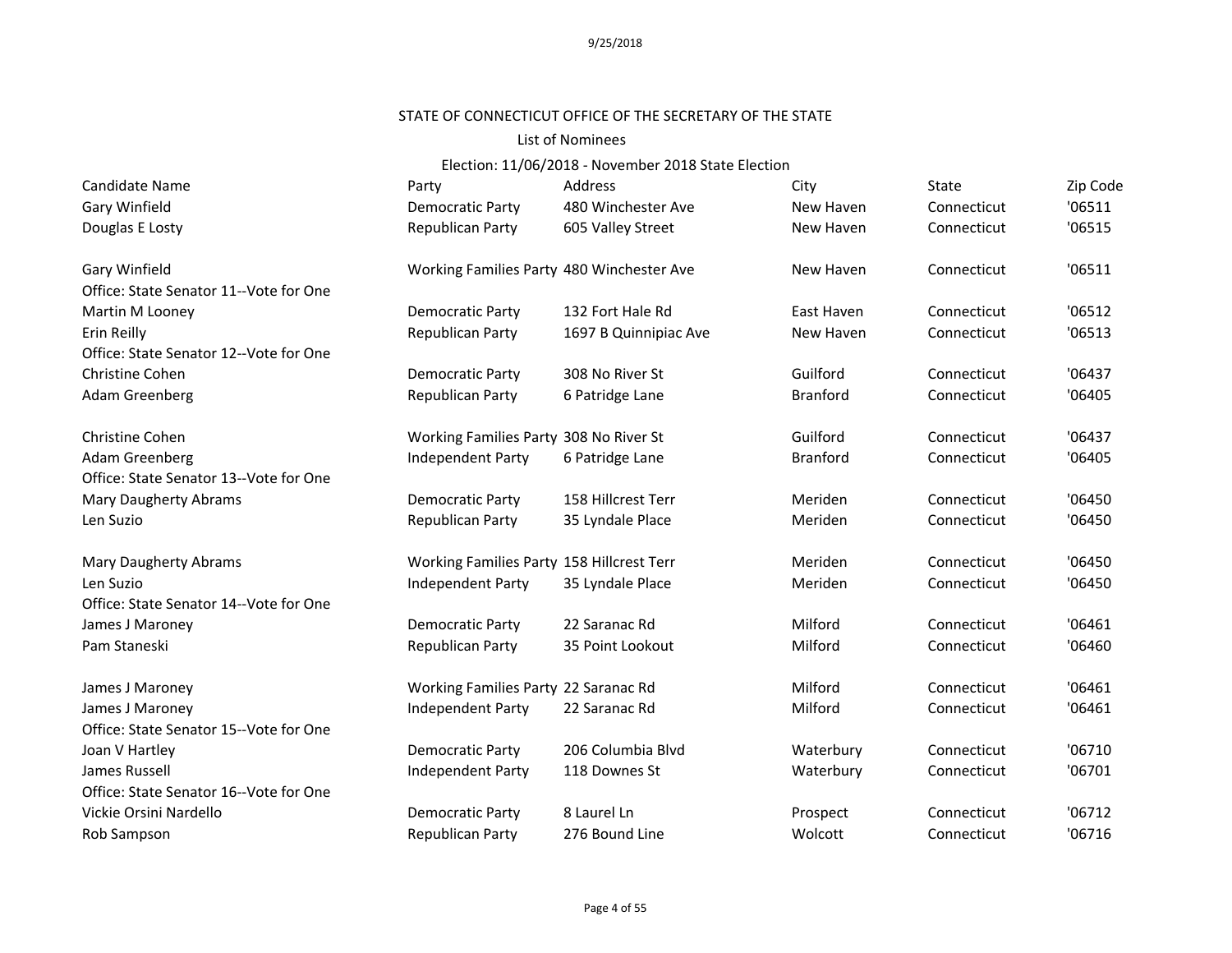STATE OF CONNECTICUT OFFICE OF THE SECRETARY OF THE STATE

List of Nominees

Election: 11/06/2018 - November 2018 State Election

| Candidate Name | Party | Address | City | State | Zip Code |
|---|---|---|---|---|---|
| Gary Winfield | Democratic Party | 480 Winchester Ave | New Haven | Connecticut | '06511 |
| Douglas E Losty | Republican Party | 605 Valley Street | New Haven | Connecticut | '06515 |
| | | | | | |
| Gary Winfield | Working Families Party | 480 Winchester Ave | New Haven | Connecticut | '06511 |
| Office: State Senator 11--Vote for One | | | | | |
| Martin M Looney | Democratic Party | 132 Fort Hale Rd | East Haven | Connecticut | '06512 |
| Erin Reilly | Republican Party | 1697 B Quinnipiac Ave | New Haven | Connecticut | '06513 |
| Office: State Senator 12--Vote for One | | | | | |
| Christine Cohen | Democratic Party | 308 No River St | Guilford | Connecticut | '06437 |
| Adam Greenberg | Republican Party | 6 Patridge Lane | Branford | Connecticut | '06405 |
| | | | | | |
| Christine Cohen | Working Families Party | 308 No River St | Guilford | Connecticut | '06437 |
| Adam Greenberg | Independent Party | 6 Patridge Lane | Branford | Connecticut | '06405 |
| Office: State Senator 13--Vote for One | | | | | |
| Mary Daugherty Abrams | Democratic Party | 158 Hillcrest Terr | Meriden | Connecticut | '06450 |
| Len Suzio | Republican Party | 35 Lyndale Place | Meriden | Connecticut | '06450 |
| | | | | | |
| Mary Daugherty Abrams | Working Families Party | 158 Hillcrest Terr | Meriden | Connecticut | '06450 |
| Len Suzio | Independent Party | 35 Lyndale Place | Meriden | Connecticut | '06450 |
| Office: State Senator 14--Vote for One | | | | | |
| James J Maroney | Democratic Party | 22 Saranac Rd | Milford | Connecticut | '06461 |
| Pam Staneski | Republican Party | 35 Point Lookout | Milford | Connecticut | '06460 |
| | | | | | |
| James J Maroney | Working Families Party | 22 Saranac Rd | Milford | Connecticut | '06461 |
| James J Maroney | Independent Party | 22 Saranac Rd | Milford | Connecticut | '06461 |
| Office: State Senator 15--Vote for One | | | | | |
| Joan V Hartley | Democratic Party | 206 Columbia Blvd | Waterbury | Connecticut | '06710 |
| James Russell | Independent Party | 118 Downes St | Waterbury | Connecticut | '06701 |
| Office: State Senator 16--Vote for One | | | | | |
| Vickie Orsini Nardello | Democratic Party | 8 Laurel Ln | Prospect | Connecticut | '06712 |
| Rob Sampson | Republican Party | 276 Bound Line | Wolcott | Connecticut | '06716 |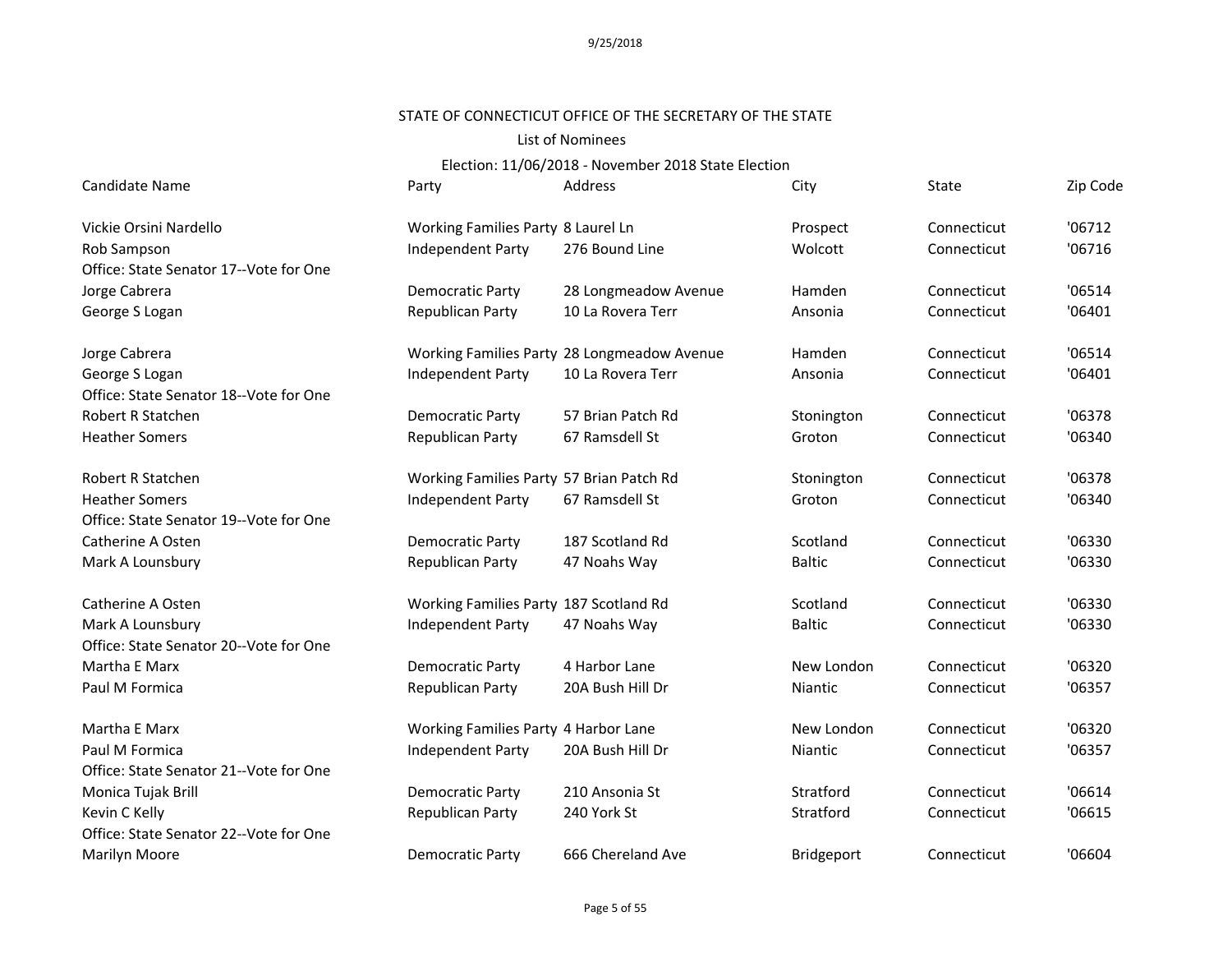STATE OF CONNECTICUT OFFICE OF THE SECRETARY OF THE STATE

List of Nominees

Election: 11/06/2018 - November 2018 State Election

| Candidate Name | Party | Address | City | State | Zip Code |
|---|---|---|---|---|---|
| Vickie Orsini Nardello | Working Families Party | 8 Laurel Ln | Prospect | Connecticut | '06712 |
| Rob Sampson | Independent Party | 276 Bound Line | Wolcott | Connecticut | '06716 |
| Office: State Senator 17--Vote for One | | | | | |
| Jorge Cabrera | Democratic Party | 28 Longmeadow Avenue | Hamden | Connecticut | '06514 |
| George S Logan | Republican Party | 10 La Rovera Terr | Ansonia | Connecticut | '06401 |
| Jorge Cabrera | Working Families Party | 28 Longmeadow Avenue | Hamden | Connecticut | '06514 |
| George S Logan | Independent Party | 10 La Rovera Terr | Ansonia | Connecticut | '06401 |
| Office: State Senator 18--Vote for One | | | | | |
| Robert R Statchen | Democratic Party | 57 Brian Patch Rd | Stonington | Connecticut | '06378 |
| Heather Somers | Republican Party | 67 Ramsdell St | Groton | Connecticut | '06340 |
| Robert R Statchen | Working Families Party | 57 Brian Patch Rd | Stonington | Connecticut | '06378 |
| Heather Somers | Independent Party | 67 Ramsdell St | Groton | Connecticut | '06340 |
| Office: State Senator 19--Vote for One | | | | | |
| Catherine A Osten | Democratic Party | 187 Scotland Rd | Scotland | Connecticut | '06330 |
| Mark A Lounsbury | Republican Party | 47 Noahs Way | Baltic | Connecticut | '06330 |
| Catherine A Osten | Working Families Party | 187 Scotland Rd | Scotland | Connecticut | '06330 |
| Mark A Lounsbury | Independent Party | 47 Noahs Way | Baltic | Connecticut | '06330 |
| Office: State Senator 20--Vote for One | | | | | |
| Martha E Marx | Democratic Party | 4 Harbor Lane | New London | Connecticut | '06320 |
| Paul M Formica | Republican Party | 20A Bush Hill Dr | Niantic | Connecticut | '06357 |
| Martha E Marx | Working Families Party | 4 Harbor Lane | New London | Connecticut | '06320 |
| Paul M Formica | Independent Party | 20A Bush Hill Dr | Niantic | Connecticut | '06357 |
| Office: State Senator 21--Vote for One | | | | | |
| Monica Tujak Brill | Democratic Party | 210 Ansonia St | Stratford | Connecticut | '06614 |
| Kevin C Kelly | Republican Party | 240 York St | Stratford | Connecticut | '06615 |
| Office: State Senator 22--Vote for One | | | | | |
| Marilyn Moore | Democratic Party | 666 Chereland Ave | Bridgeport | Connecticut | '06604 |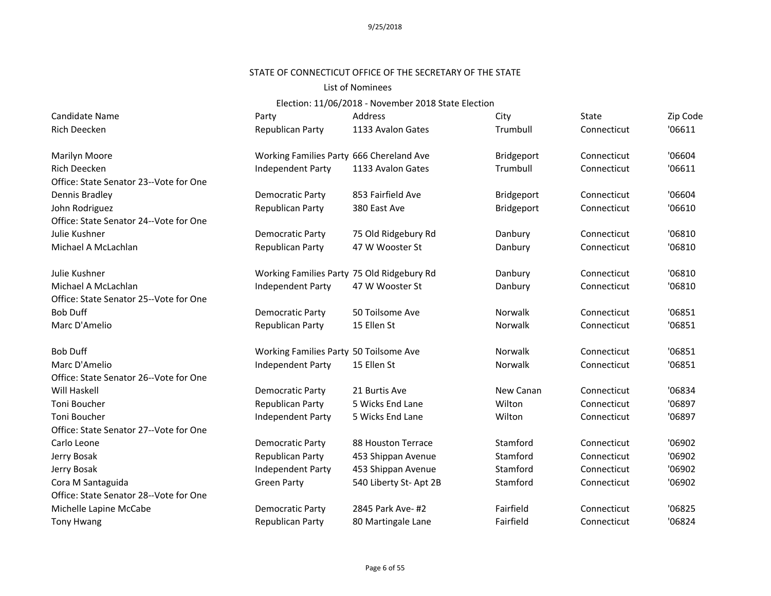STATE OF CONNECTICUT OFFICE OF THE SECRETARY OF THE STATE

List of Nominees

Election: 11/06/2018 - November 2018 State Election

| Candidate Name | Party | Address | City | State | Zip Code |
|---|---|---|---|---|---|
| Rich Deecken | Republican Party | 1133 Avalon Gates | Trumbull | Connecticut | '06611 |
| | | | | | |
| Marilyn Moore | Working Families Party | 666 Chereland Ave | Bridgeport | Connecticut | '06604 |
| Rich Deecken | Independent Party | 1133 Avalon Gates | Trumbull | Connecticut | '06611 |
| Office: State Senator 23--Vote for One | | | | | |
| Dennis Bradley | Democratic Party | 853 Fairfield Ave | Bridgeport | Connecticut | '06604 |
| John Rodriguez | Republican Party | 380 East Ave | Bridgeport | Connecticut | '06610 |
| Office: State Senator 24--Vote for One | | | | | |
| Julie Kushner | Democratic Party | 75 Old Ridgebury Rd | Danbury | Connecticut | '06810 |
| Michael A McLachlan | Republican Party | 47 W Wooster St | Danbury | Connecticut | '06810 |
| | | | | | |
| Julie Kushner | Working Families Party | 75 Old Ridgebury Rd | Danbury | Connecticut | '06810 |
| Michael A McLachlan | Independent Party | 47 W Wooster St | Danbury | Connecticut | '06810 |
| Office: State Senator 25--Vote for One | | | | | |
| Bob Duff | Democratic Party | 50 Toilsome Ave | Norwalk | Connecticut | '06851 |
| Marc D'Amelio | Republican Party | 15 Ellen St | Norwalk | Connecticut | '06851 |
| | | | | | |
| Bob Duff | Working Families Party | 50 Toilsome Ave | Norwalk | Connecticut | '06851 |
| Marc D'Amelio | Independent Party | 15 Ellen St | Norwalk | Connecticut | '06851 |
| Office: State Senator 26--Vote for One | | | | | |
| Will Haskell | Democratic Party | 21 Burtis Ave | New Canan | Connecticut | '06834 |
| Toni Boucher | Republican Party | 5 Wicks End Lane | Wilton | Connecticut | '06897 |
| Toni Boucher | Independent Party | 5 Wicks End Lane | Wilton | Connecticut | '06897 |
| Office: State Senator 27--Vote for One | | | | | |
| Carlo Leone | Democratic Party | 88 Houston Terrace | Stamford | Connecticut | '06902 |
| Jerry Bosak | Republican Party | 453 Shippan Avenue | Stamford | Connecticut | '06902 |
| Jerry Bosak | Independent Party | 453 Shippan Avenue | Stamford | Connecticut | '06902 |
| Cora M Santaguida | Green Party | 540 Liberty St- Apt 2B | Stamford | Connecticut | '06902 |
| Office: State Senator 28--Vote for One | | | | | |
| Michelle Lapine McCabe | Democratic Party | 2845 Park Ave- #2 | Fairfield | Connecticut | '06825 |
| Tony Hwang | Republican Party | 80 Martingale Lane | Fairfield | Connecticut | '06824 |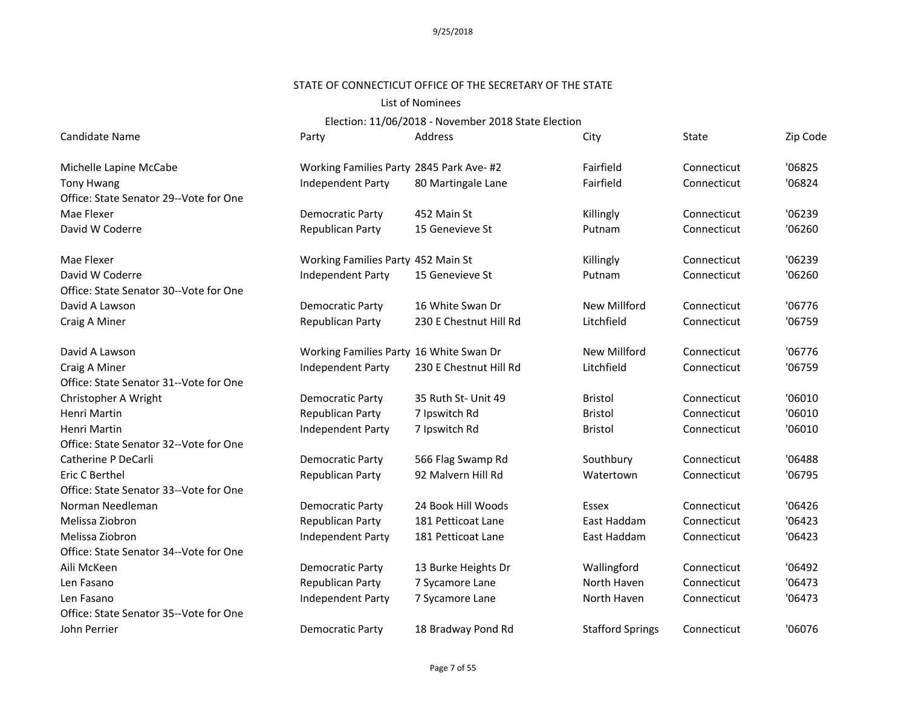STATE OF CONNECTICUT OFFICE OF THE SECRETARY OF THE STATE

List of Nominees

Election: 11/06/2018 - November 2018 State Election

| Candidate Name | Party | Address | City | State | Zip Code |
|---|---|---|---|---|---|
| Michelle Lapine McCabe | Working Families Party | 2845 Park Ave- #2 | Fairfield | Connecticut | '06825 |
| Tony Hwang | Independent Party | 80 Martingale Lane | Fairfield | Connecticut | '06824 |
| Office: State Senator 29--Vote for One | | | | | |
| Mae Flexer | Democratic Party | 452 Main St | Killingly | Connecticut | '06239 |
| David W Coderre | Republican Party | 15 Genevieve St | Putnam | Connecticut | '06260 |
| Mae Flexer | Working Families Party | 452 Main St | Killingly | Connecticut | '06239 |
| David W Coderre | Independent Party | 15 Genevieve St | Putnam | Connecticut | '06260 |
| Office: State Senator 30--Vote for One | | | | | |
| David A Lawson | Democratic Party | 16 White Swan Dr | New Millford | Connecticut | '06776 |
| Craig A Miner | Republican Party | 230 E Chestnut Hill Rd | Litchfield | Connecticut | '06759 |
| David A Lawson | Working Families Party | 16 White Swan Dr | New Millford | Connecticut | '06776 |
| Craig A Miner | Independent Party | 230 E Chestnut Hill Rd | Litchfield | Connecticut | '06759 |
| Office: State Senator 31--Vote for One | | | | | |
| Christopher A Wright | Democratic Party | 35 Ruth St- Unit 49 | Bristol | Connecticut | '06010 |
| Henri Martin | Republican Party | 7 Ipswitch Rd | Bristol | Connecticut | '06010 |
| Henri Martin | Independent Party | 7 Ipswitch Rd | Bristol | Connecticut | '06010 |
| Office: State Senator 32--Vote for One | | | | | |
| Catherine P DeCarli | Democratic Party | 566 Flag Swamp Rd | Southbury | Connecticut | '06488 |
| Eric C Berthel | Republican Party | 92 Malvern Hill Rd | Watertown | Connecticut | '06795 |
| Office: State Senator 33--Vote for One | | | | | |
| Norman Needleman | Democratic Party | 24 Book Hill Woods | Essex | Connecticut | '06426 |
| Melissa Ziobron | Republican Party | 181 Petticoat Lane | East Haddam | Connecticut | '06423 |
| Melissa Ziobron | Independent Party | 181 Petticoat Lane | East Haddam | Connecticut | '06423 |
| Office: State Senator 34--Vote for One | | | | | |
| Aili McKeen | Democratic Party | 13 Burke Heights Dr | Wallingford | Connecticut | '06492 |
| Len Fasano | Republican Party | 7 Sycamore Lane | North Haven | Connecticut | '06473 |
| Len Fasano | Independent Party | 7 Sycamore Lane | North Haven | Connecticut | '06473 |
| Office: State Senator 35--Vote for One | | | | | |
| John Perrier | Democratic Party | 18 Bradway Pond Rd | Stafford Springs | Connecticut | '06076 |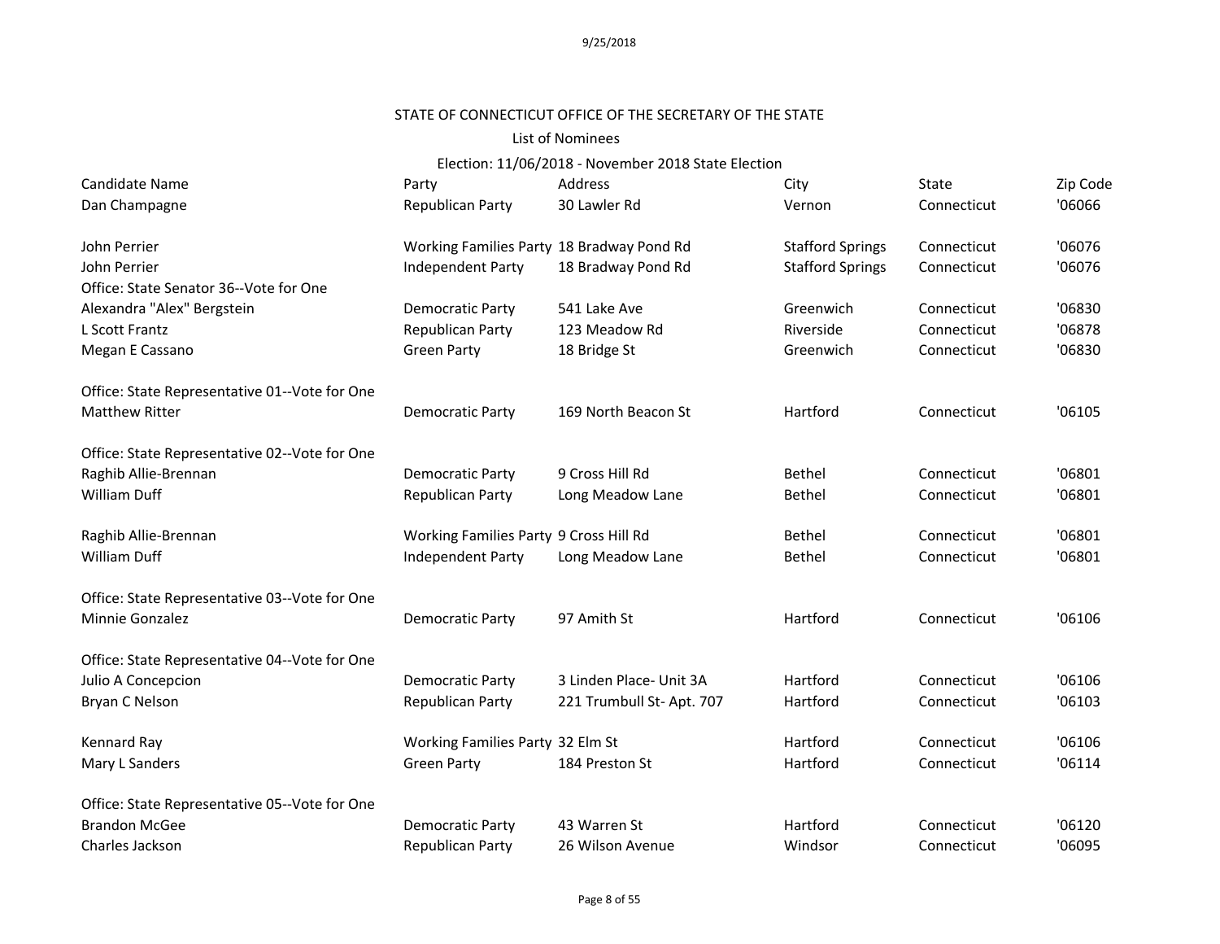STATE OF CONNECTICUT OFFICE OF THE SECRETARY OF THE STATE

List of Nominees

Election: 11/06/2018 - November 2018 State Election

| Candidate Name | Party | Address | City | State | Zip Code |
|---|---|---|---|---|---|
| Dan Champagne | Republican Party | 30 Lawler Rd | Vernon | Connecticut | '06066 |
| | | | | | |
| John Perrier | Working Families Party | 18 Bradway Pond Rd | Stafford Springs | Connecticut | '06076 |
| John Perrier | Independent Party | 18 Bradway Pond Rd | Stafford Springs | Connecticut | '06076 |
| Office: State Senator 36--Vote for One | | | | | |
| Alexandra "Alex" Bergstein | Democratic Party | 541 Lake Ave | Greenwich | Connecticut | '06830 |
| L Scott Frantz | Republican Party | 123 Meadow Rd | Riverside | Connecticut | '06878 |
| Megan E Cassano | Green Party | 18 Bridge St | Greenwich | Connecticut | '06830 |
| | | | | | |
| Office: State Representative 01--Vote for One | | | | | |
| Matthew Ritter | Democratic Party | 169 North Beacon St | Hartford | Connecticut | '06105 |
| | | | | | |
| Office: State Representative 02--Vote for One | | | | | |
| Raghib Allie-Brennan | Democratic Party | 9 Cross Hill Rd | Bethel | Connecticut | '06801 |
| William Duff | Republican Party | Long Meadow Lane | Bethel | Connecticut | '06801 |
| | | | | | |
| Raghib Allie-Brennan | Working Families Party | 9 Cross Hill Rd | Bethel | Connecticut | '06801 |
| William Duff | Independent Party | Long Meadow Lane | Bethel | Connecticut | '06801 |
| | | | | | |
| Office: State Representative 03--Vote for One | | | | | |
| Minnie Gonzalez | Democratic Party | 97 Amith St | Hartford | Connecticut | '06106 |
| | | | | | |
| Office: State Representative 04--Vote for One | | | | | |
| Julio A Concepcion | Democratic Party | 3 Linden Place- Unit 3A | Hartford | Connecticut | '06106 |
| Bryan C Nelson | Republican Party | 221 Trumbull St- Apt. 707 | Hartford | Connecticut | '06103 |
| | | | | | |
| Kennard Ray | Working Families Party | 32 Elm St | Hartford | Connecticut | '06106 |
| Mary L Sanders | Green Party | 184 Preston St | Hartford | Connecticut | '06114 |
| | | | | | |
| Office: State Representative 05--Vote for One | | | | | |
| Brandon McGee | Democratic Party | 43 Warren St | Hartford | Connecticut | '06120 |
| Charles Jackson | Republican Party | 26 Wilson Avenue | Windsor | Connecticut | '06095 |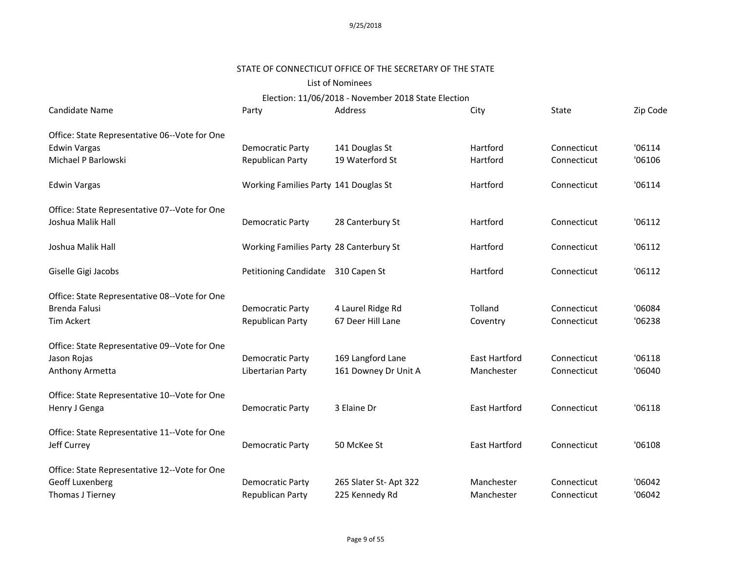STATE OF CONNECTICUT OFFICE OF THE SECRETARY OF THE STATE

List of Nominees

Election: 11/06/2018 - November 2018 State Election

| Candidate Name | Party | Address | City | State | Zip Code |
|---|---|---|---|---|---|
| Office: State Representative 06--Vote for One | | | | | |
| Edwin Vargas | Democratic Party | 141 Douglas St | Hartford | Connecticut | '06114 |
| Michael P Barlowski | Republican Party | 19 Waterford St | Hartford | Connecticut | '06106 |
| Edwin Vargas | Working Families Party | 141 Douglas St | Hartford | Connecticut | '06114 |
| Office: State Representative 07--Vote for One | | | | | |
| Joshua Malik Hall | Democratic Party | 28 Canterbury St | Hartford | Connecticut | '06112 |
| Joshua Malik Hall | Working Families Party | 28 Canterbury St | Hartford | Connecticut | '06112 |
| Giselle Gigi Jacobs | Petitioning Candidate | 310 Capen St | Hartford | Connecticut | '06112 |
| Office: State Representative 08--Vote for One | | | | | |
| Brenda Falusi | Democratic Party | 4 Laurel Ridge Rd | Tolland | Connecticut | '06084 |
| Tim Ackert | Republican Party | 67 Deer Hill Lane | Coventry | Connecticut | '06238 |
| Office: State Representative 09--Vote for One | | | | | |
| Jason Rojas | Democratic Party | 169 Langford Lane | East Hartford | Connecticut | '06118 |
| Anthony Armetta | Libertarian Party | 161 Downey Dr Unit A | Manchester | Connecticut | '06040 |
| Office: State Representative 10--Vote for One | | | | | |
| Henry J Genga | Democratic Party | 3 Elaine Dr | East Hartford | Connecticut | '06118 |
| Office: State Representative 11--Vote for One | | | | | |
| Jeff Currey | Democratic Party | 50 McKee St | East Hartford | Connecticut | '06108 |
| Office: State Representative 12--Vote for One | | | | | |
| Geoff Luxenberg | Democratic Party | 265 Slater St- Apt 322 | Manchester | Connecticut | '06042 |
| Thomas J Tierney | Republican Party | 225 Kennedy Rd | Manchester | Connecticut | '06042 |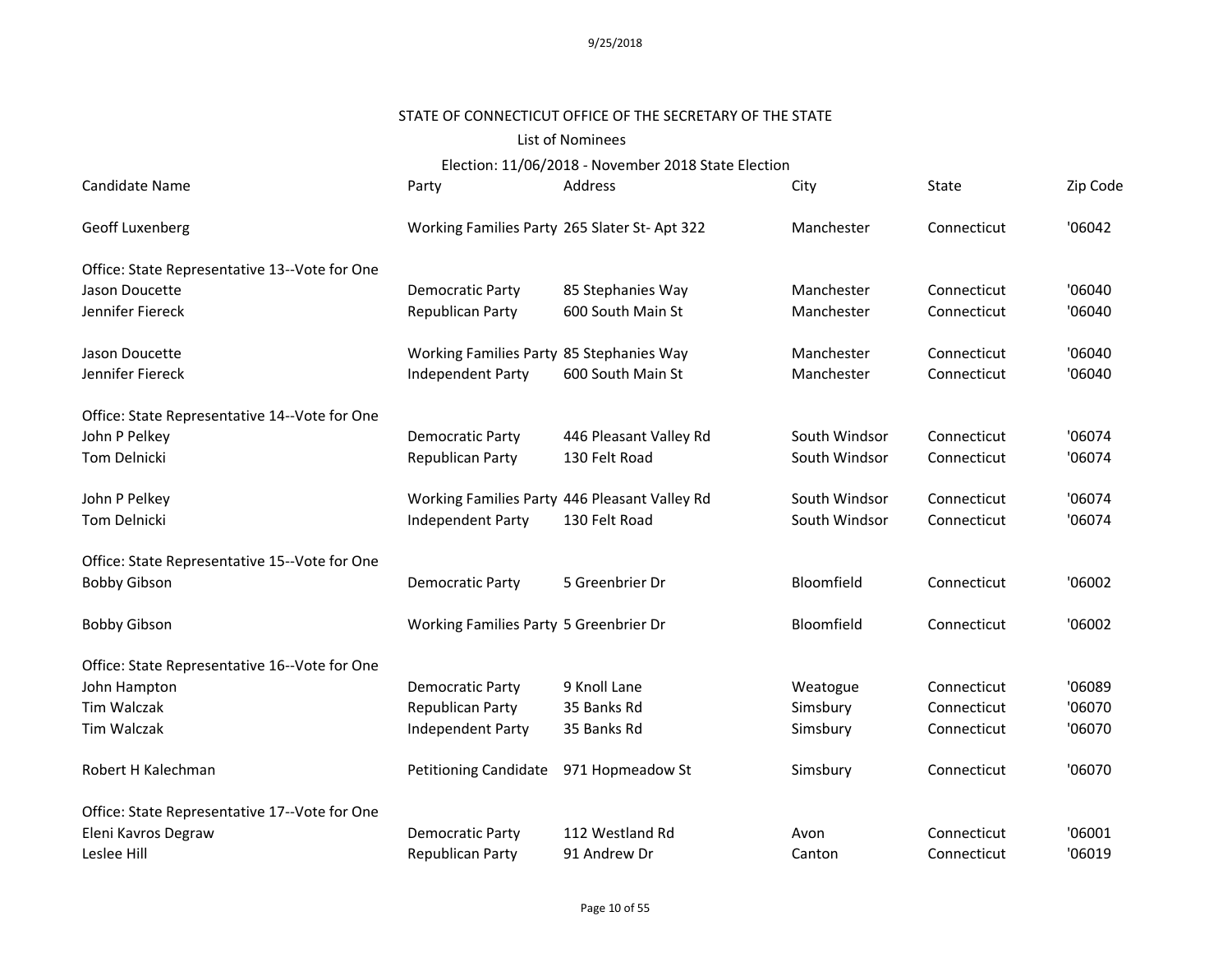STATE OF CONNECTICUT OFFICE OF THE SECRETARY OF THE STATE

List of Nominees

Election: 11/06/2018 - November 2018 State Election

| Candidate Name | Party | Address | City | State | Zip Code |
|---|---|---|---|---|---|
| Geoff Luxenberg | Working Families Party | 265 Slater St- Apt 322 | Manchester | Connecticut | '06042 |
| Office: State Representative 13--Vote for One | | | | | |
| Jason Doucette | Democratic Party | 85 Stephanies Way | Manchester | Connecticut | '06040 |
| Jennifer Fiereck | Republican Party | 600 South Main St | Manchester | Connecticut | '06040 |
| Jason Doucette | Working Families Party | 85 Stephanies Way | Manchester | Connecticut | '06040 |
| Jennifer Fiereck | Independent Party | 600 South Main St | Manchester | Connecticut | '06040 |
| Office: State Representative 14--Vote for One | | | | | |
| John P Pelkey | Democratic Party | 446 Pleasant Valley Rd | South Windsor | Connecticut | '06074 |
| Tom Delnicki | Republican Party | 130 Felt Road | South Windsor | Connecticut | '06074 |
| John P Pelkey | Working Families Party | 446 Pleasant Valley Rd | South Windsor | Connecticut | '06074 |
| Tom Delnicki | Independent Party | 130 Felt Road | South Windsor | Connecticut | '06074 |
| Office: State Representative 15--Vote for One | | | | | |
| Bobby Gibson | Democratic Party | 5 Greenbrier Dr | Bloomfield | Connecticut | '06002 |
| Bobby Gibson | Working Families Party | 5 Greenbrier Dr | Bloomfield | Connecticut | '06002 |
| Office: State Representative 16--Vote for One | | | | | |
| John Hampton | Democratic Party | 9 Knoll Lane | Weatogue | Connecticut | '06089 |
| Tim Walczak | Republican Party | 35 Banks Rd | Simsbury | Connecticut | '06070 |
| Tim Walczak | Independent Party | 35 Banks Rd | Simsbury | Connecticut | '06070 |
| Robert H Kalechman | Petitioning Candidate | 971 Hopmeadow St | Simsbury | Connecticut | '06070 |
| Office: State Representative 17--Vote for One | | | | | |
| Eleni Kavros Degraw | Democratic Party | 112 Westland Rd | Avon | Connecticut | '06001 |
| Leslee Hill | Republican Party | 91 Andrew Dr | Canton | Connecticut | '06019 |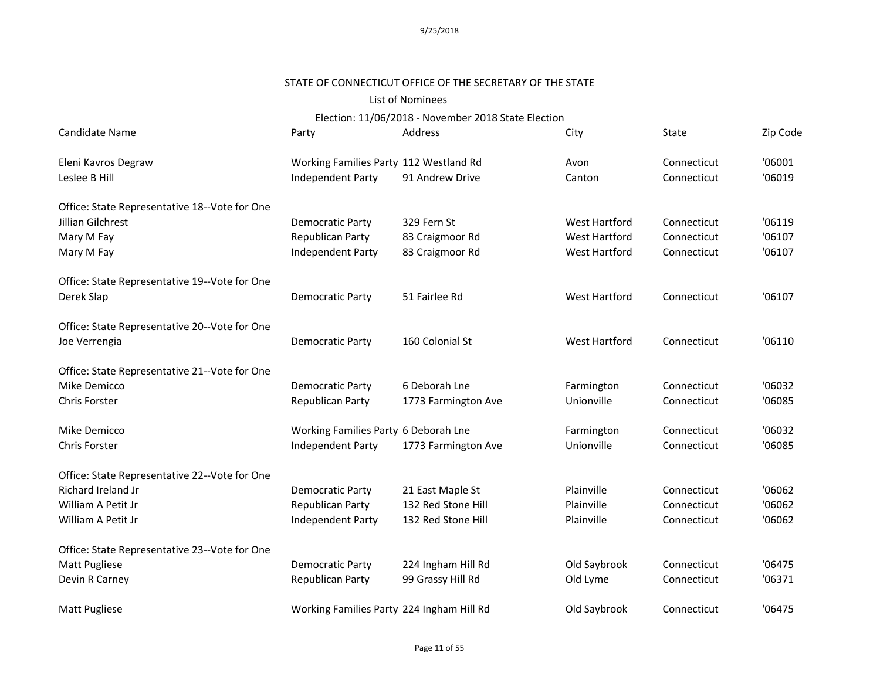STATE OF CONNECTICUT OFFICE OF THE SECRETARY OF THE STATE

List of Nominees

Election: 11/06/2018 - November 2018 State Election

| Candidate Name | Party | Address | City | State | Zip Code |
|---|---|---|---|---|---|
| Eleni Kavros Degraw | Working Families Party | 112 Westland Rd | Avon | Connecticut | '06001 |
| Leslee B Hill | Independent Party | 91 Andrew Drive | Canton | Connecticut | '06019 |
| Office: State Representative 18--Vote for One | | | | | |
| Jillian Gilchrest | Democratic Party | 329 Fern St | West Hartford | Connecticut | '06119 |
| Mary M Fay | Republican Party | 83 Craigmoor Rd | West Hartford | Connecticut | '06107 |
| Mary M Fay | Independent Party | 83 Craigmoor Rd | West Hartford | Connecticut | '06107 |
| Office: State Representative 19--Vote for One | | | | | |
| Derek Slap | Democratic Party | 51 Fairlee Rd | West Hartford | Connecticut | '06107 |
| Office: State Representative 20--Vote for One | | | | | |
| Joe Verrengia | Democratic Party | 160 Colonial St | West Hartford | Connecticut | '06110 |
| Office: State Representative 21--Vote for One | | | | | |
| Mike Demicco | Democratic Party | 6 Deborah Lne | Farmington | Connecticut | '06032 |
| Chris Forster | Republican Party | 1773 Farmington Ave | Unionville | Connecticut | '06085 |
| Mike Demicco | Working Families Party | 6 Deborah Lne | Farmington | Connecticut | '06032 |
| Chris Forster | Independent Party | 1773 Farmington Ave | Unionville | Connecticut | '06085 |
| Office: State Representative 22--Vote for One | | | | | |
| Richard Ireland Jr | Democratic Party | 21 East Maple St | Plainville | Connecticut | '06062 |
| William A Petit Jr | Republican Party | 132 Red Stone Hill | Plainville | Connecticut | '06062 |
| William A Petit Jr | Independent Party | 132 Red Stone Hill | Plainville | Connecticut | '06062 |
| Office: State Representative 23--Vote for One | | | | | |
| Matt Pugliese | Democratic Party | 224 Ingham Hill Rd | Old Saybrook | Connecticut | '06475 |
| Devin R Carney | Republican Party | 99 Grassy Hill Rd | Old Lyme | Connecticut | '06371 |
| Matt Pugliese | Working Families Party | 224 Ingham Hill Rd | Old Saybrook | Connecticut | '06475 |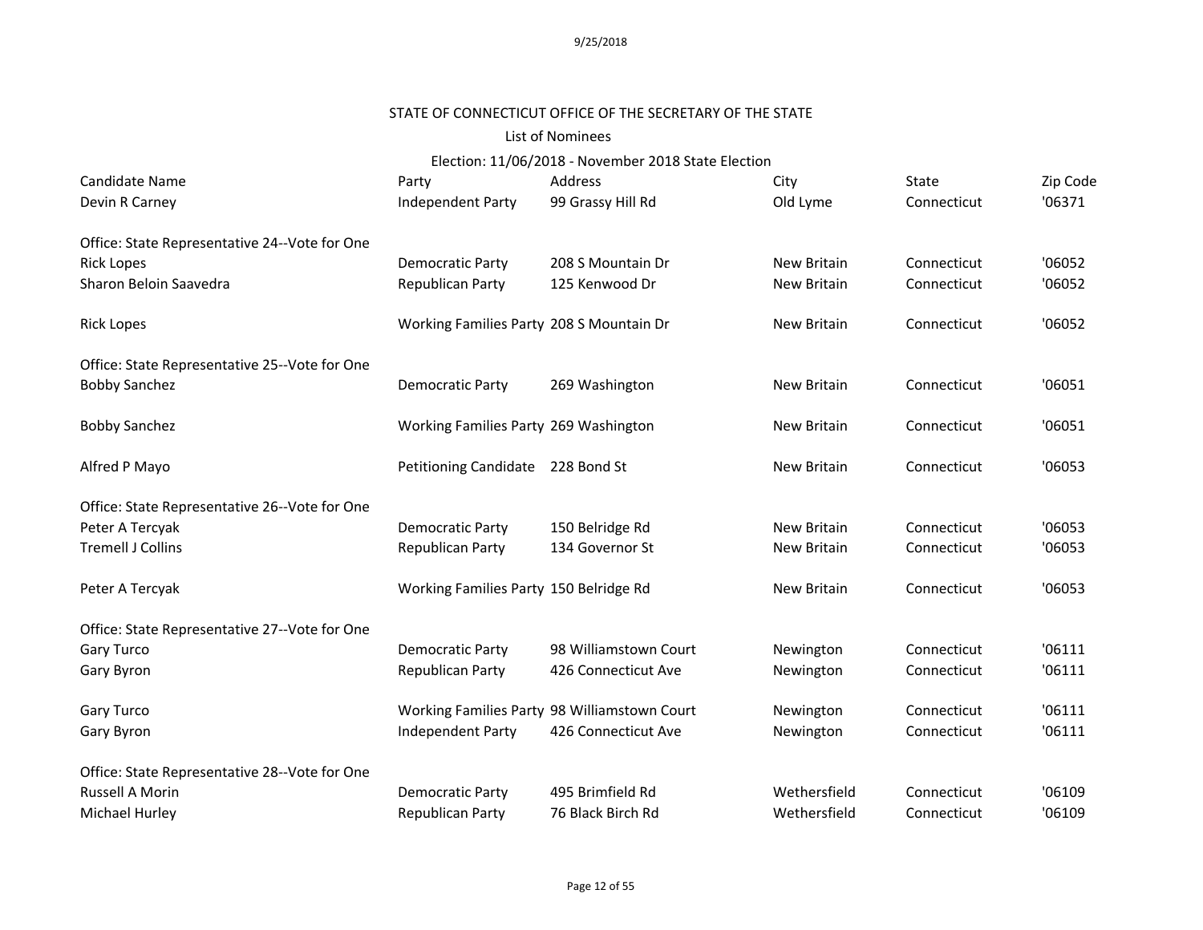STATE OF CONNECTICUT OFFICE OF THE SECRETARY OF THE STATE

List of Nominees

Election: 11/06/2018 - November 2018 State Election

| Candidate Name | Party | Address | City | State | Zip Code |
|---|---|---|---|---|---|
| Devin R Carney | Independent Party | 99 Grassy Hill Rd | Old Lyme | Connecticut | '06371 |
| Office: State Representative 24--Vote for One | | | | | |
| Rick Lopes | Democratic Party | 208 S Mountain Dr | New Britain | Connecticut | '06052 |
| Sharon Beloin Saavedra | Republican Party | 125 Kenwood Dr | New Britain | Connecticut | '06052 |
| Rick Lopes | Working Families Party | 208 S Mountain Dr | New Britain | Connecticut | '06052 |
| Office: State Representative 25--Vote for One | | | | | |
| Bobby Sanchez | Democratic Party | 269 Washington | New Britain | Connecticut | '06051 |
| Bobby Sanchez | Working Families Party | 269 Washington | New Britain | Connecticut | '06051 |
| Alfred P Mayo | Petitioning Candidate | 228 Bond St | New Britain | Connecticut | '06053 |
| Office: State Representative 26--Vote for One | | | | | |
| Peter A Tercyak | Democratic Party | 150 Belridge Rd | New Britain | Connecticut | '06053 |
| Tremell J Collins | Republican Party | 134 Governor St | New Britain | Connecticut | '06053 |
| Peter A Tercyak | Working Families Party | 150 Belridge Rd | New Britain | Connecticut | '06053 |
| Office: State Representative 27--Vote for One | | | | | |
| Gary Turco | Democratic Party | 98 Williamstown Court | Newington | Connecticut | '06111 |
| Gary Byron | Republican Party | 426 Connecticut Ave | Newington | Connecticut | '06111 |
| Gary Turco | Working Families Party | 98 Williamstown Court | Newington | Connecticut | '06111 |
| Gary Byron | Independent Party | 426 Connecticut Ave | Newington | Connecticut | '06111 |
| Office: State Representative 28--Vote for One | | | | | |
| Russell A Morin | Democratic Party | 495 Brimfield Rd | Wethersfield | Connecticut | '06109 |
| Michael Hurley | Republican Party | 76 Black Birch Rd | Wethersfield | Connecticut | '06109 |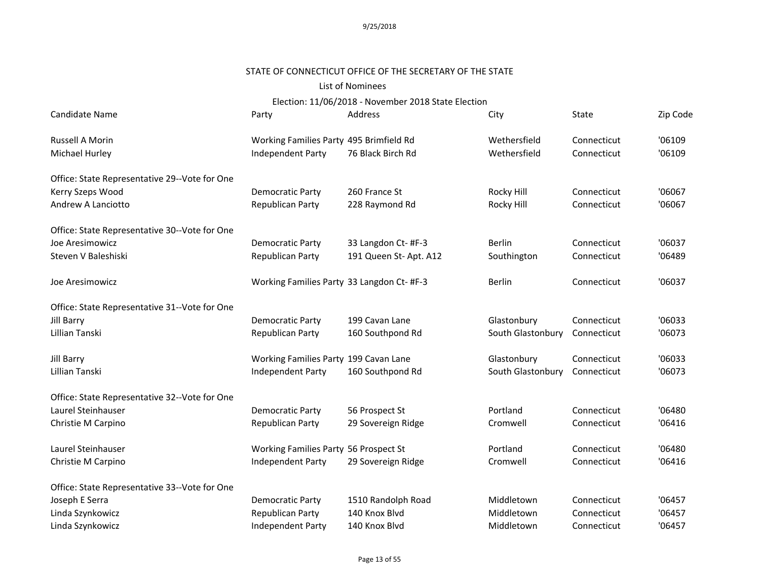STATE OF CONNECTICUT OFFICE OF THE SECRETARY OF THE STATE

List of Nominees

Election: 11/06/2018 - November 2018 State Election

| Candidate Name | Party | Address | City | State | Zip Code |
|---|---|---|---|---|---|
| Russell A Morin | Working Families Party | 495 Brimfield Rd | Wethersfield | Connecticut | '06109 |
| Michael Hurley | Independent Party | 76 Black Birch Rd | Wethersfield | Connecticut | '06109 |
| Office: State Representative 29--Vote for One | | | | | |
| Kerry Szeps Wood | Democratic Party | 260 France St | Rocky Hill | Connecticut | '06067 |
| Andrew A Lanciotto | Republican Party | 228 Raymond Rd | Rocky Hill | Connecticut | '06067 |
| Office: State Representative 30--Vote for One | | | | | |
| Joe Aresimowicz | Democratic Party | 33 Langdon Ct- #F-3 | Berlin | Connecticut | '06037 |
| Steven V Baleshiski | Republican Party | 191 Queen St- Apt. A12 | Southington | Connecticut | '06489 |
| Joe Aresimowicz | Working Families Party | 33 Langdon Ct- #F-3 | Berlin | Connecticut | '06037 |
| Office: State Representative 31--Vote for One | | | | | |
| Jill Barry | Democratic Party | 199 Cavan Lane | Glastonbury | Connecticut | '06033 |
| Lillian Tanski | Republican Party | 160 Southpond Rd | South Glastonbury | Connecticut | '06073 |
| Jill Barry | Working Families Party | 199 Cavan Lane | Glastonbury | Connecticut | '06033 |
| Lillian Tanski | Independent Party | 160 Southpond Rd | South Glastonbury | Connecticut | '06073 |
| Office: State Representative 32--Vote for One | | | | | |
| Laurel Steinhauser | Democratic Party | 56 Prospect St | Portland | Connecticut | '06480 |
| Christie M Carpino | Republican Party | 29 Sovereign Ridge | Cromwell | Connecticut | '06416 |
| Laurel Steinhauser | Working Families Party | 56 Prospect St | Portland | Connecticut | '06480 |
| Christie M Carpino | Independent Party | 29 Sovereign Ridge | Cromwell | Connecticut | '06416 |
| Office: State Representative 33--Vote for One | | | | | |
| Joseph E Serra | Democratic Party | 1510 Randolph Road | Middletown | Connecticut | '06457 |
| Linda Szynkowicz | Republican Party | 140 Knox Blvd | Middletown | Connecticut | '06457 |
| Linda Szynkowicz | Independent Party | 140 Knox Blvd | Middletown | Connecticut | '06457 |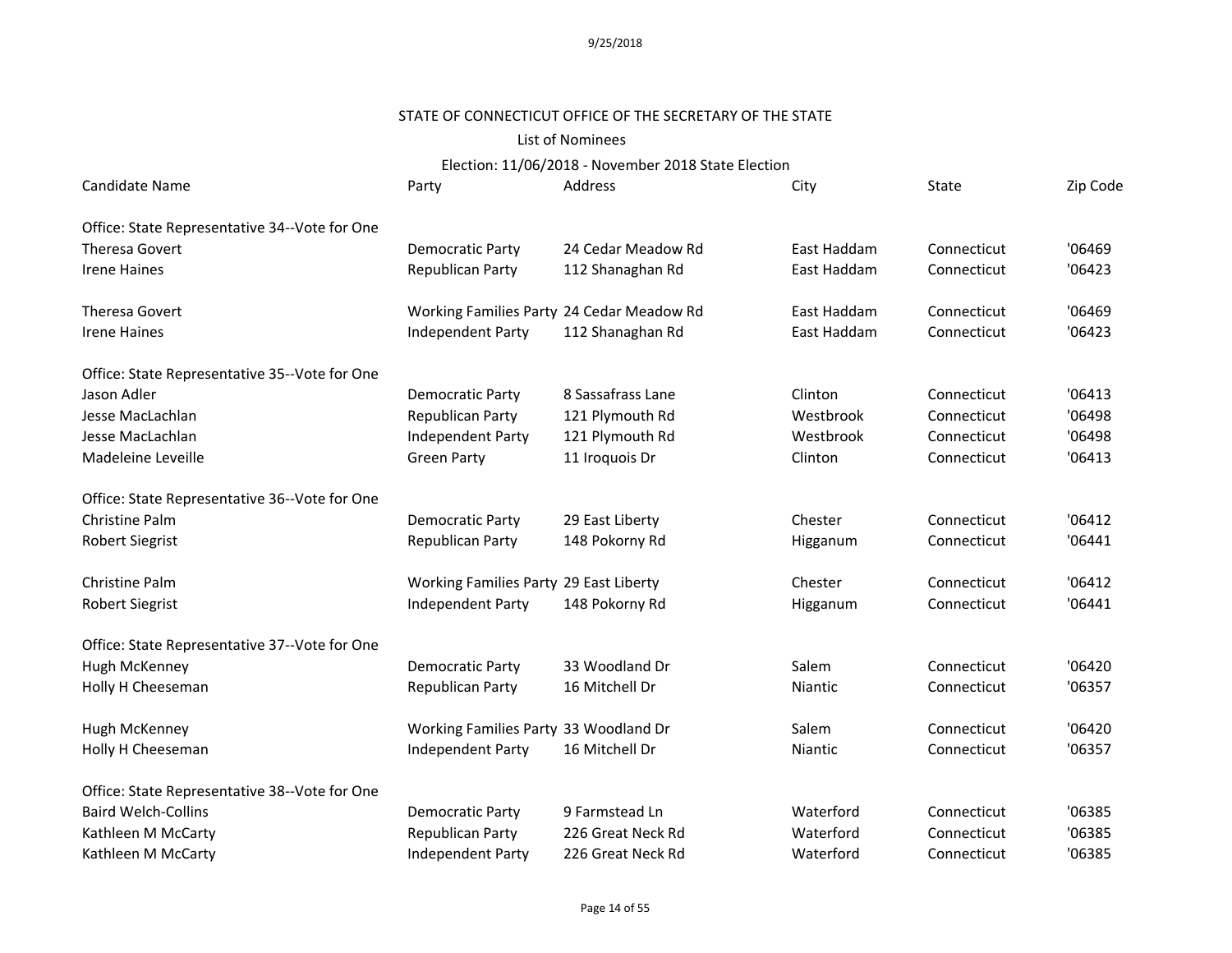9/25/2018

STATE OF CONNECTICUT OFFICE OF THE SECRETARY OF THE STATE

List of Nominees

Election: 11/06/2018 - November 2018 State Election

| Candidate Name | Party | Address | City | State | Zip Code |
|---|---|---|---|---|---|
| Office: State Representative 34--Vote for One | | | | | |
| Theresa Govert | Democratic Party | 24 Cedar Meadow Rd | East Haddam | Connecticut | '06469 |
| Irene Haines | Republican Party | 112 Shanaghan Rd | East Haddam | Connecticut | '06423 |
| Theresa Govert | Working Families Party | 24 Cedar Meadow Rd | East Haddam | Connecticut | '06469 |
| Irene Haines | Independent Party | 112 Shanaghan Rd | East Haddam | Connecticut | '06423 |
| Office: State Representative 35--Vote for One | | | | | |
| Jason Adler | Democratic Party | 8 Sassafrass Lane | Clinton | Connecticut | '06413 |
| Jesse MacLachlan | Republican Party | 121 Plymouth Rd | Westbrook | Connecticut | '06498 |
| Jesse MacLachlan | Independent Party | 121 Plymouth Rd | Westbrook | Connecticut | '06498 |
| Madeleine Leveille | Green Party | 11 Iroquois Dr | Clinton | Connecticut | '06413 |
| Office: State Representative 36--Vote for One | | | | | |
| Christine Palm | Democratic Party | 29 East Liberty | Chester | Connecticut | '06412 |
| Robert Siegrist | Republican Party | 148 Pokorny Rd | Higganum | Connecticut | '06441 |
| Christine Palm | Working Families Party | 29 East Liberty | Chester | Connecticut | '06412 |
| Robert Siegrist | Independent Party | 148 Pokorny Rd | Higganum | Connecticut | '06441 |
| Office: State Representative 37--Vote for One | | | | | |
| Hugh McKenney | Democratic Party | 33 Woodland Dr | Salem | Connecticut | '06420 |
| Holly H Cheeseman | Republican Party | 16 Mitchell Dr | Niantic | Connecticut | '06357 |
| Hugh McKenney | Working Families Party | 33 Woodland Dr | Salem | Connecticut | '06420 |
| Holly H Cheeseman | Independent Party | 16 Mitchell Dr | Niantic | Connecticut | '06357 |
| Office: State Representative 38--Vote for One | | | | | |
| Baird Welch-Collins | Democratic Party | 9 Farmstead Ln | Waterford | Connecticut | '06385 |
| Kathleen M McCarty | Republican Party | 226 Great Neck Rd | Waterford | Connecticut | '06385 |
| Kathleen M McCarty | Independent Party | 226 Great Neck Rd | Waterford | Connecticut | '06385 |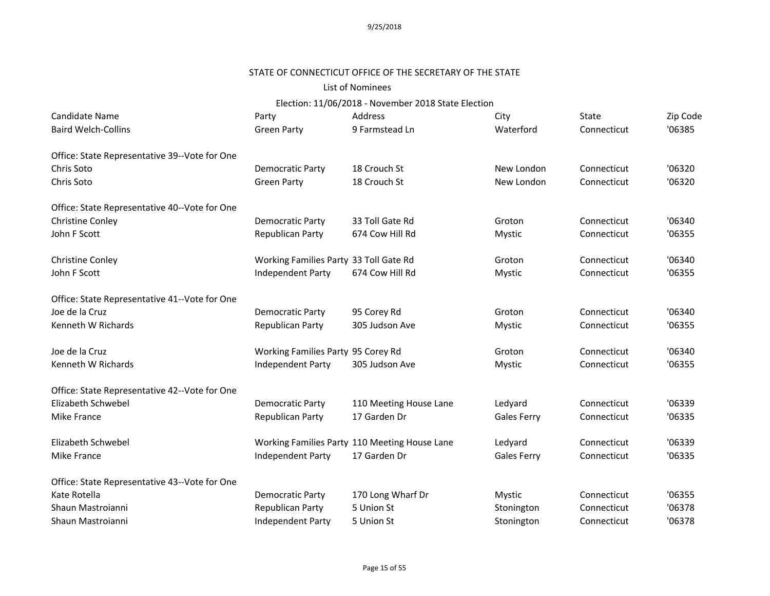STATE OF CONNECTICUT OFFICE OF THE SECRETARY OF THE STATE

List of Nominees

Election: 11/06/2018 - November 2018 State Election

| Candidate Name | Party | Address | City | State | Zip Code |
|---|---|---|---|---|---|
| Baird Welch-Collins | Green Party | 9 Farmstead Ln | Waterford | Connecticut | '06385 |
| | | | | | |
| Office: State Representative 39--Vote for One | | | | | |
| Chris Soto | Democratic Party | 18 Crouch St | New London | Connecticut | '06320 |
| Chris Soto | Green Party | 18 Crouch St | New London | Connecticut | '06320 |
| | | | | | |
| Office: State Representative 40--Vote for One | | | | | |
| Christine Conley | Democratic Party | 33 Toll Gate Rd | Groton | Connecticut | '06340 |
| John F Scott | Republican Party | 674 Cow Hill Rd | Mystic | Connecticut | '06355 |
| | | | | | |
| Christine Conley | Working Families Party | 33 Toll Gate Rd | Groton | Connecticut | '06340 |
| John F Scott | Independent Party | 674 Cow Hill Rd | Mystic | Connecticut | '06355 |
| | | | | | |
| Office: State Representative 41--Vote for One | | | | | |
| Joe de la Cruz | Democratic Party | 95 Corey Rd | Groton | Connecticut | '06340 |
| Kenneth W Richards | Republican Party | 305 Judson Ave | Mystic | Connecticut | '06355 |
| | | | | | |
| Joe de la Cruz | Working Families Party | 95 Corey Rd | Groton | Connecticut | '06340 |
| Kenneth W Richards | Independent Party | 305 Judson Ave | Mystic | Connecticut | '06355 |
| | | | | | |
| Office: State Representative 42--Vote for One | | | | | |
| Elizabeth Schwebel | Democratic Party | 110 Meeting House Lane | Ledyard | Connecticut | '06339 |
| Mike France | Republican Party | 17 Garden Dr | Gales Ferry | Connecticut | '06335 |
| | | | | | |
| Elizabeth Schwebel | Working Families Party | 110 Meeting House Lane | Ledyard | Connecticut | '06339 |
| Mike France | Independent Party | 17 Garden Dr | Gales Ferry | Connecticut | '06335 |
| | | | | | |
| Office: State Representative 43--Vote for One | | | | | |
| Kate Rotella | Democratic Party | 170 Long Wharf Dr | Mystic | Connecticut | '06355 |
| Shaun Mastroianni | Republican Party | 5 Union St | Stonington | Connecticut | '06378 |
| Shaun Mastroianni | Independent Party | 5 Union St | Stonington | Connecticut | '06378 |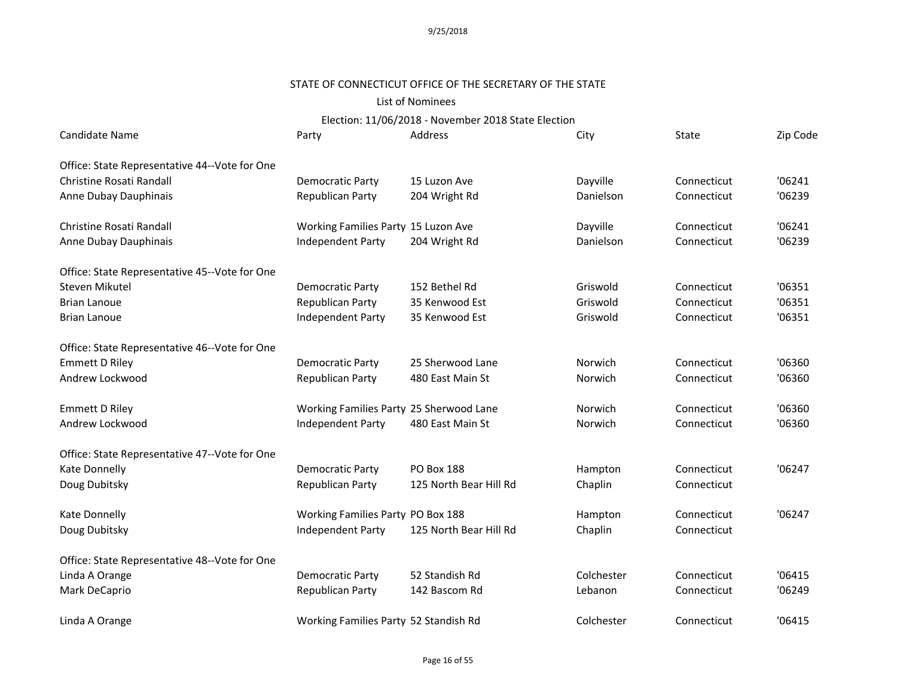9/25/2018

STATE OF CONNECTICUT OFFICE OF THE SECRETARY OF THE STATE

List of Nominees

Election: 11/06/2018 - November 2018 State Election

| Candidate Name | Party | Address | City | State | Zip Code |
|---|---|---|---|---|---|
| **Office: State Representative 44--Vote for One** | | | | | |
| Christine Rosati Randall | Democratic Party | 15 Luzon Ave | Dayville | Connecticut | '06241 |
| Anne Dubay Dauphinais | Republican Party | 204 Wright Rd | Danielson | Connecticut | '06239 |
| Christine Rosati Randall | Working Families Party | 15 Luzon Ave | Dayville | Connecticut | '06241 |
| Anne Dubay Dauphinais | Independent Party | 204 Wright Rd | Danielson | Connecticut | '06239 |
| **Office: State Representative 45--Vote for One** | | | | | |
| Steven Mikutel | Democratic Party | 152 Bethel Rd | Griswold | Connecticut | '06351 |
| Brian Lanoue | Republican Party | 35 Kenwood Est | Griswold | Connecticut | '06351 |
| Brian Lanoue | Independent Party | 35 Kenwood Est | Griswold | Connecticut | '06351 |
| **Office: State Representative 46--Vote for One** | | | | | |
| Emmett D Riley | Democratic Party | 25 Sherwood Lane | Norwich | Connecticut | '06360 |
| Andrew Lockwood | Republican Party | 480 East Main St | Norwich | Connecticut | '06360 |
| Emmett D Riley | Working Families Party | 25 Sherwood Lane | Norwich | Connecticut | '06360 |
| Andrew Lockwood | Independent Party | 480 East Main St | Norwich | Connecticut | '06360 |
| **Office: State Representative 47--Vote for One** | | | | | |
| Kate Donnelly | Democratic Party | PO Box 188 | Hampton | Connecticut | '06247 |
| Doug Dubitsky | Republican Party | 125 North Bear Hill Rd | Chaplin | Connecticut | |
| Kate Donnelly | Working Families Party | PO Box 188 | Hampton | Connecticut | '06247 |
| Doug Dubitsky | Independent Party | 125 North Bear Hill Rd | Chaplin | Connecticut | |
| **Office: State Representative 48--Vote for One** | | | | | |
| Linda A Orange | Democratic Party | 52 Standish Rd | Colchester | Connecticut | '06415 |
| Mark DeCaprio | Republican Party | 142 Bascom Rd | Lebanon | Connecticut | '06249 |
| Linda A Orange | Working Families Party | 52 Standish Rd | Colchester | Connecticut | '06415 |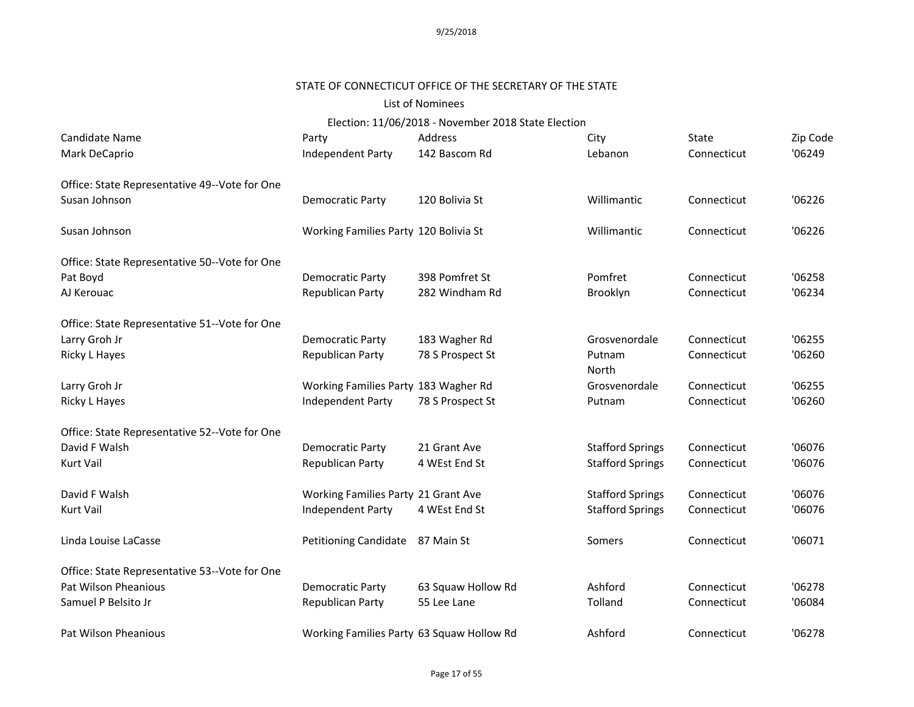STATE OF CONNECTICUT OFFICE OF THE SECRETARY OF THE STATE

List of Nominees

Election: 11/06/2018 - November 2018 State Election

| Candidate Name | Party | Address | City | State | Zip Code |
|---|---|---|---|---|---|
| Mark DeCaprio | Independent Party | 142 Bascom Rd | Lebanon | Connecticut | '06249 |
| Office: State Representative 49--Vote for One | | | | | |
| Susan Johnson | Democratic Party | 120 Bolivia St | Willimantic | Connecticut | '06226 |
| Susan Johnson | Working Families Party | 120 Bolivia St | Willimantic | Connecticut | '06226 |
| Office: State Representative 50--Vote for One | | | | | |
| Pat Boyd | Democratic Party | 398 Pomfret St | Pomfret | Connecticut | '06258 |
| AJ Kerouac | Republican Party | 282 Windham Rd | Brooklyn | Connecticut | '06234 |
| Office: State Representative 51--Vote for One | | | | | |
| Larry Groh Jr | Democratic Party | 183 Wagher Rd | Grosvenordale | Connecticut | '06255 |
| Ricky L Hayes | Republican Party | 78 S Prospect St | Putnam North | Connecticut | '06260 |
| Larry Groh Jr | Working Families Party | 183 Wagher Rd | Grosvenordale | Connecticut | '06255 |
| Ricky L Hayes | Independent Party | 78 S Prospect St | Putnam | Connecticut | '06260 |
| Office: State Representative 52--Vote for One | | | | | |
| David F Walsh | Democratic Party | 21 Grant Ave | Stafford Springs | Connecticut | '06076 |
| Kurt Vail | Republican Party | 4 WEst End St | Stafford Springs | Connecticut | '06076 |
| David F Walsh | Working Families Party | 21 Grant Ave | Stafford Springs | Connecticut | '06076 |
| Kurt Vail | Independent Party | 4 WEst End St | Stafford Springs | Connecticut | '06076 |
| Linda Louise LaCasse | Petitioning Candidate | 87 Main St | Somers | Connecticut | '06071 |
| Office: State Representative 53--Vote for One | | | | | |
| Pat Wilson Pheanious | Democratic Party | 63 Squaw Hollow Rd | Ashford | Connecticut | '06278 |
| Samuel P Belsito Jr | Republican Party | 55 Lee Lane | Tolland | Connecticut | '06084 |
| Pat Wilson Pheanious | Working Families Party | 63 Squaw Hollow Rd | Ashford | Connecticut | '06278 |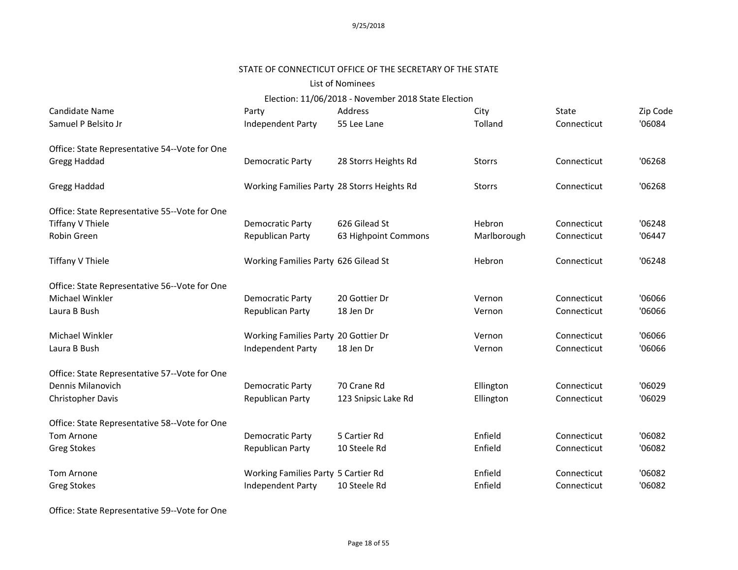STATE OF CONNECTICUT OFFICE OF THE SECRETARY OF THE STATE

List of Nominees

Election: 11/06/2018 - November 2018 State Election

| Candidate Name | Party | Address | City | State | Zip Code |
|---|---|---|---|---|---|
| Samuel P Belsito Jr | Independent Party | 55 Lee Lane | Tolland | Connecticut | '06084 |
| **Office: State Representative 54--Vote for One** | | | | | |
| Gregg Haddad | Democratic Party | 28 Storrs Heights Rd | Storrs | Connecticut | '06268 |
| Gregg Haddad | Working Families Party | 28 Storrs Heights Rd | Storrs | Connecticut | '06268 |
| **Office: State Representative 55--Vote for One** | | | | | |
| Tiffany V Thiele | Democratic Party | 626 Gilead St | Hebron | Connecticut | '06248 |
| Robin Green | Republican Party | 63 Highpoint Commons | Marlborough | Connecticut | '06447 |
| Tiffany V Thiele | Working Families Party | 626 Gilead St | Hebron | Connecticut | '06248 |
| **Office: State Representative 56--Vote for One** | | | | | |
| Michael Winkler | Democratic Party | 20 Gottier Dr | Vernon | Connecticut | '06066 |
| Laura B Bush | Republican Party | 18 Jen Dr | Vernon | Connecticut | '06066 |
| Michael Winkler | Working Families Party | 20 Gottier Dr | Vernon | Connecticut | '06066 |
| Laura B Bush | Independent Party | 18 Jen Dr | Vernon | Connecticut | '06066 |
| **Office: State Representative 57--Vote for One** | | | | | |
| Dennis Milanovich | Democratic Party | 70 Crane Rd | Ellington | Connecticut | '06029 |
| Christopher Davis | Republican Party | 123 Snipsic Lake Rd | Ellington | Connecticut | '06029 |
| **Office: State Representative 58--Vote for One** | | | | | |
| Tom Arnone | Democratic Party | 5 Cartier Rd | Enfield | Connecticut | '06082 |
| Greg Stokes | Republican Party | 10 Steele Rd | Enfield | Connecticut | '06082 |
| Tom Arnone | Working Families Party | 5 Cartier Rd | Enfield | Connecticut | '06082 |
| Greg Stokes | Independent Party | 10 Steele Rd | Enfield | Connecticut | '06082 |
| **Office: State Representative 59--Vote for One** | | | | | |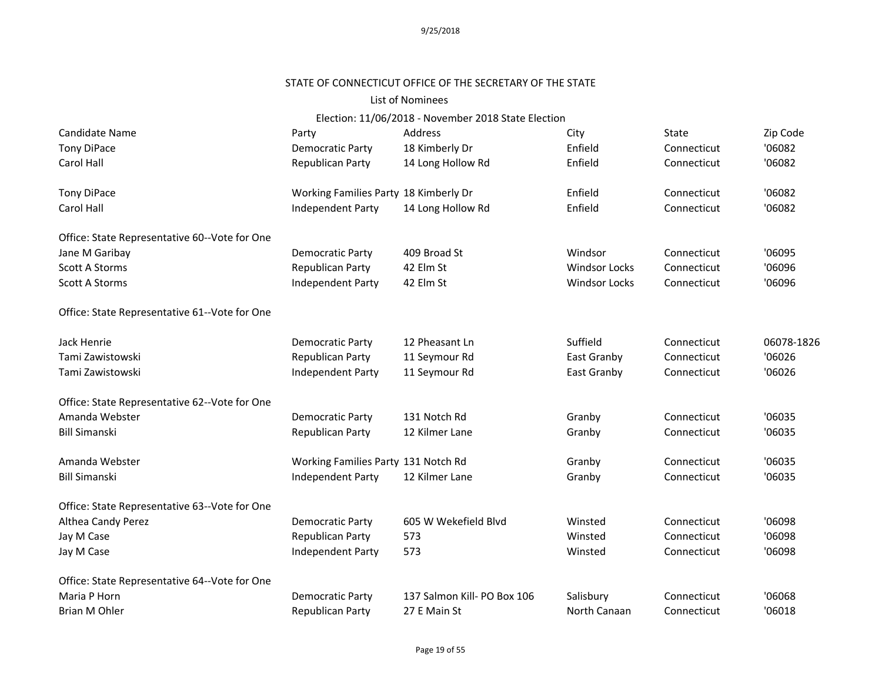STATE OF CONNECTICUT OFFICE OF THE SECRETARY OF THE STATE

List of Nominees

Election: 11/06/2018 - November 2018 State Election

| Candidate Name | Party | Address | City | State | Zip Code |
|---|---|---|---|---|---|
| Tony DiPace | Democratic Party | 18 Kimberly Dr | Enfield | Connecticut | '06082 |
| Carol Hall | Republican Party | 14 Long Hollow Rd | Enfield | Connecticut | '06082 |
| | | | | | |
| Tony DiPace | Working Families Party | 18 Kimberly Dr | Enfield | Connecticut | '06082 |
| Carol Hall | Independent Party | 14 Long Hollow Rd | Enfield | Connecticut | '06082 |
| | | | | | |
| Office: State Representative 60--Vote for One | | | | | |
| Jane M Garibay | Democratic Party | 409 Broad St | Windsor | Connecticut | '06095 |
| Scott A Storms | Republican Party | 42 Elm St | Windsor Locks | Connecticut | '06096 |
| Scott A Storms | Independent Party | 42 Elm St | Windsor Locks | Connecticut | '06096 |
| | | | | | |
| Office: State Representative 61--Vote for One | | | | | |
| | | | | | |
| Jack Henrie | Democratic Party | 12 Pheasant Ln | Suffield | Connecticut | 06078-1826 |
| Tami Zawistowski | Republican Party | 11 Seymour Rd | East Granby | Connecticut | '06026 |
| Tami Zawistowski | Independent Party | 11 Seymour Rd | East Granby | Connecticut | '06026 |
| | | | | | |
| Office: State Representative 62--Vote for One | | | | | |
| Amanda Webster | Democratic Party | 131 Notch Rd | Granby | Connecticut | '06035 |
| Bill Simanski | Republican Party | 12 Kilmer Lane | Granby | Connecticut | '06035 |
| | | | | | |
| Amanda Webster | Working Families Party | 131 Notch Rd | Granby | Connecticut | '06035 |
| Bill Simanski | Independent Party | 12 Kilmer Lane | Granby | Connecticut | '06035 |
| | | | | | |
| Office: State Representative 63--Vote for One | | | | | |
| Althea Candy Perez | Democratic Party | 605 W Wekefield Blvd | Winsted | Connecticut | '06098 |
| Jay M Case | Republican Party | 573 | Winsted | Connecticut | '06098 |
| Jay M Case | Independent Party | 573 | Winsted | Connecticut | '06098 |
| | | | | | |
| Office: State Representative 64--Vote for One | | | | | |
| Maria P Horn | Democratic Party | 137 Salmon Kill- PO Box 106 | Salisbury | Connecticut | '06068 |
| Brian M Ohler | Republican Party | 27 E Main St | North Canaan | Connecticut | '06018 |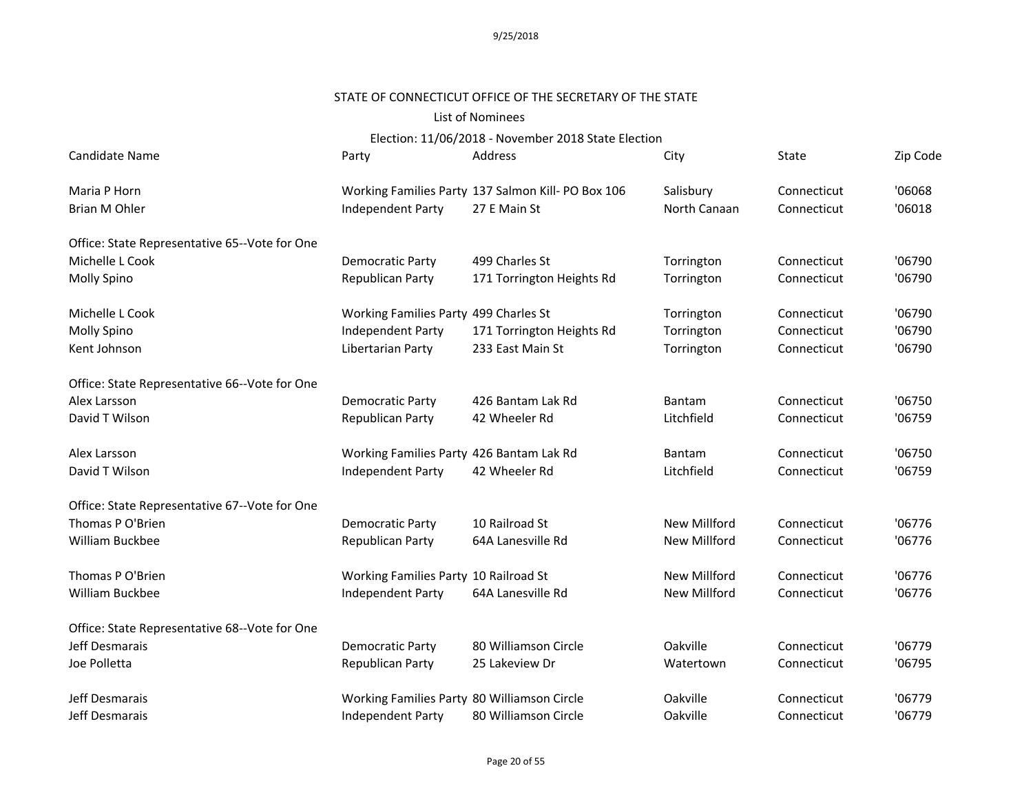STATE OF CONNECTICUT OFFICE OF THE SECRETARY OF THE STATE

List of Nominees

Election: 11/06/2018 - November 2018 State Election

| Candidate Name | Party | Address | City | State | Zip Code |
|---|---|---|---|---|---|
| Maria P Horn | Working Families Party | 137 Salmon Kill- PO Box 106 | Salisbury | Connecticut | '06068 |
| Brian M Ohler | Independent Party | 27 E Main St | North Canaan | Connecticut | '06018 |
| Office: State Representative 65--Vote for One | | | | | |
| Michelle L Cook | Democratic Party | 499 Charles St | Torrington | Connecticut | '06790 |
| Molly Spino | Republican Party | 171 Torrington Heights Rd | Torrington | Connecticut | '06790 |
| Michelle L Cook | Working Families Party | 499 Charles St | Torrington | Connecticut | '06790 |
| Molly Spino | Independent Party | 171 Torrington Heights Rd | Torrington | Connecticut | '06790 |
| Kent Johnson | Libertarian Party | 233 East Main St | Torrington | Connecticut | '06790 |
| Office: State Representative 66--Vote for One | | | | | |
| Alex Larsson | Democratic Party | 426 Bantam Lak Rd | Bantam | Connecticut | '06750 |
| David T Wilson | Republican Party | 42 Wheeler Rd | Litchfield | Connecticut | '06759 |
| Alex Larsson | Working Families Party | 426 Bantam Lak Rd | Bantam | Connecticut | '06750 |
| David T Wilson | Independent Party | 42 Wheeler Rd | Litchfield | Connecticut | '06759 |
| Office: State Representative 67--Vote for One | | | | | |
| Thomas P O'Brien | Democratic Party | 10 Railroad St | New Millford | Connecticut | '06776 |
| William Buckbee | Republican Party | 64A Lanesville Rd | New Millford | Connecticut | '06776 |
| Thomas P O'Brien | Working Families Party | 10 Railroad St | New Millford | Connecticut | '06776 |
| William Buckbee | Independent Party | 64A Lanesville Rd | New Millford | Connecticut | '06776 |
| Office: State Representative 68--Vote for One | | | | | |
| Jeff Desmarais | Democratic Party | 80 Williamson Circle | Oakville | Connecticut | '06779 |
| Joe Polletta | Republican Party | 25 Lakeview Dr | Watertown | Connecticut | '06795 |
| Jeff Desmarais | Working Families Party | 80 Williamson Circle | Oakville | Connecticut | '06779 |
| Jeff Desmarais | Independent Party | 80 Williamson Circle | Oakville | Connecticut | '06779 |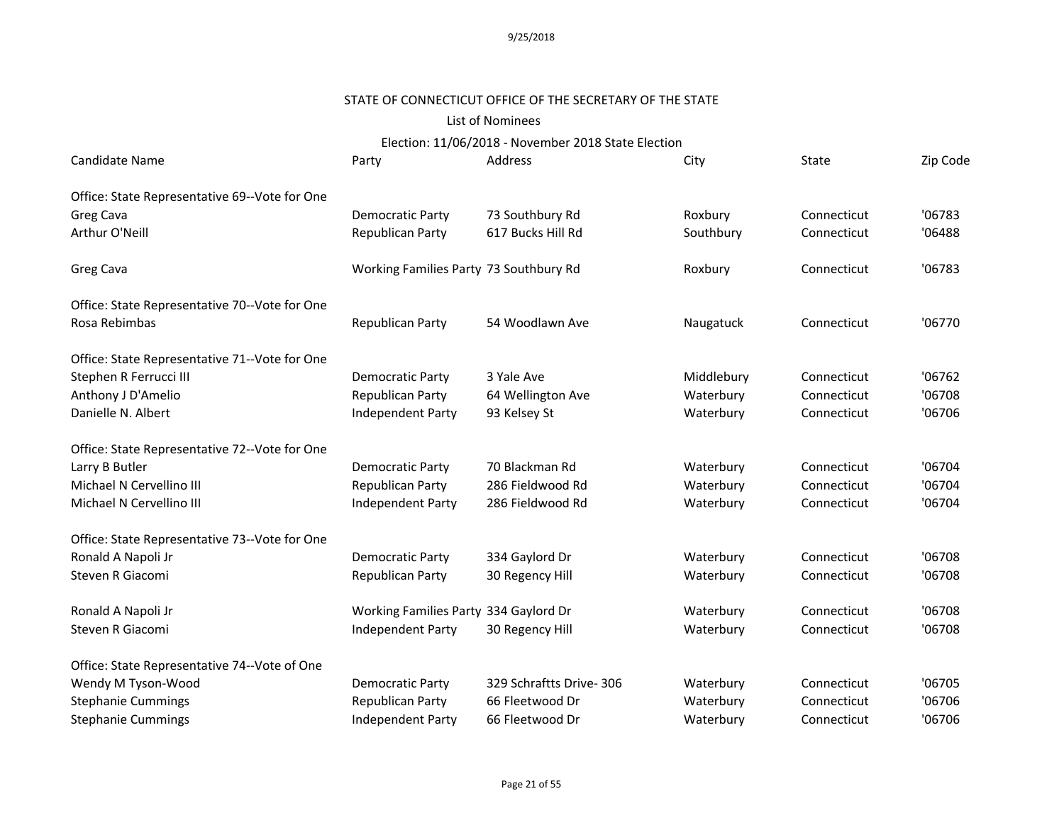9/25/2018

STATE OF CONNECTICUT OFFICE OF THE SECRETARY OF THE STATE

List of Nominees

Election: 11/06/2018 - November 2018 State Election

| Candidate Name | Party | Address | City | State | Zip Code |
|---|---|---|---|---|---|
| Office: State Representative 69--Vote for One | | | | | |
| Greg Cava | Democratic Party | 73 Southbury Rd | Roxbury | Connecticut | '06783 |
| Arthur O'Neill | Republican Party | 617 Bucks Hill Rd | Southbury | Connecticut | '06488 |
| Greg Cava | Working Families Party | 73 Southbury Rd | Roxbury | Connecticut | '06783 |
| Office: State Representative 70--Vote for One | | | | | |
| Rosa Rebimbas | Republican Party | 54 Woodlawn Ave | Naugatuck | Connecticut | '06770 |
| Office: State Representative 71--Vote for One | | | | | |
| Stephen R Ferrucci III | Democratic Party | 3 Yale Ave | Middlebury | Connecticut | '06762 |
| Anthony J D'Amelio | Republican Party | 64 Wellington Ave | Waterbury | Connecticut | '06708 |
| Danielle N. Albert | Independent Party | 93 Kelsey St | Waterbury | Connecticut | '06706 |
| Office: State Representative 72--Vote for One | | | | | |
| Larry B Butler | Democratic Party | 70 Blackman Rd | Waterbury | Connecticut | '06704 |
| Michael N Cervellino III | Republican Party | 286 Fieldwood Rd | Waterbury | Connecticut | '06704 |
| Michael N Cervellino III | Independent Party | 286 Fieldwood Rd | Waterbury | Connecticut | '06704 |
| Office: State Representative 73--Vote for One | | | | | |
| Ronald A Napoli Jr | Democratic Party | 334 Gaylord Dr | Waterbury | Connecticut | '06708 |
| Steven R Giacomi | Republican Party | 30 Regency Hill | Waterbury | Connecticut | '06708 |
| Ronald A Napoli Jr | Working Families Party | 334 Gaylord Dr | Waterbury | Connecticut | '06708 |
| Steven R Giacomi | Independent Party | 30 Regency Hill | Waterbury | Connecticut | '06708 |
| Office: State Representative 74--Vote of One | | | | | |
| Wendy M Tyson-Wood | Democratic Party | 329 Schraftts Drive- 306 | Waterbury | Connecticut | '06705 |
| Stephanie Cummings | Republican Party | 66 Fleetwood Dr | Waterbury | Connecticut | '06706 |
| Stephanie Cummings | Independent Party | 66 Fleetwood Dr | Waterbury | Connecticut | '06706 |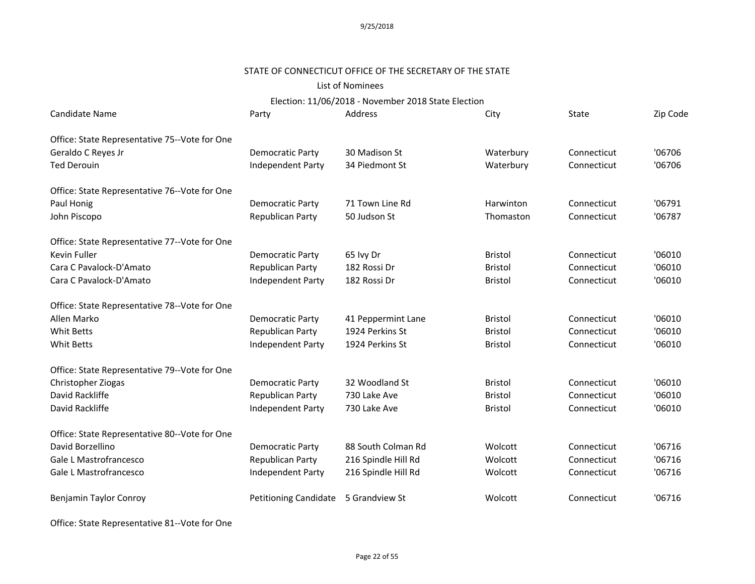STATE OF CONNECTICUT OFFICE OF THE SECRETARY OF THE STATE

List of Nominees

Election: 11/06/2018 - November 2018 State Election

| Candidate Name | Party | Address | City | State | Zip Code |
|---|---|---|---|---|---|
| Office: State Representative 75--Vote for One | | | | | |
| Geraldo C Reyes Jr | Democratic Party | 30 Madison St | Waterbury | Connecticut | '06706 |
| Ted Derouin | Independent Party | 34 Piedmont St | Waterbury | Connecticut | '06706 |
| Office: State Representative 76--Vote for One | | | | | |
| Paul Honig | Democratic Party | 71 Town Line Rd | Harwinton | Connecticut | '06791 |
| John Piscopo | Republican Party | 50 Judson St | Thomaston | Connecticut | '06787 |
| Office: State Representative 77--Vote for One | | | | | |
| Kevin Fuller | Democratic Party | 65 Ivy Dr | Bristol | Connecticut | '06010 |
| Cara C Pavalock-D'Amato | Republican Party | 182 Rossi Dr | Bristol | Connecticut | '06010 |
| Cara C Pavalock-D'Amato | Independent Party | 182 Rossi Dr | Bristol | Connecticut | '06010 |
| Office: State Representative 78--Vote for One | | | | | |
| Allen Marko | Democratic Party | 41 Peppermint Lane | Bristol | Connecticut | '06010 |
| Whit Betts | Republican Party | 1924 Perkins St | Bristol | Connecticut | '06010 |
| Whit Betts | Independent Party | 1924 Perkins St | Bristol | Connecticut | '06010 |
| Office: State Representative 79--Vote for One | | | | | |
| Christopher Ziogas | Democratic Party | 32 Woodland St | Bristol | Connecticut | '06010 |
| David Rackliffe | Republican Party | 730 Lake Ave | Bristol | Connecticut | '06010 |
| David Rackliffe | Independent Party | 730 Lake Ave | Bristol | Connecticut | '06010 |
| Office: State Representative 80--Vote for One | | | | | |
| David Borzellino | Democratic Party | 88 South Colman Rd | Wolcott | Connecticut | '06716 |
| Gale L Mastrofrancesco | Republican Party | 216 Spindle Hill Rd | Wolcott | Connecticut | '06716 |
| Gale L Mastrofrancesco | Independent Party | 216 Spindle Hill Rd | Wolcott | Connecticut | '06716 |
| Benjamin Taylor Conroy | Petitioning Candidate | 5 Grandview St | Wolcott | Connecticut | '06716 |
| Office: State Representative 81--Vote for One | | | | | |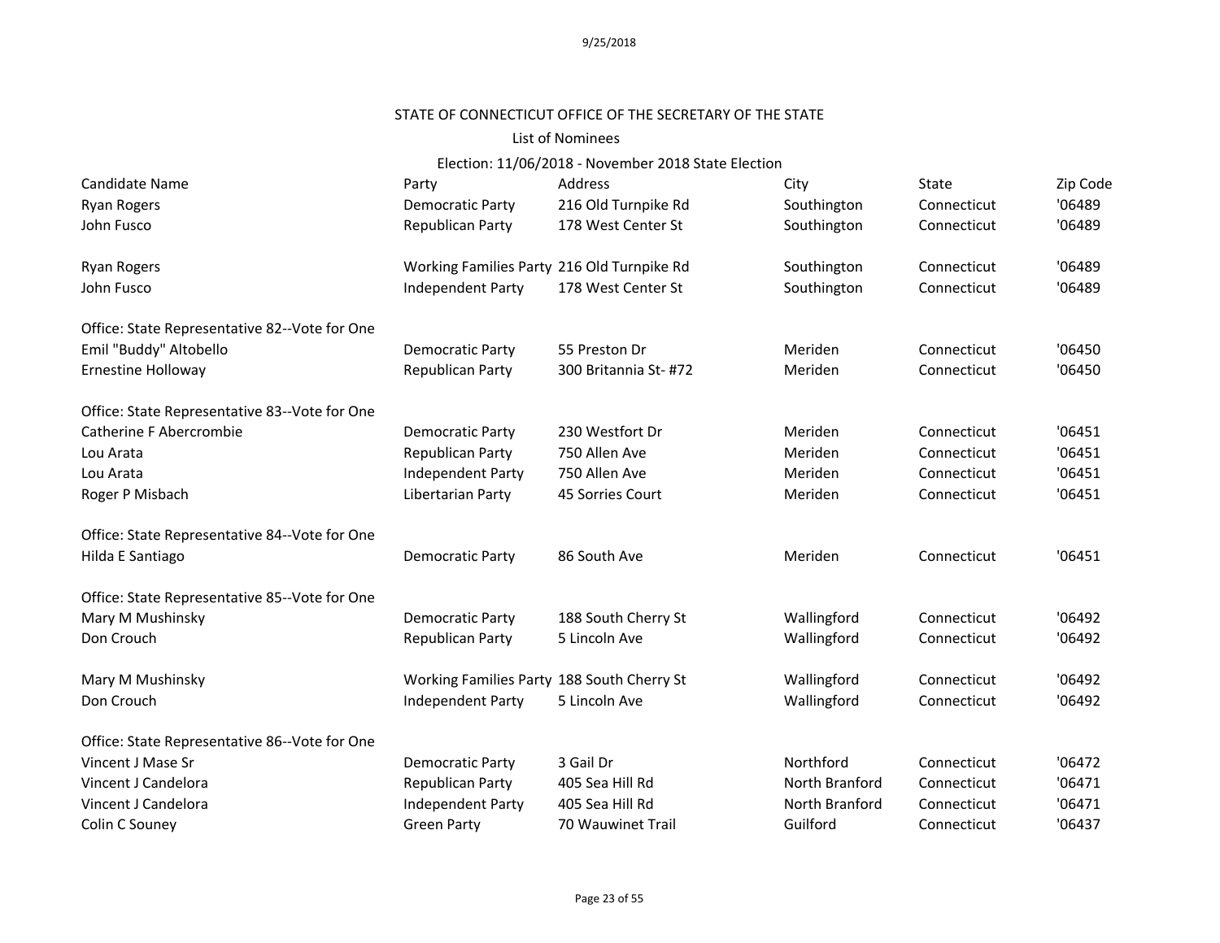STATE OF CONNECTICUT OFFICE OF THE SECRETARY OF THE STATE

List of Nominees

Election: 11/06/2018 - November 2018 State Election

| Candidate Name | Party | Address | City | State | Zip Code |
|---|---|---|---|---|---|
| Ryan Rogers | Democratic Party | 216 Old Turnpike Rd | Southington | Connecticut | '06489 |
| John Fusco | Republican Party | 178 West Center St | Southington | Connecticut | '06489 |
| | | | | | |
| Ryan Rogers | Working Families Party | 216 Old Turnpike Rd | Southington | Connecticut | '06489 |
| John Fusco | Independent Party | 178 West Center St | Southington | Connecticut | '06489 |
| | | | | | |
| Office: State Representative 82--Vote for One | | | | | |
| Emil "Buddy" Altobello | Democratic Party | 55 Preston Dr | Meriden | Connecticut | '06450 |
| Ernestine Holloway | Republican Party | 300 Britannia St- #72 | Meriden | Connecticut | '06450 |
| | | | | | |
| Office: State Representative 83--Vote for One | | | | | |
| Catherine F Abercrombie | Democratic Party | 230 Westfort Dr | Meriden | Connecticut | '06451 |
| Lou Arata | Republican Party | 750 Allen Ave | Meriden | Connecticut | '06451 |
| Lou Arata | Independent Party | 750 Allen Ave | Meriden | Connecticut | '06451 |
| Roger P Misbach | Libertarian Party | 45 Sorries Court | Meriden | Connecticut | '06451 |
| | | | | | |
| Office: State Representative 84--Vote for One | | | | | |
| Hilda E Santiago | Democratic Party | 86 South Ave | Meriden | Connecticut | '06451 |
| | | | | | |
| Office: State Representative 85--Vote for One | | | | | |
| Mary M Mushinsky | Democratic Party | 188 South Cherry St | Wallingford | Connecticut | '06492 |
| Don Crouch | Republican Party | 5 Lincoln Ave | Wallingford | Connecticut | '06492 |
| | | | | | |
| Mary M Mushinsky | Working Families Party | 188 South Cherry St | Wallingford | Connecticut | '06492 |
| Don Crouch | Independent Party | 5 Lincoln Ave | Wallingford | Connecticut | '06492 |
| | | | | | |
| Office: State Representative 86--Vote for One | | | | | |
| Vincent J Mase Sr | Democratic Party | 3 Gail Dr | Northford | Connecticut | '06472 |
| Vincent J Candelora | Republican Party | 405 Sea Hill Rd | North Branford | Connecticut | '06471 |
| Vincent J Candelora | Independent Party | 405 Sea Hill Rd | North Branford | Connecticut | '06471 |
| Colin C Souney | Green Party | 70 Wauwinet Trail | Guilford | Connecticut | '06437 |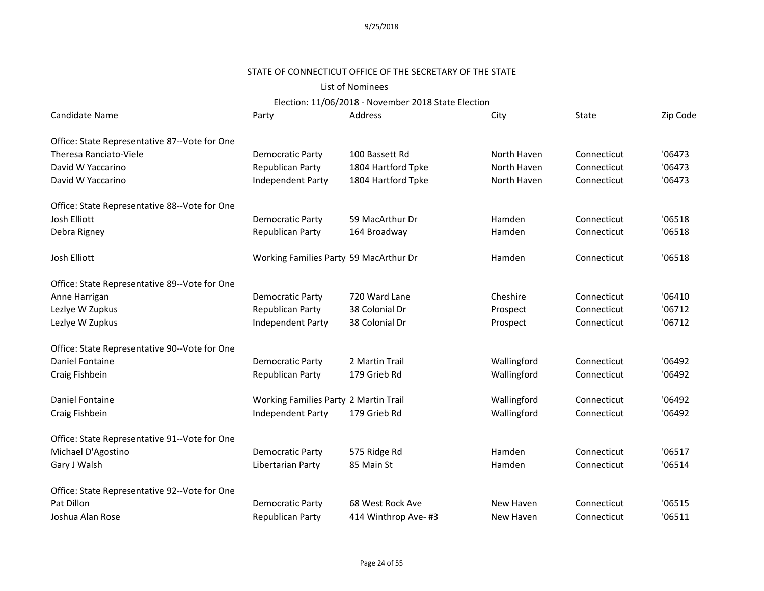STATE OF CONNECTICUT OFFICE OF THE SECRETARY OF THE STATE

List of Nominees

Election: 11/06/2018 - November 2018 State Election

| Candidate Name | Party | Address | City | State | Zip Code |
|---|---|---|---|---|---|
| **Office: State Representative 87--Vote for One** | | | | | |
| Theresa Ranciato-Viele | Democratic Party | 100 Bassett Rd | North Haven | Connecticut | '06473 |
| David W Yaccarino | Republican Party | 1804 Hartford Tpke | North Haven | Connecticut | '06473 |
| David W Yaccarino | Independent Party | 1804 Hartford Tpke | North Haven | Connecticut | '06473 |
| **Office: State Representative 88--Vote for One** | | | | | |
| Josh Elliott | Democratic Party | 59 MacArthur Dr | Hamden | Connecticut | '06518 |
| Debra Rigney | Republican Party | 164 Broadway | Hamden | Connecticut | '06518 |
| Josh Elliott | Working Families Party | 59 MacArthur Dr | Hamden | Connecticut | '06518 |
| **Office: State Representative 89--Vote for One** | | | | | |
| Anne Harrigan | Democratic Party | 720 Ward Lane | Cheshire | Connecticut | '06410 |
| Lezlye W Zupkus | Republican Party | 38 Colonial Dr | Prospect | Connecticut | '06712 |
| Lezlye W Zupkus | Independent Party | 38 Colonial Dr | Prospect | Connecticut | '06712 |
| **Office: State Representative 90--Vote for One** | | | | | |
| Daniel Fontaine | Democratic Party | 2 Martin Trail | Wallingford | Connecticut | '06492 |
| Craig Fishbein | Republican Party | 179 Grieb Rd | Wallingford | Connecticut | '06492 |
| Daniel Fontaine | Working Families Party | 2 Martin Trail | Wallingford | Connecticut | '06492 |
| Craig Fishbein | Independent Party | 179 Grieb Rd | Wallingford | Connecticut | '06492 |
| **Office: State Representative 91--Vote for One** | | | | | |
| Michael D'Agostino | Democratic Party | 575 Ridge Rd | Hamden | Connecticut | '06517 |
| Gary J Walsh | Libertarian Party | 85 Main St | Hamden | Connecticut | '06514 |
| **Office: State Representative 92--Vote for One** | | | | | |
| Pat Dillon | Democratic Party | 68 West Rock Ave | New Haven | Connecticut | '06515 |
| Joshua Alan Rose | Republican Party | 414 Winthrop Ave- #3 | New Haven | Connecticut | '06511 |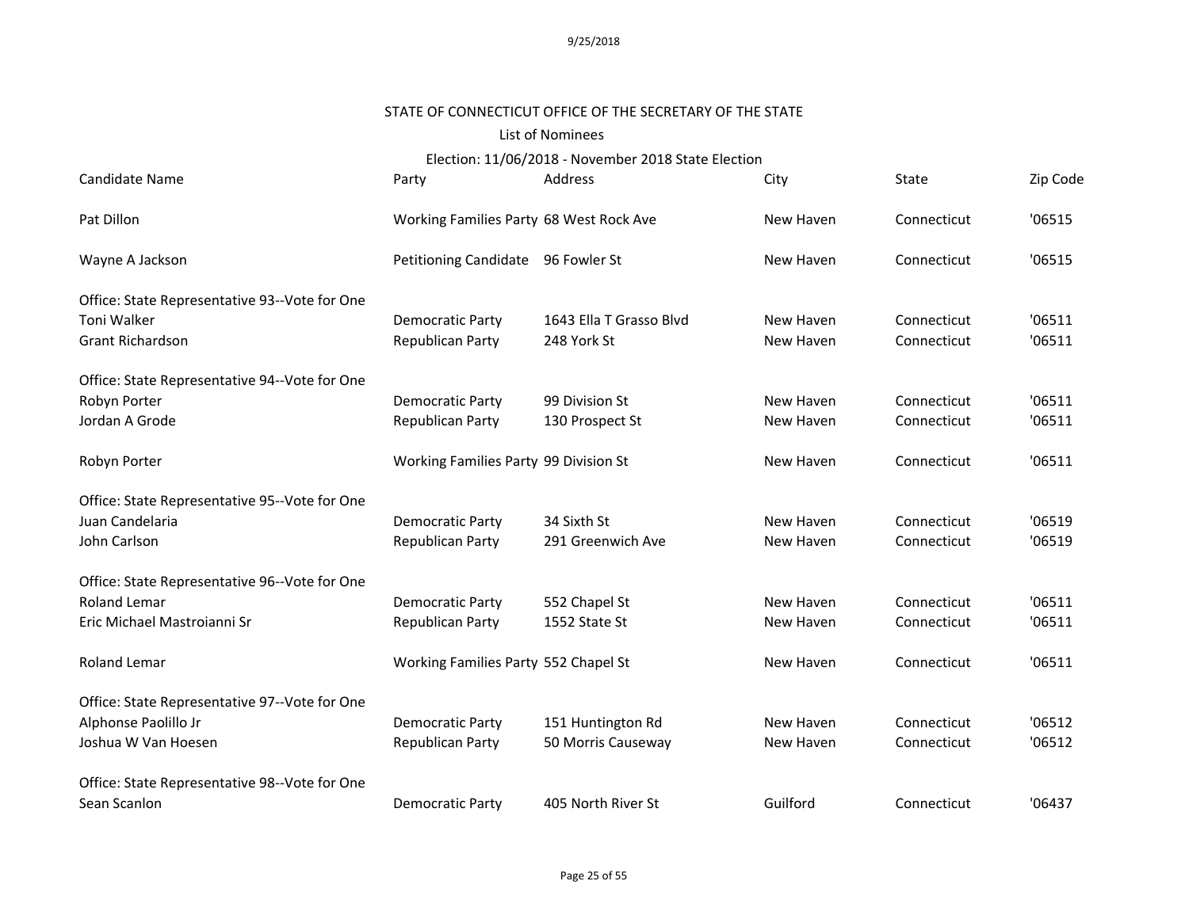STATE OF CONNECTICUT OFFICE OF THE SECRETARY OF THE STATE

List of Nominees

Election: 11/06/2018 - November 2018 State Election

| Candidate Name | Party | Address | City | State | Zip Code |
|---|---|---|---|---|---|
| Pat Dillon | Working Families Party | 68 West Rock Ave | New Haven | Connecticut | '06515 |
| Wayne A Jackson | Petitioning Candidate | 96 Fowler St | New Haven | Connecticut | '06515 |
| Office: State Representative 93--Vote for One | | | | | |
| Toni Walker | Democratic Party | 1643 Ella T Grasso Blvd | New Haven | Connecticut | '06511 |
| Grant Richardson | Republican Party | 248 York St | New Haven | Connecticut | '06511 |
| Office: State Representative 94--Vote for One | | | | | |
| Robyn Porter | Democratic Party | 99 Division St | New Haven | Connecticut | '06511 |
| Jordan A Grode | Republican Party | 130 Prospect St | New Haven | Connecticut | '06511 |
| Robyn Porter | Working Families Party | 99 Division St | New Haven | Connecticut | '06511 |
| Office: State Representative 95--Vote for One | | | | | |
| Juan Candelaria | Democratic Party | 34 Sixth St | New Haven | Connecticut | '06519 |
| John Carlson | Republican Party | 291 Greenwich Ave | New Haven | Connecticut | '06519 |
| Office: State Representative 96--Vote for One | | | | | |
| Roland Lemar | Democratic Party | 552 Chapel St | New Haven | Connecticut | '06511 |
| Eric Michael Mastroianni Sr | Republican Party | 1552 State St | New Haven | Connecticut | '06511 |
| Roland Lemar | Working Families Party | 552 Chapel St | New Haven | Connecticut | '06511 |
| Office: State Representative 97--Vote for One | | | | | |
| Alphonse Paolillo Jr | Democratic Party | 151 Huntington Rd | New Haven | Connecticut | '06512 |
| Joshua W Van Hoesen | Republican Party | 50 Morris Causeway | New Haven | Connecticut | '06512 |
| Office: State Representative 98--Vote for One | | | | | |
| Sean Scanlon | Democratic Party | 405 North River St | Guilford | Connecticut | '06437 |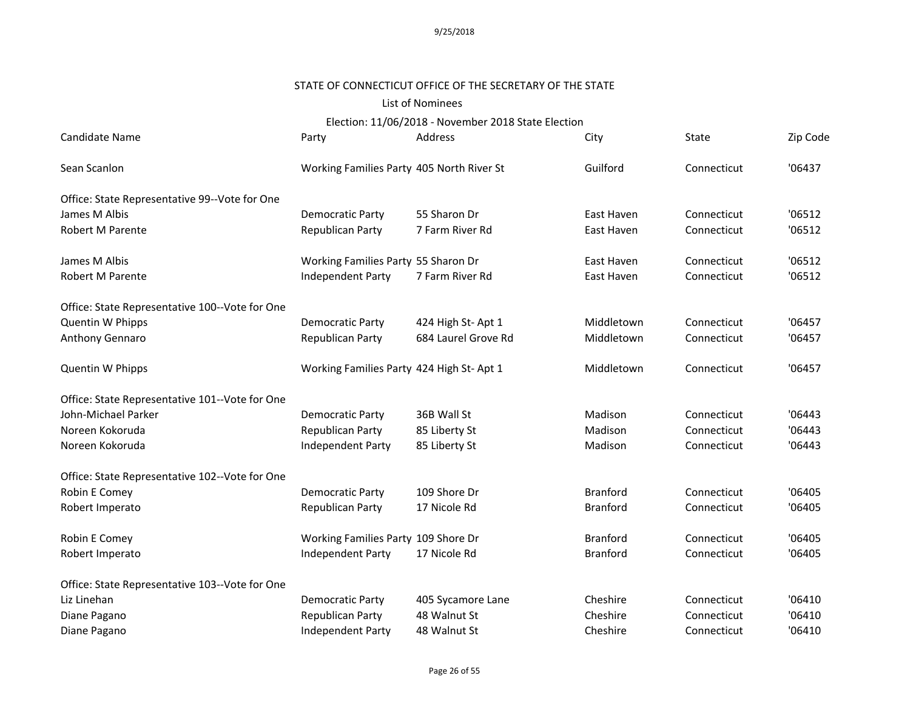STATE OF CONNECTICUT OFFICE OF THE SECRETARY OF THE STATE

List of Nominees

Election: 11/06/2018 - November 2018 State Election

| Candidate Name | Party | Address | City | State | Zip Code |
|---|---|---|---|---|---|
| Sean Scanlon | Working Families Party | 405 North River St | Guilford | Connecticut | '06437 |
| Office: State Representative 99--Vote for One | | | | | |
| James M Albis | Democratic Party | 55 Sharon Dr | East Haven | Connecticut | '06512 |
| Robert M Parente | Republican Party | 7 Farm River Rd | East Haven | Connecticut | '06512 |
| James M Albis | Working Families Party | 55 Sharon Dr | East Haven | Connecticut | '06512 |
| Robert M Parente | Independent Party | 7 Farm River Rd | East Haven | Connecticut | '06512 |
| Office: State Representative 100--Vote for One | | | | | |
| Quentin W Phipps | Democratic Party | 424 High St- Apt 1 | Middletown | Connecticut | '06457 |
| Anthony Gennaro | Republican Party | 684 Laurel Grove Rd | Middletown | Connecticut | '06457 |
| Quentin W Phipps | Working Families Party | 424 High St- Apt 1 | Middletown | Connecticut | '06457 |
| Office: State Representative 101--Vote for One | | | | | |
| John-Michael Parker | Democratic Party | 36B Wall St | Madison | Connecticut | '06443 |
| Noreen Kokoruda | Republican Party | 85 Liberty St | Madison | Connecticut | '06443 |
| Noreen Kokoruda | Independent Party | 85 Liberty St | Madison | Connecticut | '06443 |
| Office: State Representative 102--Vote for One | | | | | |
| Robin E Comey | Democratic Party | 109 Shore Dr | Branford | Connecticut | '06405 |
| Robert Imperato | Republican Party | 17 Nicole Rd | Branford | Connecticut | '06405 |
| Robin E Comey | Working Families Party | 109 Shore Dr | Branford | Connecticut | '06405 |
| Robert Imperato | Independent Party | 17 Nicole Rd | Branford | Connecticut | '06405 |
| Office: State Representative 103--Vote for One | | | | | |
| Liz Linehan | Democratic Party | 405 Sycamore Lane | Cheshire | Connecticut | '06410 |
| Diane Pagano | Republican Party | 48 Walnut St | Cheshire | Connecticut | '06410 |
| Diane Pagano | Independent Party | 48 Walnut St | Cheshire | Connecticut | '06410 |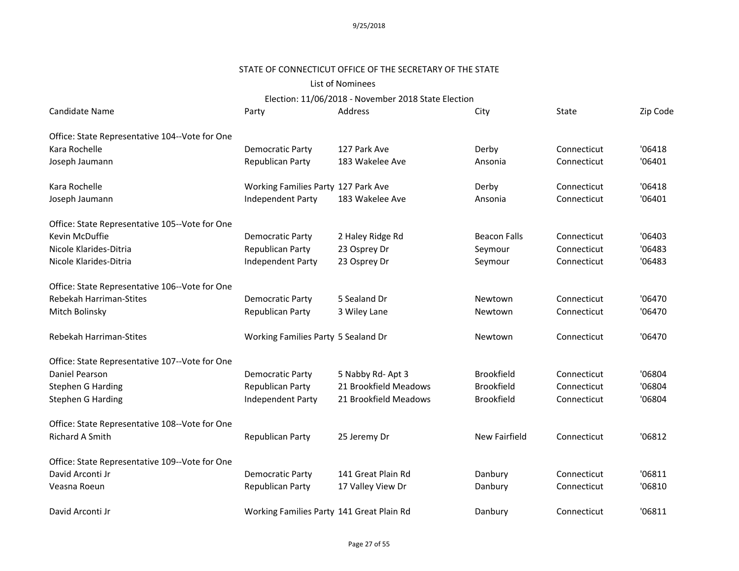STATE OF CONNECTICUT OFFICE OF THE SECRETARY OF THE STATE

List of Nominees

Election: 11/06/2018 - November 2018 State Election

| Candidate Name | Party | Address | City | State | Zip Code |
|---|---|---|---|---|---|
| Office: State Representative 104--Vote for One | | | | | |
| Kara Rochelle | Democratic Party | 127 Park Ave | Derby | Connecticut | '06418 |
| Joseph Jaumann | Republican Party | 183 Wakelee Ave | Ansonia | Connecticut | '06401 |
| Kara Rochelle | Working Families Party | 127 Park Ave | Derby | Connecticut | '06418 |
| Joseph Jaumann | Independent Party | 183 Wakelee Ave | Ansonia | Connecticut | '06401 |
| Office: State Representative 105--Vote for One | | | | | |
| Kevin McDuffie | Democratic Party | 2 Haley Ridge Rd | Beacon Falls | Connecticut | '06403 |
| Nicole Klarides-Ditria | Republican Party | 23 Osprey Dr | Seymour | Connecticut | '06483 |
| Nicole Klarides-Ditria | Independent Party | 23 Osprey Dr | Seymour | Connecticut | '06483 |
| Office: State Representative 106--Vote for One | | | | | |
| Rebekah Harriman-Stites | Democratic Party | 5 Sealand Dr | Newtown | Connecticut | '06470 |
| Mitch Bolinsky | Republican Party | 3 Wiley Lane | Newtown | Connecticut | '06470 |
| Rebekah Harriman-Stites | Working Families Party | 5 Sealand Dr | Newtown | Connecticut | '06470 |
| Office: State Representative 107--Vote for One | | | | | |
| Daniel Pearson | Democratic Party | 5 Nabby Rd- Apt 3 | Brookfield | Connecticut | '06804 |
| Stephen G Harding | Republican Party | 21 Brookfield Meadows | Brookfield | Connecticut | '06804 |
| Stephen G Harding | Independent Party | 21 Brookfield Meadows | Brookfield | Connecticut | '06804 |
| Office: State Representative 108--Vote for One | | | | | |
| Richard A Smith | Republican Party | 25 Jeremy Dr | New Fairfield | Connecticut | '06812 |
| Office: State Representative 109--Vote for One | | | | | |
| David Arconti Jr | Democratic Party | 141 Great Plain Rd | Danbury | Connecticut | '06811 |
| Veasna Roeun | Republican Party | 17 Valley View Dr | Danbury | Connecticut | '06810 |
| David Arconti Jr | Working Families Party | 141 Great Plain Rd | Danbury | Connecticut | '06811 |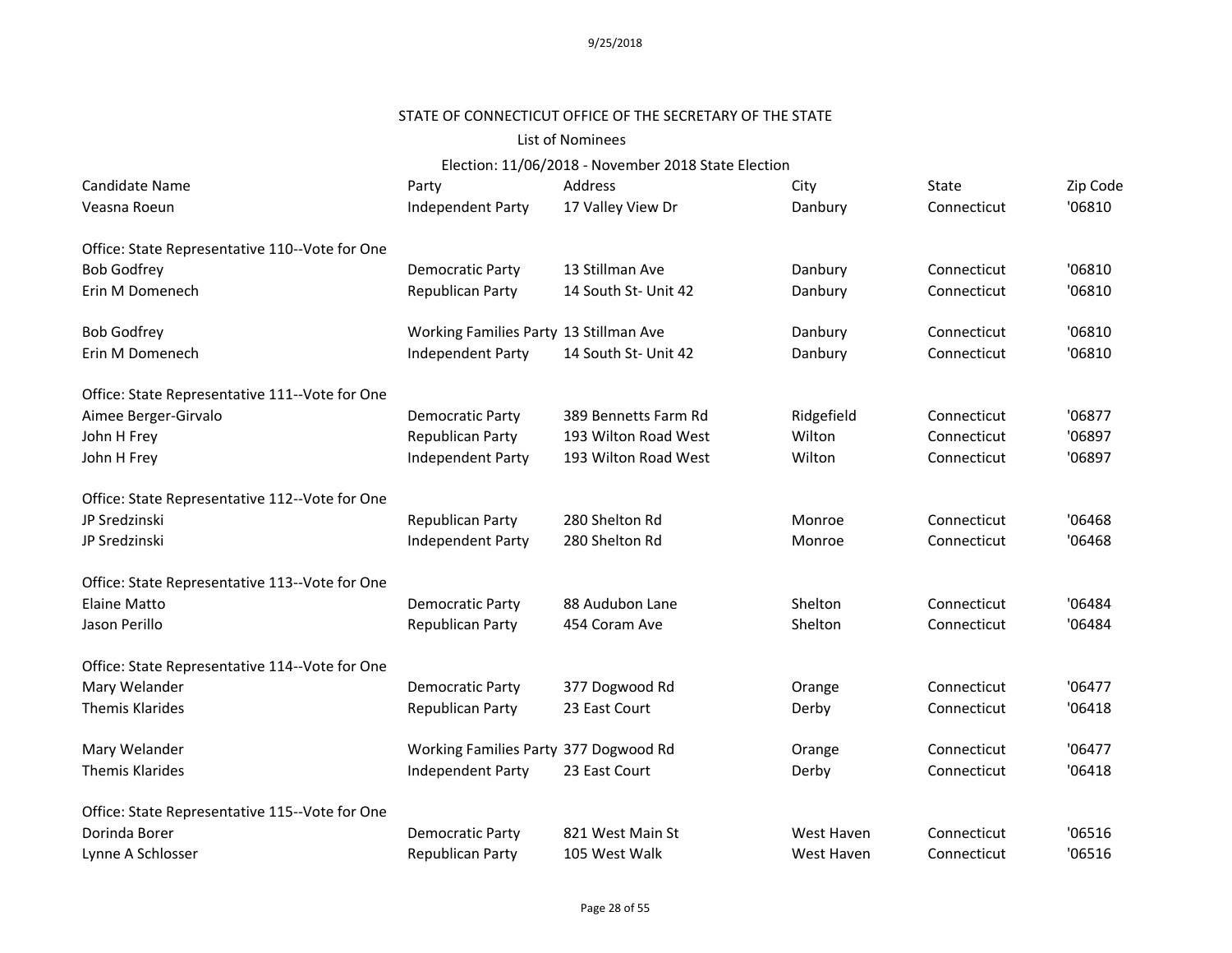STATE OF CONNECTICUT OFFICE OF THE SECRETARY OF THE STATE

List of Nominees

Election: 11/06/2018 - November 2018 State Election

| Candidate Name | Party | Address | City | State | Zip Code |
|---|---|---|---|---|---|
| Veasna Roeun | Independent Party | 17 Valley View Dr | Danbury | Connecticut | '06810 |
| | | | | | |
| Office: State Representative 110--Vote for One | | | | | |
| Bob Godfrey | Democratic Party | 13 Stillman Ave | Danbury | Connecticut | '06810 |
| Erin M Domenech | Republican Party | 14 South St- Unit 42 | Danbury | Connecticut | '06810 |
| | | | | | |
| Bob Godfrey | Working Families Party | 13 Stillman Ave | Danbury | Connecticut | '06810 |
| Erin M Domenech | Independent Party | 14 South St- Unit 42 | Danbury | Connecticut | '06810 |
| | | | | | |
| Office: State Representative 111--Vote for One | | | | | |
| Aimee Berger-Girvalo | Democratic Party | 389 Bennetts Farm Rd | Ridgefield | Connecticut | '06877 |
| John H Frey | Republican Party | 193 Wilton Road West | Wilton | Connecticut | '06897 |
| John H Frey | Independent Party | 193 Wilton Road West | Wilton | Connecticut | '06897 |
| | | | | | |
| Office: State Representative 112--Vote for One | | | | | |
| JP Sredzinski | Republican Party | 280 Shelton Rd | Monroe | Connecticut | '06468 |
| JP Sredzinski | Independent Party | 280 Shelton Rd | Monroe | Connecticut | '06468 |
| | | | | | |
| Office: State Representative 113--Vote for One | | | | | |
| Elaine Matto | Democratic Party | 88 Audubon Lane | Shelton | Connecticut | '06484 |
| Jason Perillo | Republican Party | 454 Coram Ave | Shelton | Connecticut | '06484 |
| | | | | | |
| Office: State Representative 114--Vote for One | | | | | |
| Mary Welander | Democratic Party | 377 Dogwood Rd | Orange | Connecticut | '06477 |
| Themis Klarides | Republican Party | 23 East Court | Derby | Connecticut | '06418 |
| | | | | | |
| Mary Welander | Working Families Party | 377 Dogwood Rd | Orange | Connecticut | '06477 |
| Themis Klarides | Independent Party | 23 East Court | Derby | Connecticut | '06418 |
| | | | | | |
| Office: State Representative 115--Vote for One | | | | | |
| Dorinda Borer | Democratic Party | 821 West Main St | West Haven | Connecticut | '06516 |
| Lynne A Schlosser | Republican Party | 105 West Walk | West Haven | Connecticut | '06516 |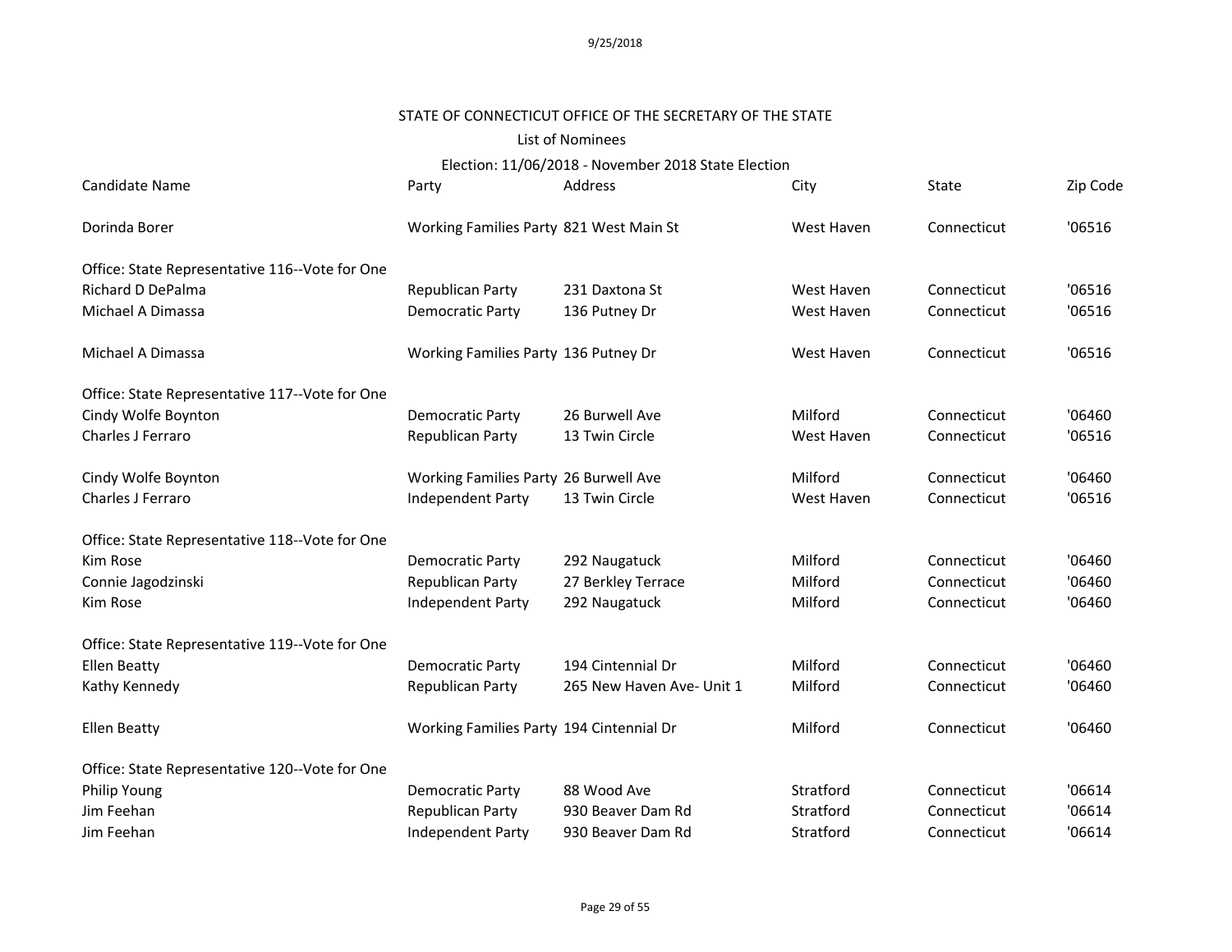STATE OF CONNECTICUT OFFICE OF THE SECRETARY OF THE STATE

List of Nominees

Election: 11/06/2018 - November 2018 State Election

| Candidate Name | Party | Address | City | State | Zip Code |
|---|---|---|---|---|---|
| Dorinda Borer | Working Families Party | 821 West Main St | West Haven | Connecticut | '06516 |
| Office: State Representative 116--Vote for One | | | | | |
| Richard D DePalma | Republican Party | 231 Daxtona St | West Haven | Connecticut | '06516 |
| Michael A Dimassa | Democratic Party | 136 Putney Dr | West Haven | Connecticut | '06516 |
| Michael A Dimassa | Working Families Party | 136 Putney Dr | West Haven | Connecticut | '06516 |
| Office: State Representative 117--Vote for One | | | | | |
| Cindy Wolfe Boynton | Democratic Party | 26 Burwell Ave | Milford | Connecticut | '06460 |
| Charles J Ferraro | Republican Party | 13 Twin Circle | West Haven | Connecticut | '06516 |
| Cindy Wolfe Boynton | Working Families Party | 26 Burwell Ave | Milford | Connecticut | '06460 |
| Charles J Ferraro | Independent Party | 13 Twin Circle | West Haven | Connecticut | '06516 |
| Office: State Representative 118--Vote for One | | | | | |
| Kim Rose | Democratic Party | 292 Naugatuck | Milford | Connecticut | '06460 |
| Connie Jagodzinski | Republican Party | 27 Berkley Terrace | Milford | Connecticut | '06460 |
| Kim Rose | Independent Party | 292 Naugatuck | Milford | Connecticut | '06460 |
| Office: State Representative 119--Vote for One | | | | | |
| Ellen Beatty | Democratic Party | 194 Cintennial Dr | Milford | Connecticut | '06460 |
| Kathy Kennedy | Republican Party | 265 New Haven Ave- Unit 1 | Milford | Connecticut | '06460 |
| Ellen Beatty | Working Families Party | 194 Cintennial Dr | Milford | Connecticut | '06460 |
| Office: State Representative 120--Vote for One | | | | | |
| Philip Young | Democratic Party | 88 Wood Ave | Stratford | Connecticut | '06614 |
| Jim Feehan | Republican Party | 930 Beaver Dam Rd | Stratford | Connecticut | '06614 |
| Jim Feehan | Independent Party | 930 Beaver Dam Rd | Stratford | Connecticut | '06614 |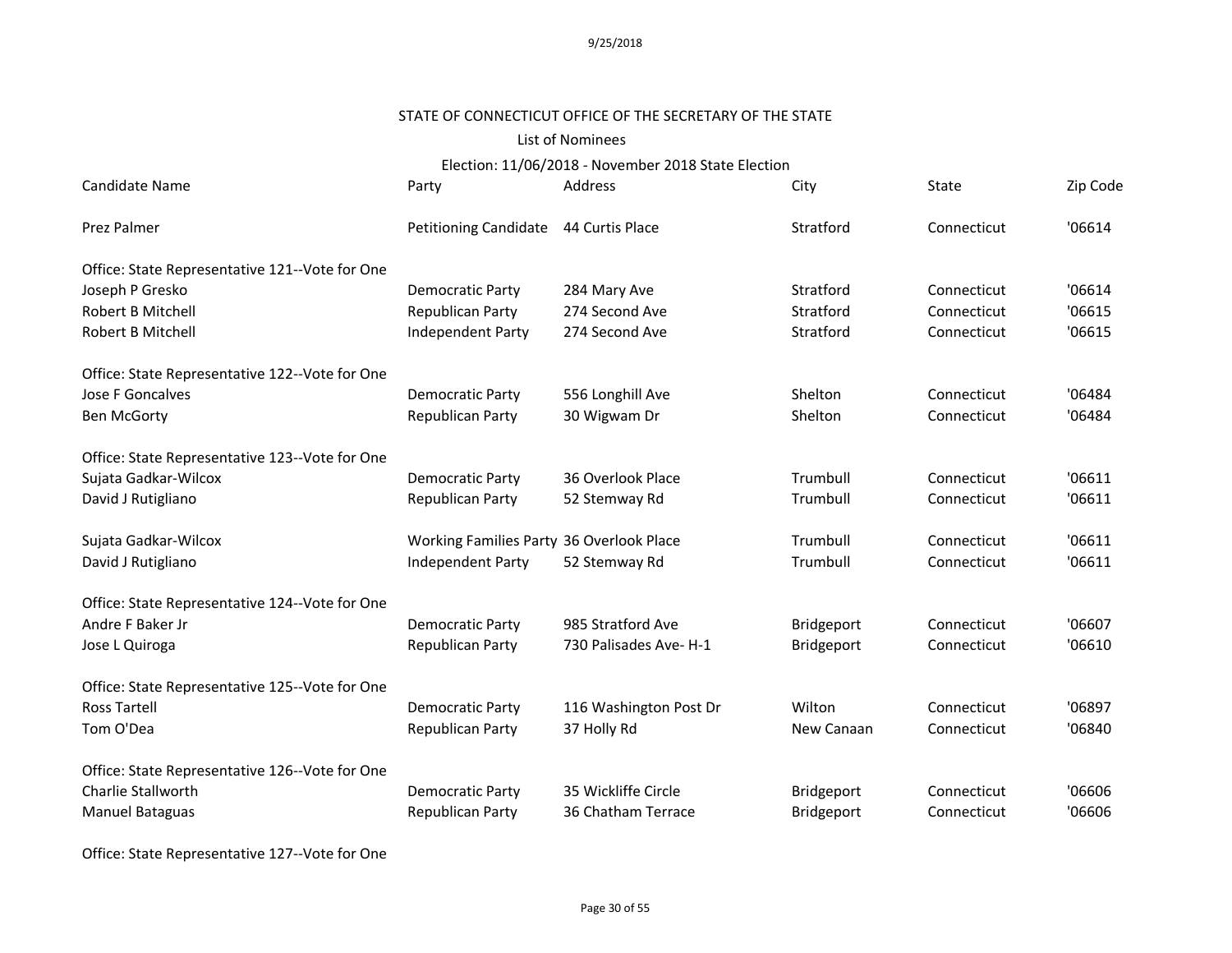STATE OF CONNECTICUT OFFICE OF THE SECRETARY OF THE STATE

List of Nominees

Election: 11/06/2018 - November 2018 State Election

| Candidate Name | Party | Address | City | State | Zip Code |
|---|---|---|---|---|---|
| Prez Palmer | Petitioning Candidate | 44 Curtis Place | Stratford | Connecticut | '06614 |
| Office: State Representative 121--Vote for One | | | | | |
| Joseph P Gresko | Democratic Party | 284 Mary Ave | Stratford | Connecticut | '06614 |
| Robert B Mitchell | Republican Party | 274 Second Ave | Stratford | Connecticut | '06615 |
| Robert B Mitchell | Independent Party | 274 Second Ave | Stratford | Connecticut | '06615 |
| Office: State Representative 122--Vote for One | | | | | |
| Jose F Goncalves | Democratic Party | 556 Longhill Ave | Shelton | Connecticut | '06484 |
| Ben McGorty | Republican Party | 30 Wigwam Dr | Shelton | Connecticut | '06484 |
| Office: State Representative 123--Vote for One | | | | | |
| Sujata Gadkar-Wilcox | Democratic Party | 36 Overlook Place | Trumbull | Connecticut | '06611 |
| David J Rutigliano | Republican Party | 52 Stemway Rd | Trumbull | Connecticut | '06611 |
| Sujata Gadkar-Wilcox | Working Families Party | 36 Overlook Place | Trumbull | Connecticut | '06611 |
| David J Rutigliano | Independent Party | 52 Stemway Rd | Trumbull | Connecticut | '06611 |
| Office: State Representative 124--Vote for One | | | | | |
| Andre F Baker Jr | Democratic Party | 985 Stratford Ave | Bridgeport | Connecticut | '06607 |
| Jose L Quiroga | Republican Party | 730 Palisades Ave- H-1 | Bridgeport | Connecticut | '06610 |
| Office: State Representative 125--Vote for One | | | | | |
| Ross Tartell | Democratic Party | 116 Washington Post Dr | Wilton | Connecticut | '06897 |
| Tom O'Dea | Republican Party | 37 Holly Rd | New Canaan | Connecticut | '06840 |
| Office: State Representative 126--Vote for One | | | | | |
| Charlie Stallworth | Democratic Party | 35 Wickliffe Circle | Bridgeport | Connecticut | '06606 |
| Manuel Bataguas | Republican Party | 36 Chatham Terrace | Bridgeport | Connecticut | '06606 |
| Office: State Representative 127--Vote for One | | | | | |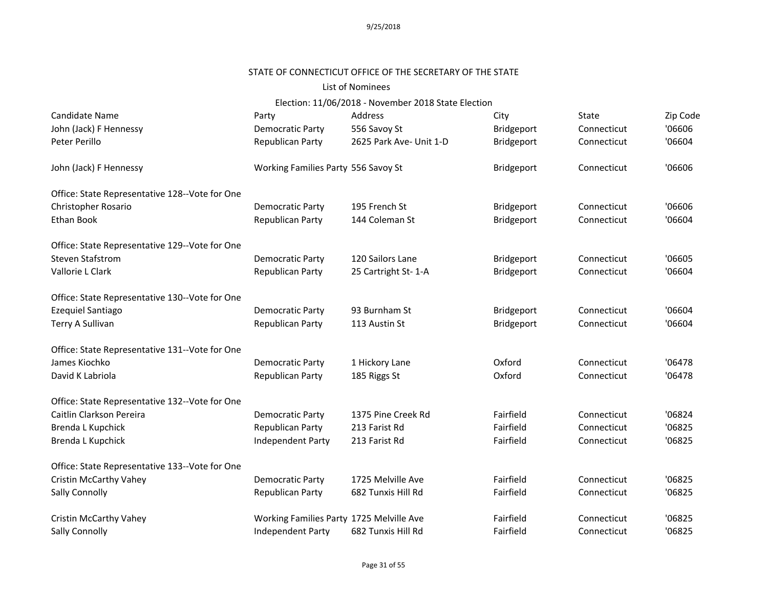STATE OF CONNECTICUT OFFICE OF THE SECRETARY OF THE STATE

List of Nominees

Election: 11/06/2018 - November 2018 State Election

| Candidate Name | Party | Address | City | State | Zip Code |
|---|---|---|---|---|---|
| John (Jack) F Hennessy | Democratic Party | 556 Savoy St | Bridgeport | Connecticut | '06606 |
| Peter Perillo | Republican Party | 2625 Park Ave- Unit 1-D | Bridgeport | Connecticut | '06604 |
| | | | | | |
| John (Jack) F Hennessy | Working Families Party | 556 Savoy St | Bridgeport | Connecticut | '06606 |
| | | | | | |
| Office: State Representative 128--Vote for One | | | | | |
| Christopher Rosario | Democratic Party | 195 French St | Bridgeport | Connecticut | '06606 |
| Ethan Book | Republican Party | 144 Coleman St | Bridgeport | Connecticut | '06604 |
| | | | | | |
| Office: State Representative 129--Vote for One | | | | | |
| Steven Stafstrom | Democratic Party | 120 Sailors Lane | Bridgeport | Connecticut | '06605 |
| Vallorie L Clark | Republican Party | 25 Cartright St- 1-A | Bridgeport | Connecticut | '06604 |
| | | | | | |
| Office: State Representative 130--Vote for One | | | | | |
| Ezequiel Santiago | Democratic Party | 93 Burnham St | Bridgeport | Connecticut | '06604 |
| Terry A Sullivan | Republican Party | 113 Austin St | Bridgeport | Connecticut | '06604 |
| | | | | | |
| Office: State Representative 131--Vote for One | | | | | |
| James Kiochko | Democratic Party | 1 Hickory Lane | Oxford | Connecticut | '06478 |
| David K Labriola | Republican Party | 185 Riggs St | Oxford | Connecticut | '06478 |
| | | | | | |
| Office: State Representative 132--Vote for One | | | | | |
| Caitlin Clarkson Pereira | Democratic Party | 1375 Pine Creek Rd | Fairfield | Connecticut | '06824 |
| Brenda L Kupchick | Republican Party | 213 Farist Rd | Fairfield | Connecticut | '06825 |
| Brenda L Kupchick | Independent Party | 213 Farist Rd | Fairfield | Connecticut | '06825 |
| | | | | | |
| Office: State Representative 133--Vote for One | | | | | |
| Cristin McCarthy Vahey | Democratic Party | 1725 Melville Ave | Fairfield | Connecticut | '06825 |
| Sally Connolly | Republican Party | 682 Tunxis Hill Rd | Fairfield | Connecticut | '06825 |
| | | | | | |
| Cristin McCarthy Vahey | Working Families Party | 1725 Melville Ave | Fairfield | Connecticut | '06825 |
| Sally Connolly | Independent Party | 682 Tunxis Hill Rd | Fairfield | Connecticut | '06825 |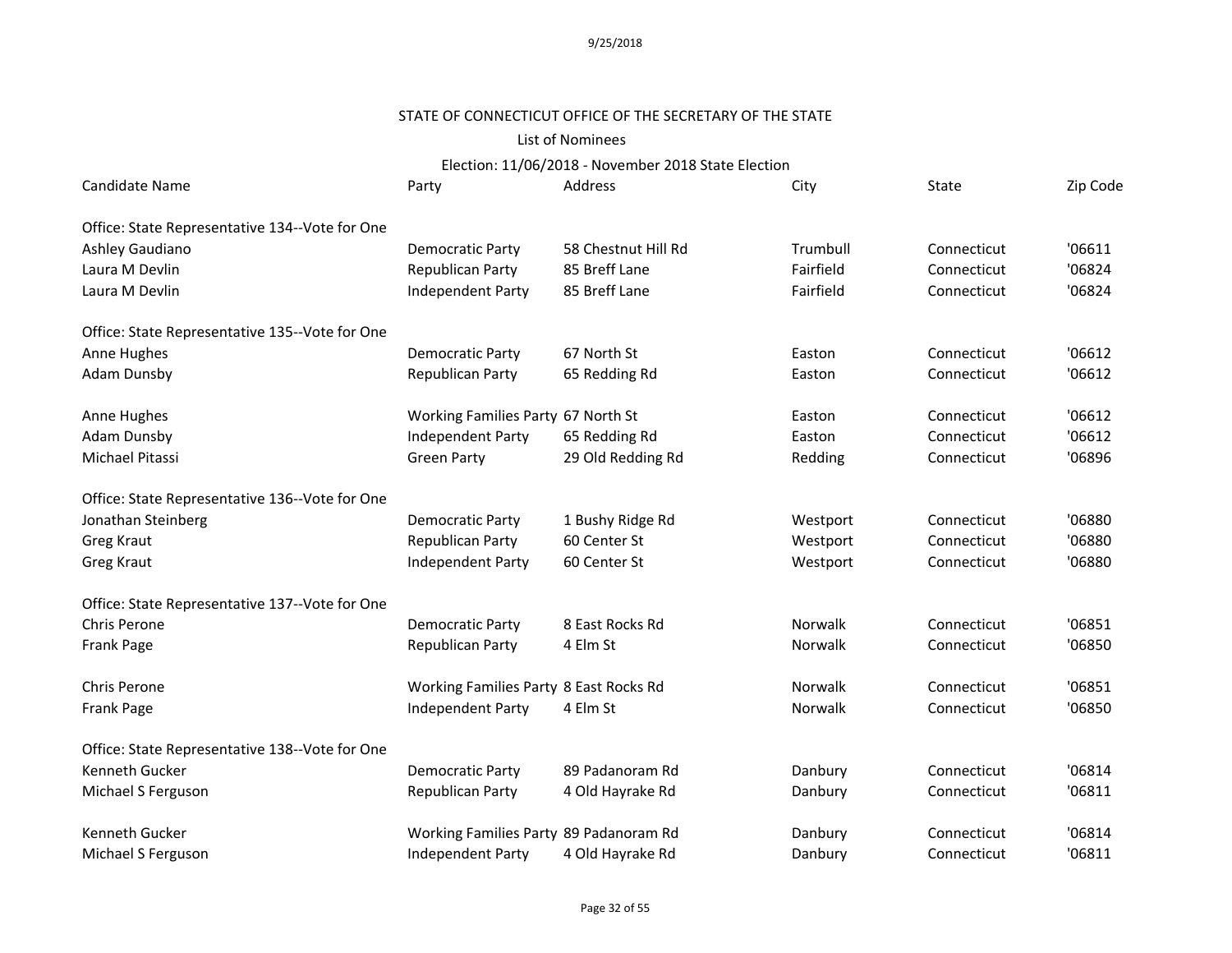STATE OF CONNECTICUT OFFICE OF THE SECRETARY OF THE STATE

List of Nominees

Election: 11/06/2018 - November 2018 State Election

| Candidate Name | Party | Address | City | State | Zip Code |
|---|---|---|---|---|---|
| **Office: State Representative 134--Vote for One** | | | | | |
| Ashley Gaudiano | Democratic Party | 58 Chestnut Hill Rd | Trumbull | Connecticut | '06611 |
| Laura M Devlin | Republican Party | 85 Breff Lane | Fairfield | Connecticut | '06824 |
| Laura M Devlin | Independent Party | 85 Breff Lane | Fairfield | Connecticut | '06824 |
| **Office: State Representative 135--Vote for One** | | | | | |
| Anne Hughes | Democratic Party | 67 North St | Easton | Connecticut | '06612 |
| Adam Dunsby | Republican Party | 65 Redding Rd | Easton | Connecticut | '06612 |
| Anne Hughes | Working Families Party | 67 North St | Easton | Connecticut | '06612 |
| Adam Dunsby | Independent Party | 65 Redding Rd | Easton | Connecticut | '06612 |
| Michael Pitassi | Green Party | 29 Old Redding Rd | Redding | Connecticut | '06896 |
| **Office: State Representative 136--Vote for One** | | | | | |
| Jonathan Steinberg | Democratic Party | 1 Bushy Ridge Rd | Westport | Connecticut | '06880 |
| Greg Kraut | Republican Party | 60 Center St | Westport | Connecticut | '06880 |
| Greg Kraut | Independent Party | 60 Center St | Westport | Connecticut | '06880 |
| **Office: State Representative 137--Vote for One** | | | | | |
| Chris Perone | Democratic Party | 8 East Rocks Rd | Norwalk | Connecticut | '06851 |
| Frank Page | Republican Party | 4 Elm St | Norwalk | Connecticut | '06850 |
| Chris Perone | Working Families Party | 8 East Rocks Rd | Norwalk | Connecticut | '06851 |
| Frank Page | Independent Party | 4 Elm St | Norwalk | Connecticut | '06850 |
| **Office: State Representative 138--Vote for One** | | | | | |
| Kenneth Gucker | Democratic Party | 89 Padanoram Rd | Danbury | Connecticut | '06814 |
| Michael S Ferguson | Republican Party | 4 Old Hayrake Rd | Danbury | Connecticut | '06811 |
| Kenneth Gucker | Working Families Party | 89 Padanoram Rd | Danbury | Connecticut | '06814 |
| Michael S Ferguson | Independent Party | 4 Old Hayrake Rd | Danbury | Connecticut | '06811 |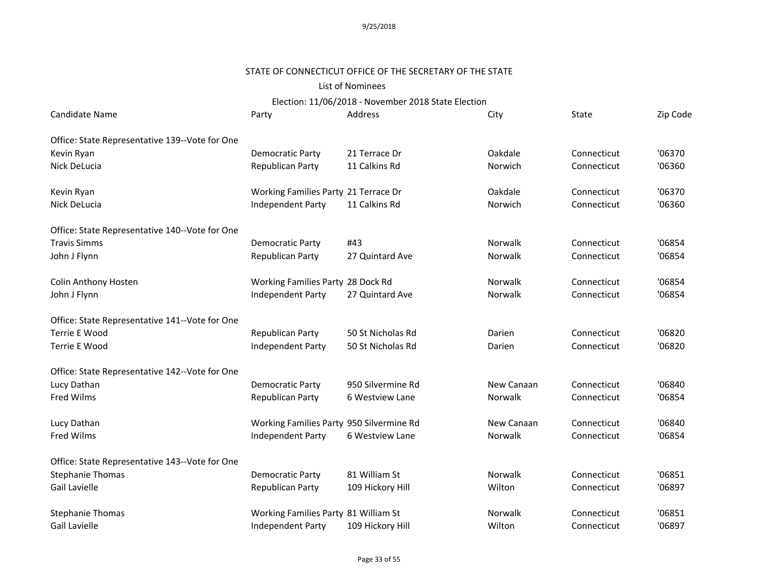STATE OF CONNECTICUT OFFICE OF THE SECRETARY OF THE STATE

List of Nominees

Election: 11/06/2018 - November 2018 State Election

| Candidate Name | Party | Address | City | State | Zip Code |
|---|---|---|---|---|---|
| **Office: State Representative 139--Vote for One** | | | | | |
| Kevin Ryan | Democratic Party | 21 Terrace Dr | Oakdale | Connecticut | '06370 |
| Nick DeLucia | Republican Party | 11 Calkins Rd | Norwich | Connecticut | '06360 |
| Kevin Ryan | Working Families Party | 21 Terrace Dr | Oakdale | Connecticut | '06370 |
| Nick DeLucia | Independent Party | 11 Calkins Rd | Norwich | Connecticut | '06360 |
| **Office: State Representative 140--Vote for One** | | | | | |
| Travis Simms | Democratic Party | #43 | Norwalk | Connecticut | '06854 |
| John J Flynn | Republican Party | 27 Quintard Ave | Norwalk | Connecticut | '06854 |
| Colin Anthony Hosten | Working Families Party | 28 Dock Rd | Norwalk | Connecticut | '06854 |
| John J Flynn | Independent Party | 27 Quintard Ave | Norwalk | Connecticut | '06854 |
| **Office: State Representative 141--Vote for One** | | | | | |
| Terrie E Wood | Republican Party | 50 St Nicholas Rd | Darien | Connecticut | '06820 |
| Terrie E Wood | Independent Party | 50 St Nicholas Rd | Darien | Connecticut | '06820 |
| **Office: State Representative 142--Vote for One** | | | | | |
| Lucy Dathan | Democratic Party | 950 Silvermine Rd | New Canaan | Connecticut | '06840 |
| Fred Wilms | Republican Party | 6 Westview Lane | Norwalk | Connecticut | '06854 |
| Lucy Dathan | Working Families Party | 950 Silvermine Rd | New Canaan | Connecticut | '06840 |
| Fred Wilms | Independent Party | 6 Westview Lane | Norwalk | Connecticut | '06854 |
| **Office: State Representative 143--Vote for One** | | | | | |
| Stephanie Thomas | Democratic Party | 81 William St | Norwalk | Connecticut | '06851 |
| Gail Lavielle | Republican Party | 109 Hickory Hill | Wilton | Connecticut | '06897 |
| Stephanie Thomas | Working Families Party | 81 William St | Norwalk | Connecticut | '06851 |
| Gail Lavielle | Independent Party | 109 Hickory Hill | Wilton | Connecticut | '06897 |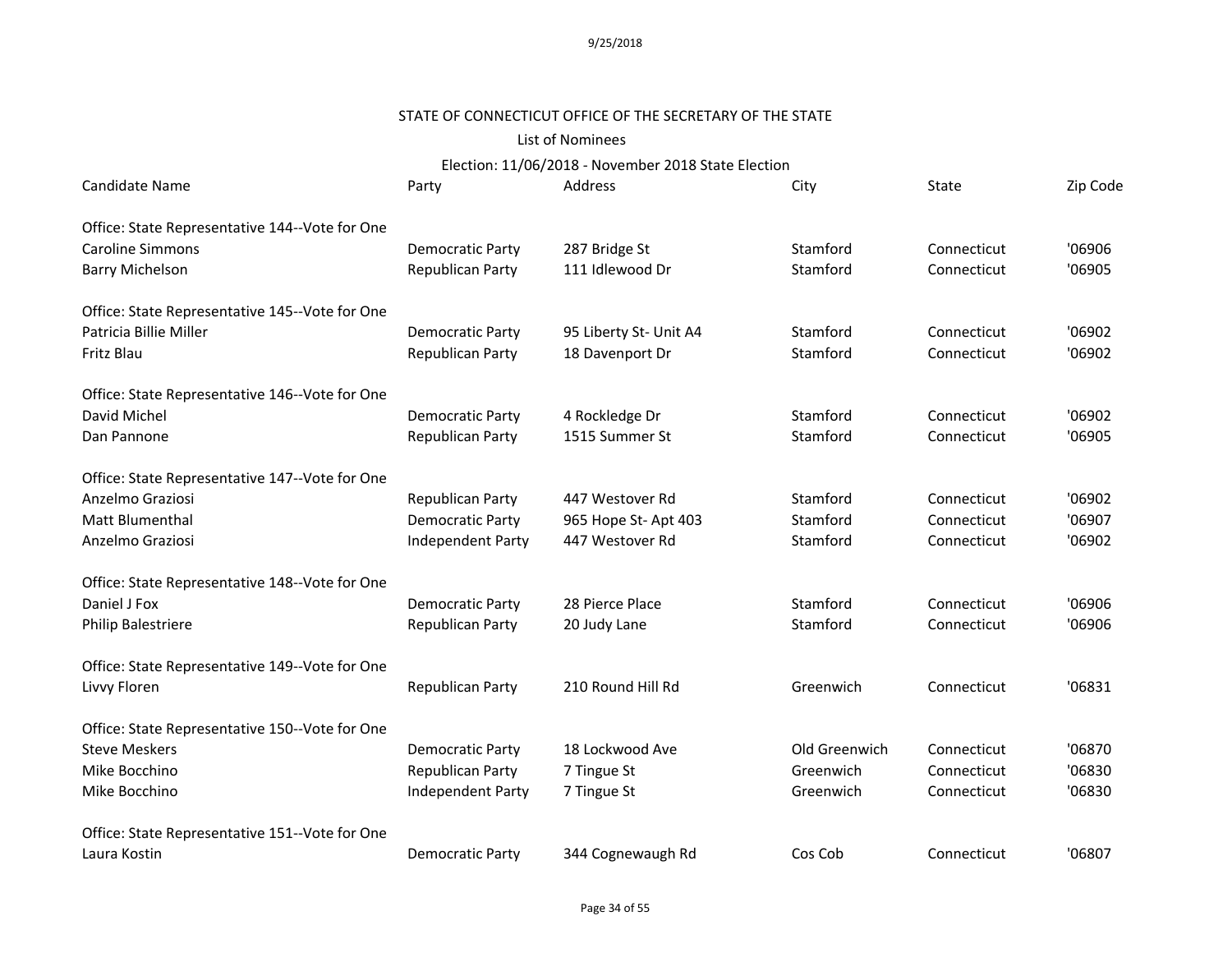9/25/2018

STATE OF CONNECTICUT OFFICE OF THE SECRETARY OF THE STATE

List of Nominees

Election: 11/06/2018 - November 2018 State Election

| Candidate Name | Party | Address | City | State | Zip Code |
|---|---|---|---|---|---|
| **Office: State Representative 144--Vote for One** | | | | | |
| Caroline Simmons | Democratic Party | 287 Bridge St | Stamford | Connecticut | '06906 |
| Barry Michelson | Republican Party | 111 Idlewood Dr | Stamford | Connecticut | '06905 |
| **Office: State Representative 145--Vote for One** | | | | | |
| Patricia Billie Miller | Democratic Party | 95 Liberty St- Unit A4 | Stamford | Connecticut | '06902 |
| Fritz Blau | Republican Party | 18 Davenport Dr | Stamford | Connecticut | '06902 |
| **Office: State Representative 146--Vote for One** | | | | | |
| David Michel | Democratic Party | 4 Rockledge Dr | Stamford | Connecticut | '06902 |
| Dan Pannone | Republican Party | 1515 Summer St | Stamford | Connecticut | '06905 |
| **Office: State Representative 147--Vote for One** | | | | | |
| Anzelmo Graziosi | Republican Party | 447 Westover Rd | Stamford | Connecticut | '06902 |
| Matt Blumenthal | Democratic Party | 965 Hope St- Apt 403 | Stamford | Connecticut | '06907 |
| Anzelmo Graziosi | Independent Party | 447 Westover Rd | Stamford | Connecticut | '06902 |
| **Office: State Representative 148--Vote for One** | | | | | |
| Daniel J Fox | Democratic Party | 28 Pierce Place | Stamford | Connecticut | '06906 |
| Philip Balestriere | Republican Party | 20 Judy Lane | Stamford | Connecticut | '06906 |
| **Office: State Representative 149--Vote for One** | | | | | |
| Livvy Floren | Republican Party | 210 Round Hill Rd | Greenwich | Connecticut | '06831 |
| **Office: State Representative 150--Vote for One** | | | | | |
| Steve Meskers | Democratic Party | 18 Lockwood Ave | Old Greenwich | Connecticut | '06870 |
| Mike Bocchino | Republican Party | 7 Tingue St | Greenwich | Connecticut | '06830 |
| Mike Bocchino | Independent Party | 7 Tingue St | Greenwich | Connecticut | '06830 |
| **Office: State Representative 151--Vote for One** | | | | | |
| Laura Kostin | Democratic Party | 344 Cognewaugh Rd | Cos Cob | Connecticut | '06807 |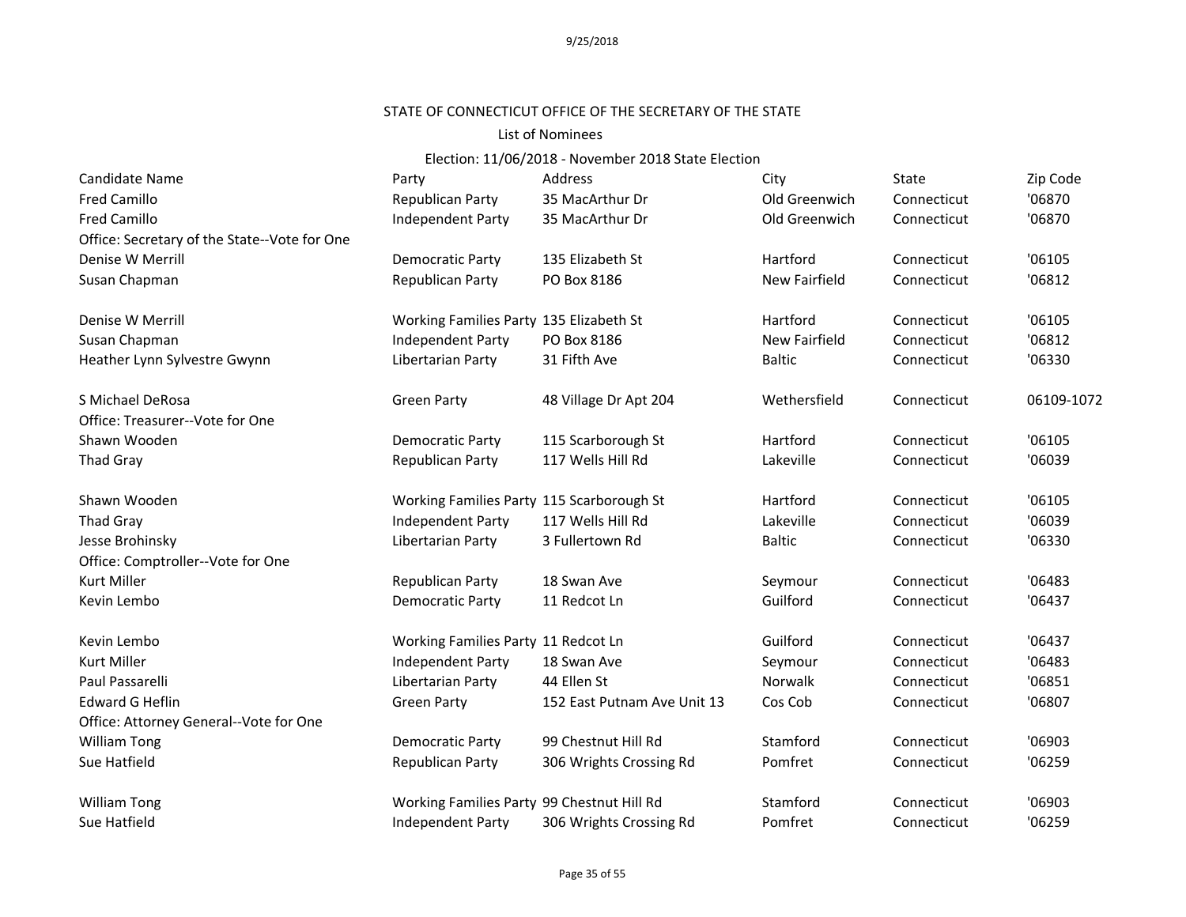9/25/2018

STATE OF CONNECTICUT OFFICE OF THE SECRETARY OF THE STATE

List of Nominees

Election: 11/06/2018 - November 2018 State Election

| Candidate Name | Party | Address | City | State | Zip Code |
|---|---|---|---|---|---|
| Fred Camillo | Republican Party | 35 MacArthur Dr | Old Greenwich | Connecticut | '06870 |
| Fred Camillo | Independent Party | 35 MacArthur Dr | Old Greenwich | Connecticut | '06870 |
| Office: Secretary of the State--Vote for One | | | | | |
| Denise W Merrill | Democratic Party | 135 Elizabeth St | Hartford | Connecticut | '06105 |
| Susan Chapman | Republican Party | PO Box 8186 | New Fairfield | Connecticut | '06812 |
| | | | | | |
| Denise W Merrill | Working Families Party | 135 Elizabeth St | Hartford | Connecticut | '06105 |
| Susan Chapman | Independent Party | PO Box 8186 | New Fairfield | Connecticut | '06812 |
| Heather Lynn Sylvestre Gwynn | Libertarian Party | 31 Fifth Ave | Baltic | Connecticut | '06330 |
| | | | | | |
| S Michael DeRosa | Green Party | 48 Village Dr Apt 204 | Wethersfield | Connecticut | 06109-1072 |
| Office: Treasurer--Vote for One | | | | | |
| Shawn Wooden | Democratic Party | 115 Scarborough St | Hartford | Connecticut | '06105 |
| Thad Gray | Republican Party | 117 Wells Hill Rd | Lakeville | Connecticut | '06039 |
| | | | | | |
| Shawn Wooden | Working Families Party | 115 Scarborough St | Hartford | Connecticut | '06105 |
| Thad Gray | Independent Party | 117 Wells Hill Rd | Lakeville | Connecticut | '06039 |
| Jesse Brohinsky | Libertarian Party | 3 Fullertown Rd | Baltic | Connecticut | '06330 |
| Office: Comptroller--Vote for One | | | | | |
| Kurt Miller | Republican Party | 18 Swan Ave | Seymour | Connecticut | '06483 |
| Kevin Lembo | Democratic Party | 11 Redcot Ln | Guilford | Connecticut | '06437 |
| | | | | | |
| Kevin Lembo | Working Families Party | 11 Redcot Ln | Guilford | Connecticut | '06437 |
| Kurt Miller | Independent Party | 18 Swan Ave | Seymour | Connecticut | '06483 |
| Paul Passarelli | Libertarian Party | 44 Ellen St | Norwalk | Connecticut | '06851 |
| Edward G Heflin | Green Party | 152 East Putnam Ave Unit 13 | Cos Cob | Connecticut | '06807 |
| Office: Attorney General--Vote for One | | | | | |
| William Tong | Democratic Party | 99 Chestnut Hill Rd | Stamford | Connecticut | '06903 |
| Sue Hatfield | Republican Party | 306 Wrights Crossing Rd | Pomfret | Connecticut | '06259 |
| | | | | | |
| William Tong | Working Families Party | 99 Chestnut Hill Rd | Stamford | Connecticut | '06903 |
| Sue Hatfield | Independent Party | 306 Wrights Crossing Rd | Pomfret | Connecticut | '06259 |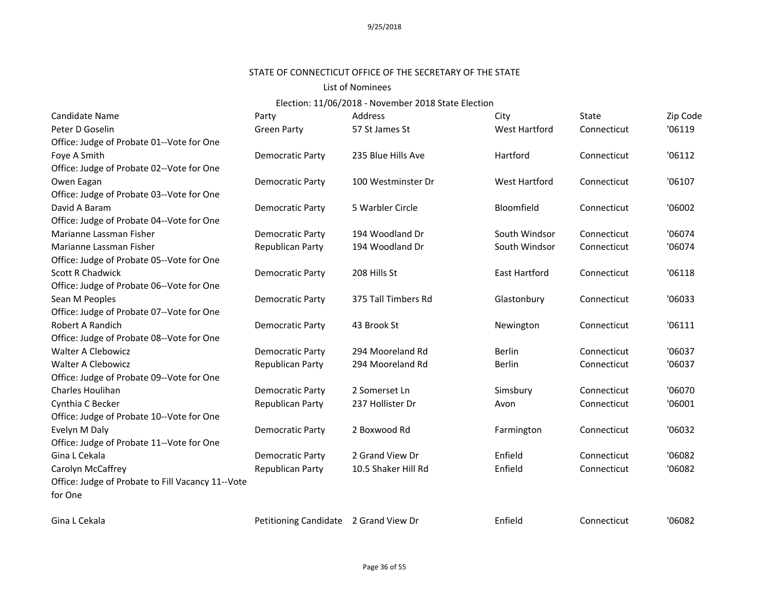STATE OF CONNECTICUT OFFICE OF THE SECRETARY OF THE STATE

List of Nominees

Election: 11/06/2018 - November 2018 State Election

| Candidate Name | Party | Address | City | State | Zip Code |
|---|---|---|---|---|---|
| Peter D Goselin | Green Party | 57 St James St | West Hartford | Connecticut | '06119 |
| Office: Judge of Probate 01--Vote for One | | | | | |
| Foye A Smith | Democratic Party | 235 Blue Hills Ave | Hartford | Connecticut | '06112 |
| Office: Judge of Probate 02--Vote for One | | | | | |
| Owen Eagan | Democratic Party | 100 Westminster Dr | West Hartford | Connecticut | '06107 |
| Office: Judge of Probate 03--Vote for One | | | | | |
| David A Baram | Democratic Party | 5 Warbler Circle | Bloomfield | Connecticut | '06002 |
| Office: Judge of Probate 04--Vote for One | | | | | |
| Marianne Lassman Fisher | Democratic Party | 194 Woodland Dr | South Windsor | Connecticut | '06074 |
| Marianne Lassman Fisher | Republican Party | 194 Woodland Dr | South Windsor | Connecticut | '06074 |
| Office: Judge of Probate 05--Vote for One | | | | | |
| Scott R Chadwick | Democratic Party | 208 Hills St | East Hartford | Connecticut | '06118 |
| Office: Judge of Probate 06--Vote for One | | | | | |
| Sean M Peoples | Democratic Party | 375 Tall Timbers Rd | Glastonbury | Connecticut | '06033 |
| Office: Judge of Probate 07--Vote for One | | | | | |
| Robert A Randich | Democratic Party | 43 Brook St | Newington | Connecticut | '06111 |
| Office: Judge of Probate 08--Vote for One | | | | | |
| Walter A Clebowicz | Democratic Party | 294 Mooreland Rd | Berlin | Connecticut | '06037 |
| Walter A Clebowicz | Republican Party | 294 Mooreland Rd | Berlin | Connecticut | '06037 |
| Office: Judge of Probate 09--Vote for One | | | | | |
| Charles Houlihan | Democratic Party | 2 Somerset Ln | Simsbury | Connecticut | '06070 |
| Cynthia C Becker | Republican Party | 237 Hollister Dr | Avon | Connecticut | '06001 |
| Office: Judge of Probate 10--Vote for One | | | | | |
| Evelyn M Daly | Democratic Party | 2 Boxwood Rd | Farmington | Connecticut | '06032 |
| Office: Judge of Probate 11--Vote for One | | | | | |
| Gina L Cekala | Democratic Party | 2 Grand View Dr | Enfield | Connecticut | '06082 |
| Carolyn McCaffrey | Republican Party | 10.5 Shaker Hill Rd | Enfield | Connecticut | '06082 |
| Office: Judge of Probate to Fill Vacancy 11--Vote for One | | | | | |
| Gina L Cekala | Petitioning Candidate | 2 Grand View Dr | Enfield | Connecticut | '06082 |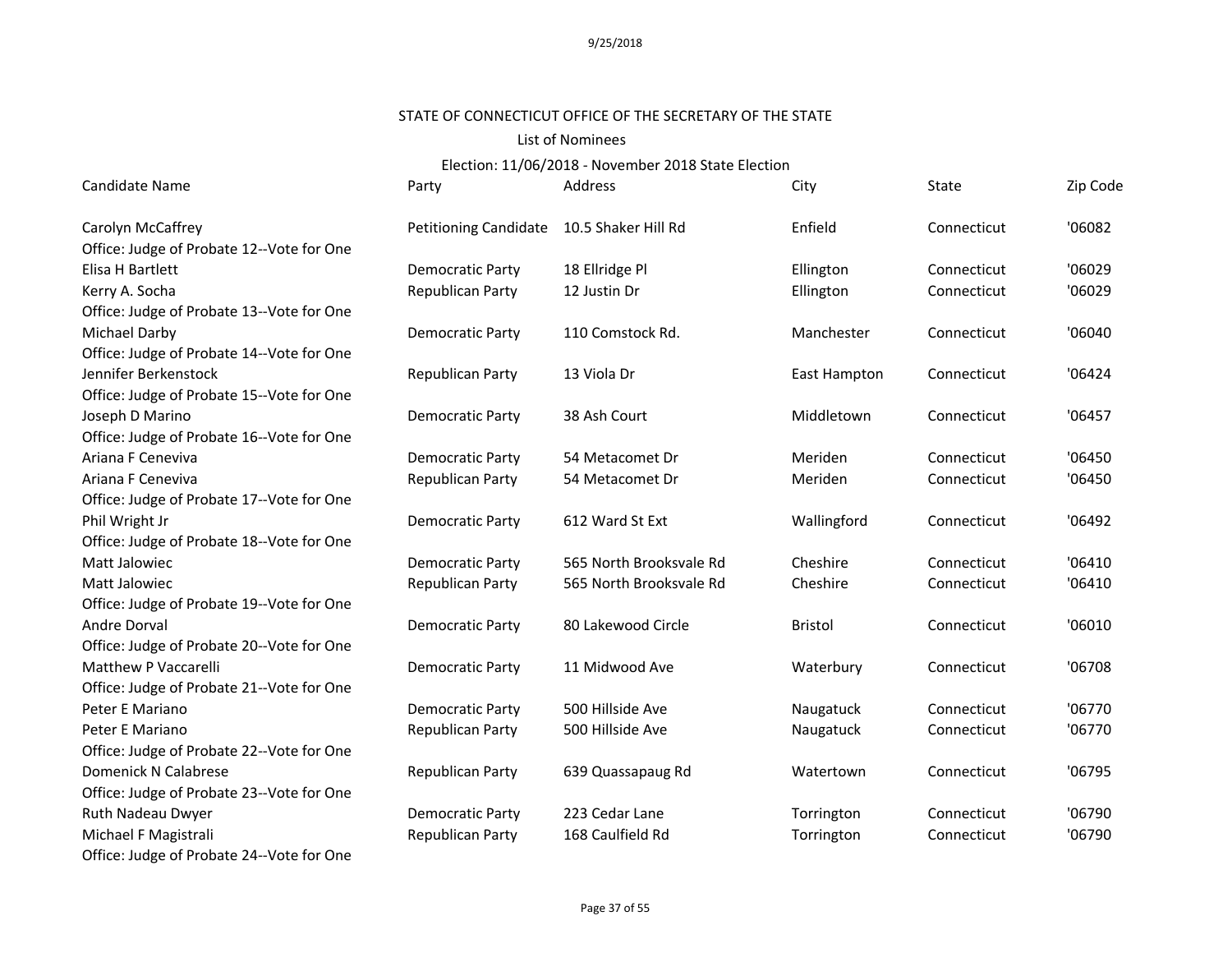STATE OF CONNECTICUT OFFICE OF THE SECRETARY OF THE STATE

List of Nominees

Election: 11/06/2018 - November 2018 State Election

| Candidate Name | Party | Address | City | State | Zip Code |
|---|---|---|---|---|---|
| Carolyn McCaffrey | Petitioning Candidate | 10.5 Shaker Hill Rd | Enfield | Connecticut | '06082 |
| Office: Judge of Probate 12--Vote for One | | | | | |
| Elisa H Bartlett | Democratic Party | 18 Ellridge Pl | Ellington | Connecticut | '06029 |
| Kerry A. Socha | Republican Party | 12 Justin Dr | Ellington | Connecticut | '06029 |
| Office: Judge of Probate 13--Vote for One | | | | | |
| Michael Darby | Democratic Party | 110 Comstock Rd. | Manchester | Connecticut | '06040 |
| Office: Judge of Probate 14--Vote for One | | | | | |
| Jennifer Berkenstock | Republican Party | 13 Viola Dr | East Hampton | Connecticut | '06424 |
| Office: Judge of Probate 15--Vote for One | | | | | |
| Joseph D Marino | Democratic Party | 38 Ash Court | Middletown | Connecticut | '06457 |
| Office: Judge of Probate 16--Vote for One | | | | | |
| Ariana F Ceneviva | Democratic Party | 54 Metacomet Dr | Meriden | Connecticut | '06450 |
| Ariana F Ceneviva | Republican Party | 54 Metacomet Dr | Meriden | Connecticut | '06450 |
| Office: Judge of Probate 17--Vote for One | | | | | |
| Phil Wright Jr | Democratic Party | 612 Ward St Ext | Wallingford | Connecticut | '06492 |
| Office: Judge of Probate 18--Vote for One | | | | | |
| Matt Jalowiec | Democratic Party | 565 North Brooksvale Rd | Cheshire | Connecticut | '06410 |
| Matt Jalowiec | Republican Party | 565 North Brooksvale Rd | Cheshire | Connecticut | '06410 |
| Office: Judge of Probate 19--Vote for One | | | | | |
| Andre Dorval | Democratic Party | 80 Lakewood Circle | Bristol | Connecticut | '06010 |
| Office: Judge of Probate 20--Vote for One | | | | | |
| Matthew P Vaccarelli | Democratic Party | 11 Midwood Ave | Waterbury | Connecticut | '06708 |
| Office: Judge of Probate 21--Vote for One | | | | | |
| Peter E Mariano | Democratic Party | 500 Hillside Ave | Naugatuck | Connecticut | '06770 |
| Peter E Mariano | Republican Party | 500 Hillside Ave | Naugatuck | Connecticut | '06770 |
| Office: Judge of Probate 22--Vote for One | | | | | |
| Domenick N Calabrese | Republican Party | 639 Quassapaug Rd | Watertown | Connecticut | '06795 |
| Office: Judge of Probate 23--Vote for One | | | | | |
| Ruth Nadeau Dwyer | Democratic Party | 223 Cedar Lane | Torrington | Connecticut | '06790 |
| Michael F Magistrali | Republican Party | 168 Caulfield Rd | Torrington | Connecticut | '06790 |
| Office: Judge of Probate 24--Vote for One | | | | | |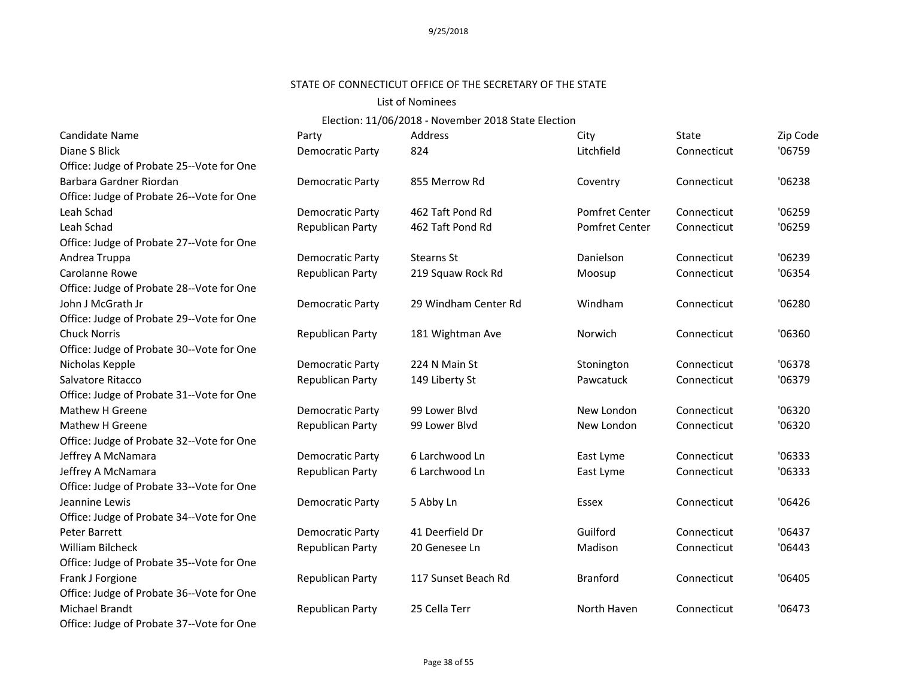STATE OF CONNECTICUT OFFICE OF THE SECRETARY OF THE STATE

List of Nominees

Election: 11/06/2018 - November 2018 State Election

| Candidate Name | Party | Address | City | State | Zip Code |
|---|---|---|---|---|---|
| Diane S Blick | Democratic Party | 824 | Litchfield | Connecticut | '06759 |
| Office: Judge of Probate 25--Vote for One | | | | | |
| Barbara Gardner Riordan | Democratic Party | 855 Merrow Rd | Coventry | Connecticut | '06238 |
| Office: Judge of Probate 26--Vote for One | | | | | |
| Leah Schad | Democratic Party | 462 Taft Pond Rd | Pomfret Center | Connecticut | '06259 |
| Leah Schad | Republican Party | 462 Taft Pond Rd | Pomfret Center | Connecticut | '06259 |
| Office: Judge of Probate 27--Vote for One | | | | | |
| Andrea Truppa | Democratic Party | Stearns St | Danielson | Connecticut | '06239 |
| Carolanne Rowe | Republican Party | 219 Squaw Rock Rd | Moosup | Connecticut | '06354 |
| Office: Judge of Probate 28--Vote for One | | | | | |
| John J McGrath Jr | Democratic Party | 29 Windham Center Rd | Windham | Connecticut | '06280 |
| Office: Judge of Probate 29--Vote for One | | | | | |
| Chuck Norris | Republican Party | 181 Wightman Ave | Norwich | Connecticut | '06360 |
| Office: Judge of Probate 30--Vote for One | | | | | |
| Nicholas Kepple | Democratic Party | 224 N Main St | Stonington | Connecticut | '06378 |
| Salvatore Ritacco | Republican Party | 149 Liberty St | Pawcatuck | Connecticut | '06379 |
| Office: Judge of Probate 31--Vote for One | | | | | |
| Mathew H Greene | Democratic Party | 99 Lower Blvd | New London | Connecticut | '06320 |
| Mathew H Greene | Republican Party | 99 Lower Blvd | New London | Connecticut | '06320 |
| Office: Judge of Probate 32--Vote for One | | | | | |
| Jeffrey A McNamara | Democratic Party | 6 Larchwood Ln | East Lyme | Connecticut | '06333 |
| Jeffrey A McNamara | Republican Party | 6 Larchwood Ln | East Lyme | Connecticut | '06333 |
| Office: Judge of Probate 33--Vote for One | | | | | |
| Jeannine Lewis | Democratic Party | 5 Abby Ln | Essex | Connecticut | '06426 |
| Office: Judge of Probate 34--Vote for One | | | | | |
| Peter Barrett | Democratic Party | 41 Deerfield Dr | Guilford | Connecticut | '06437 |
| William Bilcheck | Republican Party | 20 Genesee Ln | Madison | Connecticut | '06443 |
| Office: Judge of Probate 35--Vote for One | | | | | |
| Frank J Forgione | Republican Party | 117 Sunset Beach Rd | Branford | Connecticut | '06405 |
| Office: Judge of Probate 36--Vote for One | | | | | |
| Michael Brandt | Republican Party | 25 Cella Terr | North Haven | Connecticut | '06473 |
| Office: Judge of Probate 37--Vote for One | | | | | |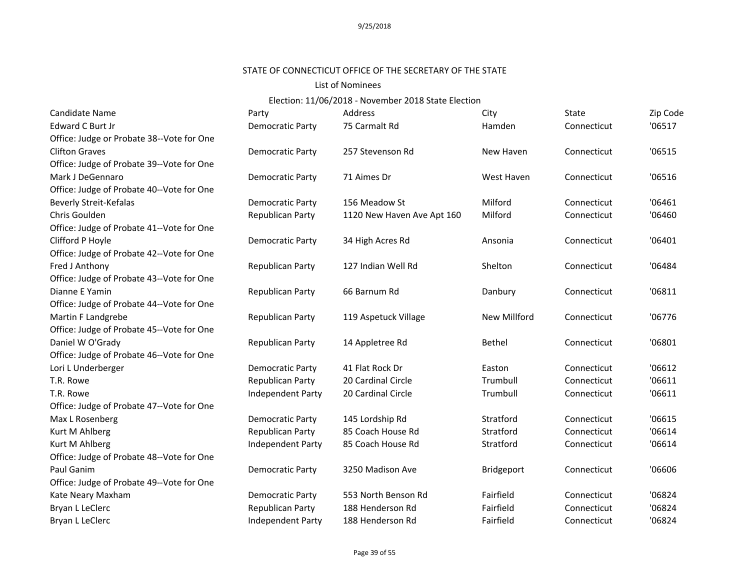9/25/2018

STATE OF CONNECTICUT OFFICE OF THE SECRETARY OF THE STATE

List of Nominees

Election: 11/06/2018 - November 2018 State Election

| Candidate Name | Party | Address | City | State | Zip Code |
|---|---|---|---|---|---|
| Edward C Burt Jr | Democratic Party | 75 Carmalt Rd | Hamden | Connecticut | '06517 |
| Office: Judge or Probate 38--Vote for One | | | | | |
| Clifton Graves | Democratic Party | 257 Stevenson Rd | New Haven | Connecticut | '06515 |
| Office: Judge of Probate 39--Vote for One | | | | | |
| Mark J DeGennaro | Democratic Party | 71 Aimes Dr | West Haven | Connecticut | '06516 |
| Office: Judge of Probate 40--Vote for One | | | | | |
| Beverly Streit-Kefalas | Democratic Party | 156 Meadow St | Milford | Connecticut | '06461 |
| Chris Goulden | Republican Party | 1120 New Haven Ave Apt 160 | Milford | Connecticut | '06460 |
| Office: Judge of Probate 41--Vote for One | | | | | |
| Clifford P Hoyle | Democratic Party | 34 High Acres Rd | Ansonia | Connecticut | '06401 |
| Office: Judge of Probate 42--Vote for One | | | | | |
| Fred J Anthony | Republican Party | 127 Indian Well Rd | Shelton | Connecticut | '06484 |
| Office: Judge of Probate 43--Vote for One | | | | | |
| Dianne E Yamin | Republican Party | 66 Barnum Rd | Danbury | Connecticut | '06811 |
| Office: Judge of Probate 44--Vote for One | | | | | |
| Martin F Landgrebe | Republican Party | 119 Aspetuck Village | New Millford | Connecticut | '06776 |
| Office: Judge of Probate 45--Vote for One | | | | | |
| Daniel W O'Grady | Republican Party | 14 Appletree Rd | Bethel | Connecticut | '06801 |
| Office: Judge of Probate 46--Vote for One | | | | | |
| Lori L Underberger | Democratic Party | 41 Flat Rock Dr | Easton | Connecticut | '06612 |
| T.R. Rowe | Republican Party | 20 Cardinal Circle | Trumbull | Connecticut | '06611 |
| T.R. Rowe | Independent Party | 20 Cardinal Circle | Trumbull | Connecticut | '06611 |
| Office: Judge of Probate 47--Vote for One | | | | | |
| Max L Rosenberg | Democratic Party | 145 Lordship Rd | Stratford | Connecticut | '06615 |
| Kurt M Ahlberg | Republican Party | 85 Coach House Rd | Stratford | Connecticut | '06614 |
| Kurt M Ahlberg | Independent Party | 85 Coach House Rd | Stratford | Connecticut | '06614 |
| Office: Judge of Probate 48--Vote for One | | | | | |
| Paul Ganim | Democratic Party | 3250 Madison Ave | Bridgeport | Connecticut | '06606 |
| Office: Judge of Probate 49--Vote for One | | | | | |
| Kate Neary Maxham | Democratic Party | 553 North Benson Rd | Fairfield | Connecticut | '06824 |
| Bryan L LeClerc | Republican Party | 188 Henderson Rd | Fairfield | Connecticut | '06824 |
| Bryan L LeClerc | Independent Party | 188 Henderson Rd | Fairfield | Connecticut | '06824 |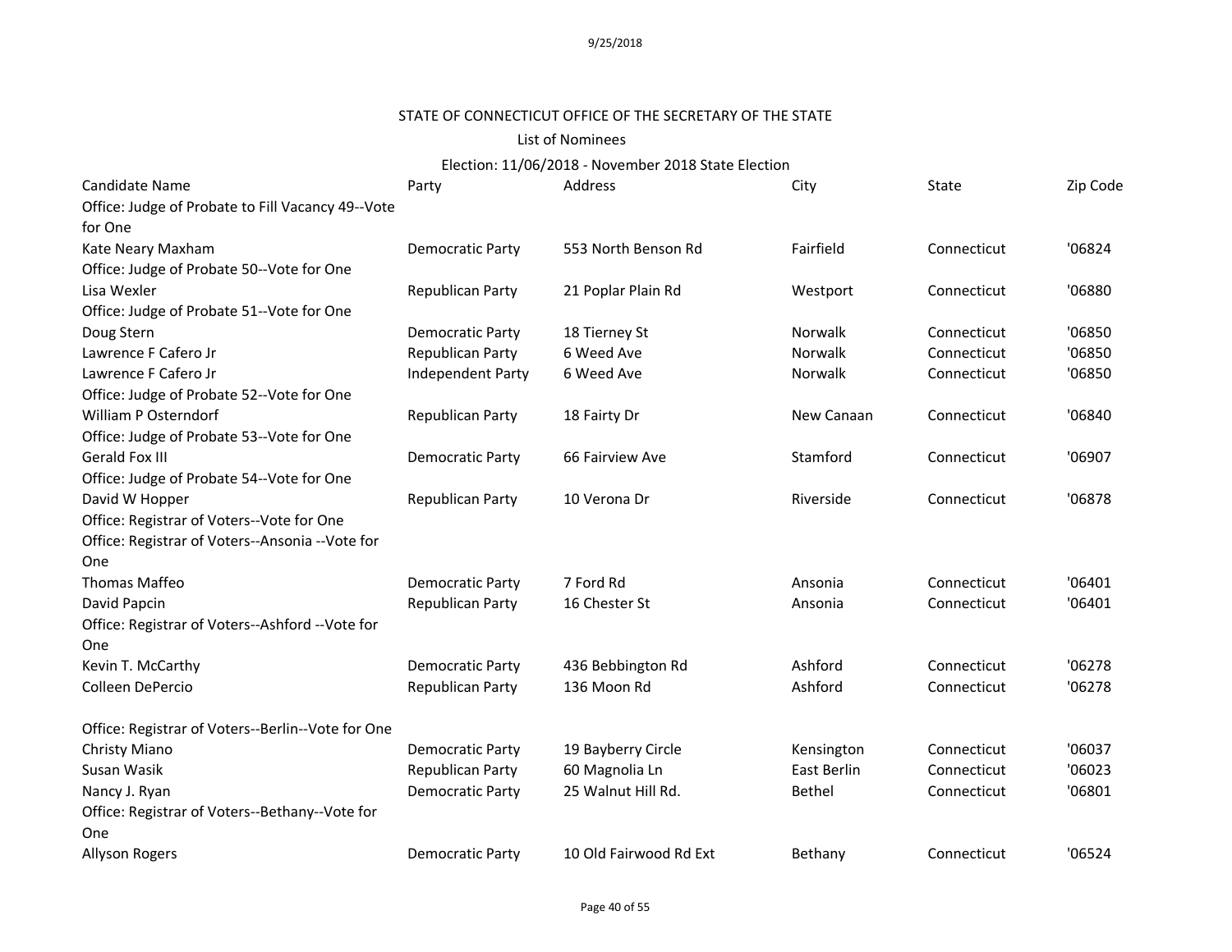STATE OF CONNECTICUT OFFICE OF THE SECRETARY OF THE STATE

List of Nominees

Election: 11/06/2018 - November 2018 State Election

| Candidate Name | Party | Address | City | State | Zip Code |
|---|---|---|---|---|---|
| Office: Judge of Probate to Fill Vacancy 49--Vote for One | | | | | |
| Kate Neary Maxham | Democratic Party | 553 North Benson Rd | Fairfield | Connecticut | '06824 |
| Office: Judge of Probate 50--Vote for One | | | | | |
| Lisa Wexler | Republican Party | 21 Poplar Plain Rd | Westport | Connecticut | '06880 |
| Office: Judge of Probate 51--Vote for One | | | | | |
| Doug Stern | Democratic Party | 18 Tierney St | Norwalk | Connecticut | '06850 |
| Lawrence F Cafero Jr | Republican Party | 6 Weed Ave | Norwalk | Connecticut | '06850 |
| Lawrence F Cafero Jr | Independent Party | 6 Weed Ave | Norwalk | Connecticut | '06850 |
| Office: Judge of Probate 52--Vote for One | | | | | |
| William P Osterndorf | Republican Party | 18 Fairty Dr | New Canaan | Connecticut | '06840 |
| Office: Judge of Probate 53--Vote for One | | | | | |
| Gerald Fox III | Democratic Party | 66 Fairview Ave | Stamford | Connecticut | '06907 |
| Office: Judge of Probate 54--Vote for One | | | | | |
| David W Hopper | Republican Party | 10 Verona Dr | Riverside | Connecticut | '06878 |
| Office: Registrar of Voters--Vote for One | | | | | |
| Office: Registrar of Voters--Ansonia --Vote for One | | | | | |
| Thomas Maffeo | Democratic Party | 7 Ford Rd | Ansonia | Connecticut | '06401 |
| David Papcin | Republican Party | 16 Chester St | Ansonia | Connecticut | '06401 |
| Office: Registrar of Voters--Ashford --Vote for One | | | | | |
| Kevin T. McCarthy | Democratic Party | 436 Bebbington Rd | Ashford | Connecticut | '06278 |
| Colleen DePercio | Republican Party | 136 Moon Rd | Ashford | Connecticut | '06278 |
| Office: Registrar of Voters--Berlin--Vote for One | | | | | |
| Christy Miano | Democratic Party | 19 Bayberry Circle | Kensington | Connecticut | '06037 |
| Susan Wasik | Republican Party | 60 Magnolia Ln | East Berlin | Connecticut | '06023 |
| Nancy J. Ryan | Democratic Party | 25 Walnut Hill Rd. | Bethel | Connecticut | '06801 |
| Office: Registrar of Voters--Bethany--Vote for One | | | | | |
| Allyson Rogers | Democratic Party | 10 Old Fairwood Rd Ext | Bethany | Connecticut | '06524 |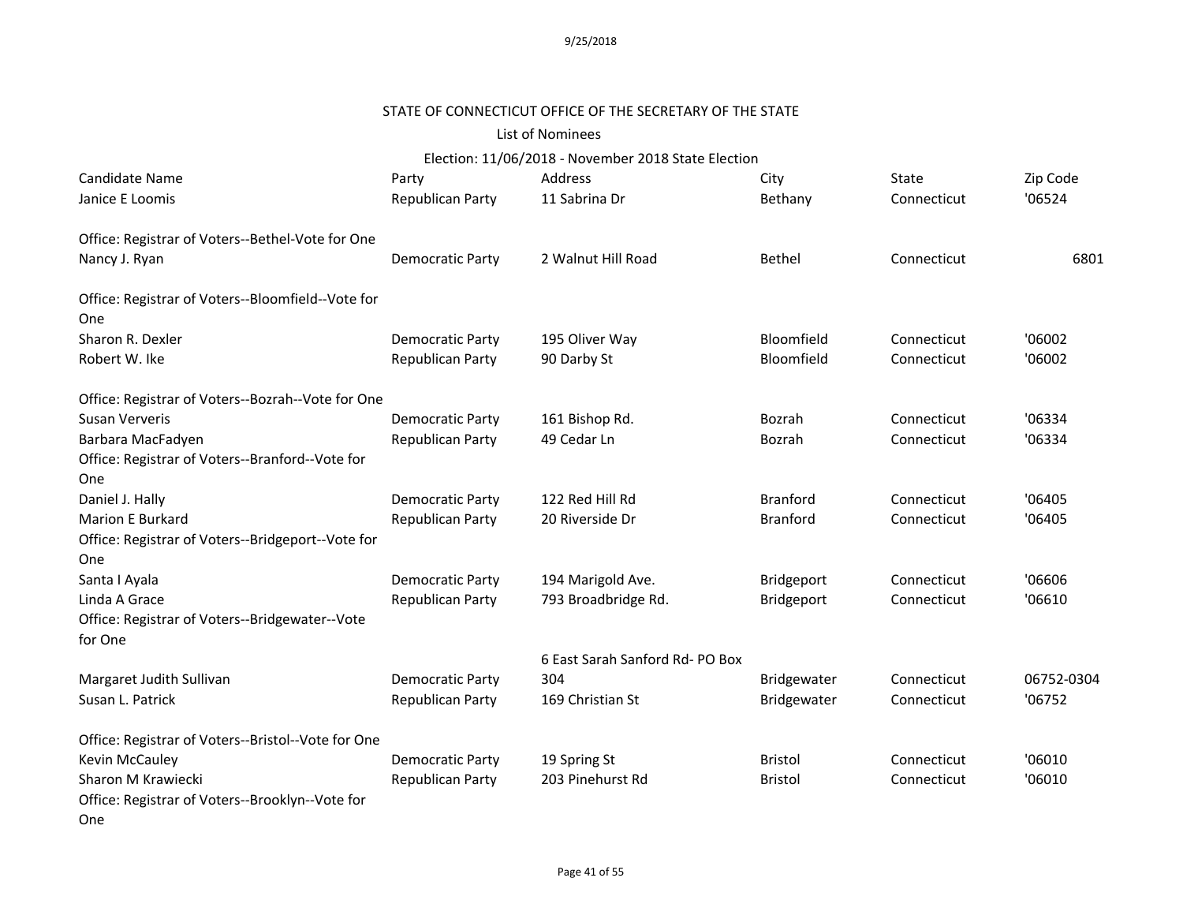STATE OF CONNECTICUT OFFICE OF THE SECRETARY OF THE STATE

List of Nominees

Election: 11/06/2018 - November 2018 State Election

| Candidate Name | Party | Address | City | State | Zip Code |
|---|---|---|---|---|---|
| Janice E Loomis | Republican Party | 11 Sabrina Dr | Bethany | Connecticut | '06524 |
| Office: Registrar of Voters--Bethel-Vote for One | | | | | |
| Nancy J. Ryan | Democratic Party | 2 Walnut Hill Road | Bethel | Connecticut | 6801 |
| Office: Registrar of Voters--Bloomfield--Vote for One | | | | | |
| Sharon R. Dexler | Democratic Party | 195 Oliver Way | Bloomfield | Connecticut | '06002 |
| Robert W. Ike | Republican Party | 90 Darby St | Bloomfield | Connecticut | '06002 |
| Office: Registrar of Voters--Bozrah--Vote for One | | | | | |
| Susan Ververis | Democratic Party | 161 Bishop Rd. | Bozrah | Connecticut | '06334 |
| Barbara MacFadyen | Republican Party | 49 Cedar Ln | Bozrah | Connecticut | '06334 |
| Office: Registrar of Voters--Branford--Vote for One | | | | | |
| Daniel J. Hally | Democratic Party | 122 Red Hill Rd | Branford | Connecticut | '06405 |
| Marion E Burkard | Republican Party | 20 Riverside Dr | Branford | Connecticut | '06405 |
| Office: Registrar of Voters--Bridgeport--Vote for One | | | | | |
| Santa I Ayala | Democratic Party | 194 Marigold Ave. | Bridgeport | Connecticut | '06606 |
| Linda A Grace | Republican Party | 793 Broadbridge Rd. | Bridgeport | Connecticut | '06610 |
| Office: Registrar of Voters--Bridgewater--Vote for One | | | | | |
| Margaret Judith Sullivan | Democratic Party | 6 East Sarah Sanford Rd- PO Box 304 | Bridgewater | Connecticut | 06752-0304 |
| Susan L. Patrick | Republican Party | 169 Christian St | Bridgewater | Connecticut | '06752 |
| Office: Registrar of Voters--Bristol--Vote for One | | | | | |
| Kevin McCauley | Democratic Party | 19 Spring St | Bristol | Connecticut | '06010 |
| Sharon M Krawiecki | Republican Party | 203 Pinehurst Rd | Bristol | Connecticut | '06010 |
| Office: Registrar of Voters--Brooklyn--Vote for One | | | | | |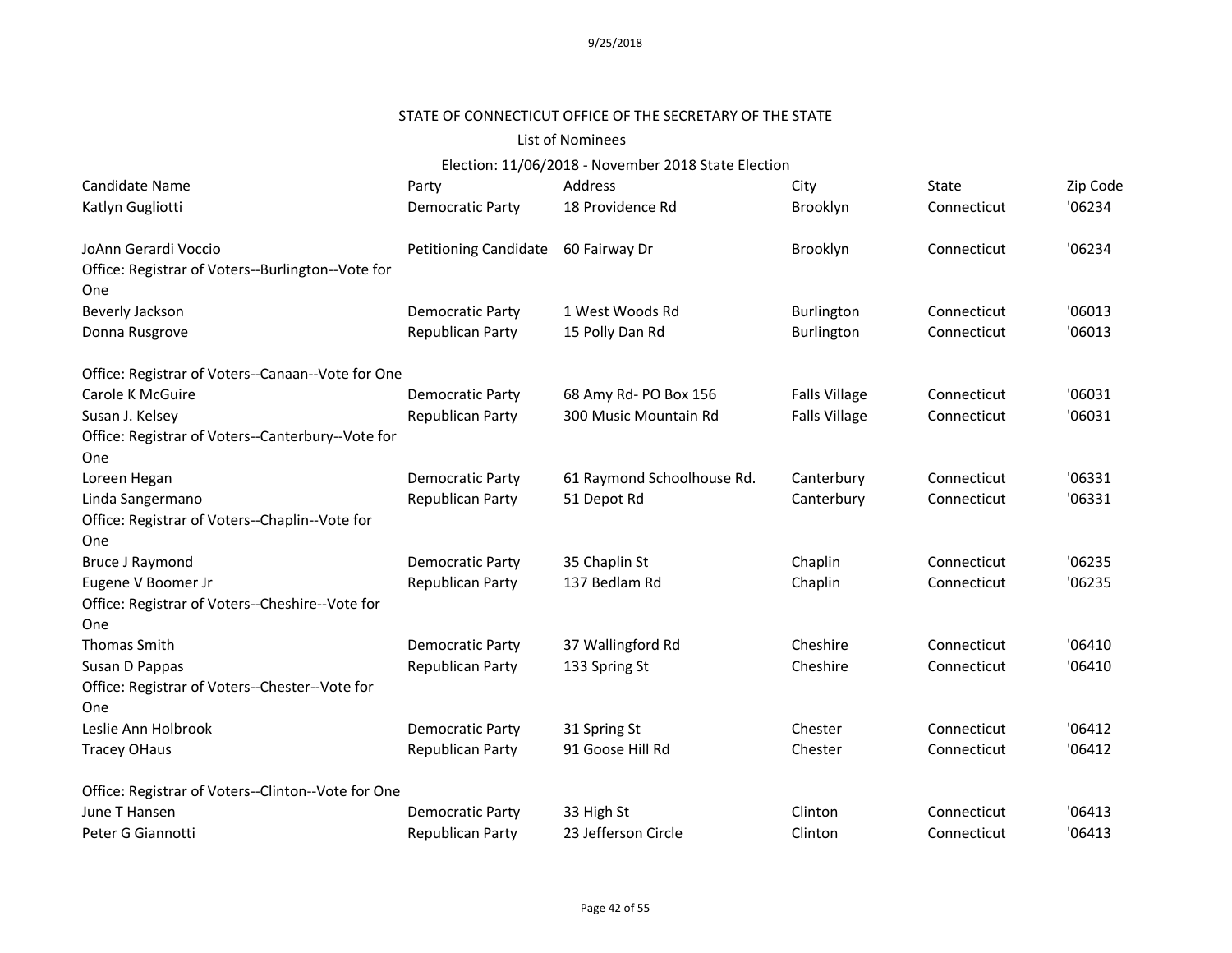STATE OF CONNECTICUT OFFICE OF THE SECRETARY OF THE STATE

List of Nominees

Election: 11/06/2018 - November 2018 State Election

| Candidate Name | Party | Address | City | State | Zip Code |
|---|---|---|---|---|---|
| Katlyn Gugliotti | Democratic Party | 18 Providence Rd | Brooklyn | Connecticut | '06234 |
| JoAnn Gerardi Voccio | Petitioning Candidate | 60 Fairway Dr | Brooklyn | Connecticut | '06234 |
| Office: Registrar of Voters--Burlington--Vote for One | | | | | |
| Beverly Jackson | Democratic Party | 1 West Woods Rd | Burlington | Connecticut | '06013 |
| Donna Rusgrove | Republican Party | 15 Polly Dan Rd | Burlington | Connecticut | '06013 |
| Office: Registrar of Voters--Canaan--Vote for One | | | | | |
| Carole K McGuire | Democratic Party | 68 Amy Rd- PO Box 156 | Falls Village | Connecticut | '06031 |
| Susan J. Kelsey | Republican Party | 300 Music Mountain Rd | Falls Village | Connecticut | '06031 |
| Office: Registrar of Voters--Canterbury--Vote for One | | | | | |
| Loreen Hegan | Democratic Party | 61 Raymond Schoolhouse Rd. | Canterbury | Connecticut | '06331 |
| Linda Sangermano | Republican Party | 51 Depot Rd | Canterbury | Connecticut | '06331 |
| Office: Registrar of Voters--Chaplin--Vote for One | | | | | |
| Bruce J Raymond | Democratic Party | 35 Chaplin St | Chaplin | Connecticut | '06235 |
| Eugene V Boomer Jr | Republican Party | 137 Bedlam Rd | Chaplin | Connecticut | '06235 |
| Office: Registrar of Voters--Cheshire--Vote for One | | | | | |
| Thomas Smith | Democratic Party | 37 Wallingford Rd | Cheshire | Connecticut | '06410 |
| Susan D Pappas | Republican Party | 133 Spring St | Cheshire | Connecticut | '06410 |
| Office: Registrar of Voters--Chester--Vote for One | | | | | |
| Leslie Ann Holbrook | Democratic Party | 31 Spring St | Chester | Connecticut | '06412 |
| Tracey OHaus | Republican Party | 91 Goose Hill Rd | Chester | Connecticut | '06412 |
| Office: Registrar of Voters--Clinton--Vote for One | | | | | |
| June T Hansen | Democratic Party | 33 High St | Clinton | Connecticut | '06413 |
| Peter G Giannotti | Republican Party | 23 Jefferson Circle | Clinton | Connecticut | '06413 |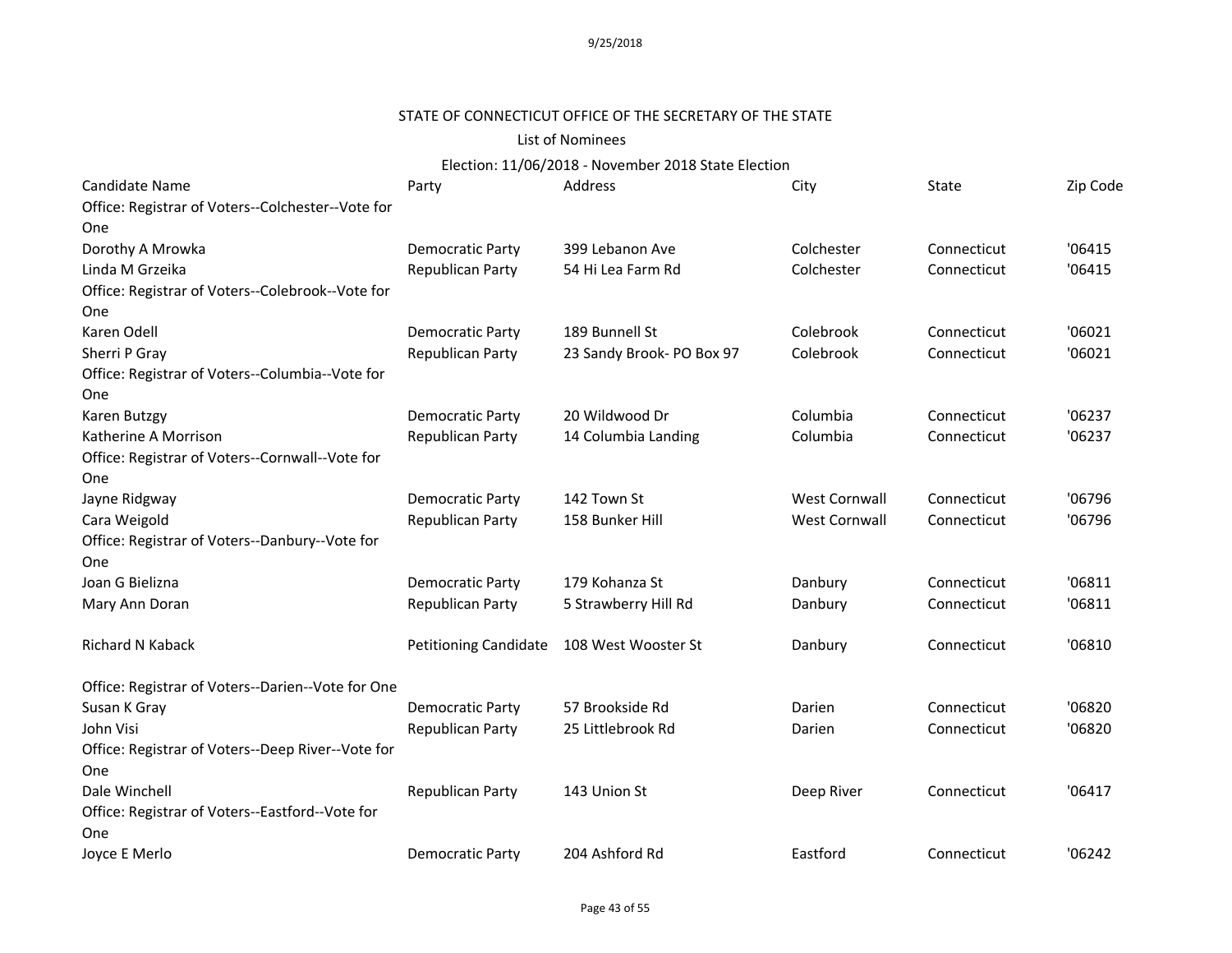STATE OF CONNECTICUT OFFICE OF THE SECRETARY OF THE STATE

List of Nominees

Election: 11/06/2018 - November 2018 State Election

| Candidate Name | Party | Address | City | State | Zip Code |
|---|---|---|---|---|---|
| Office: Registrar of Voters--Colchester--Vote for One | | | | | |
| Dorothy A Mrowka | Democratic Party | 399 Lebanon Ave | Colchester | Connecticut | '06415 |
| Linda M Grzeika | Republican Party | 54 Hi Lea Farm Rd | Colchester | Connecticut | '06415 |
| Office: Registrar of Voters--Colebrook--Vote for One | | | | | |
| Karen Odell | Democratic Party | 189 Bunnell St | Colebrook | Connecticut | '06021 |
| Sherri P Gray | Republican Party | 23 Sandy Brook- PO Box 97 | Colebrook | Connecticut | '06021 |
| Office: Registrar of Voters--Columbia--Vote for One | | | | | |
| Karen Butzgy | Democratic Party | 20 Wildwood Dr | Columbia | Connecticut | '06237 |
| Katherine A Morrison | Republican Party | 14 Columbia Landing | Columbia | Connecticut | '06237 |
| Office: Registrar of Voters--Cornwall--Vote for One | | | | | |
| Jayne Ridgway | Democratic Party | 142 Town St | West Cornwall | Connecticut | '06796 |
| Cara Weigold | Republican Party | 158 Bunker Hill | West Cornwall | Connecticut | '06796 |
| Office: Registrar of Voters--Danbury--Vote for One | | | | | |
| Joan G Bielizna | Democratic Party | 179 Kohanza St | Danbury | Connecticut | '06811 |
| Mary Ann Doran | Republican Party | 5 Strawberry Hill Rd | Danbury | Connecticut | '06811 |
| Richard N Kaback | Petitioning Candidate | 108 West Wooster St | Danbury | Connecticut | '06810 |
| Office: Registrar of Voters--Darien--Vote for One | | | | | |
| Susan K Gray | Democratic Party | 57 Brookside Rd | Darien | Connecticut | '06820 |
| John Visi | Republican Party | 25 Littlebrook Rd | Darien | Connecticut | '06820 |
| Office: Registrar of Voters--Deep River--Vote for One | | | | | |
| Dale Winchell | Republican Party | 143 Union St | Deep River | Connecticut | '06417 |
| Office: Registrar of Voters--Eastford--Vote for One | | | | | |
| Joyce E Merlo | Democratic Party | 204 Ashford Rd | Eastford | Connecticut | '06242 |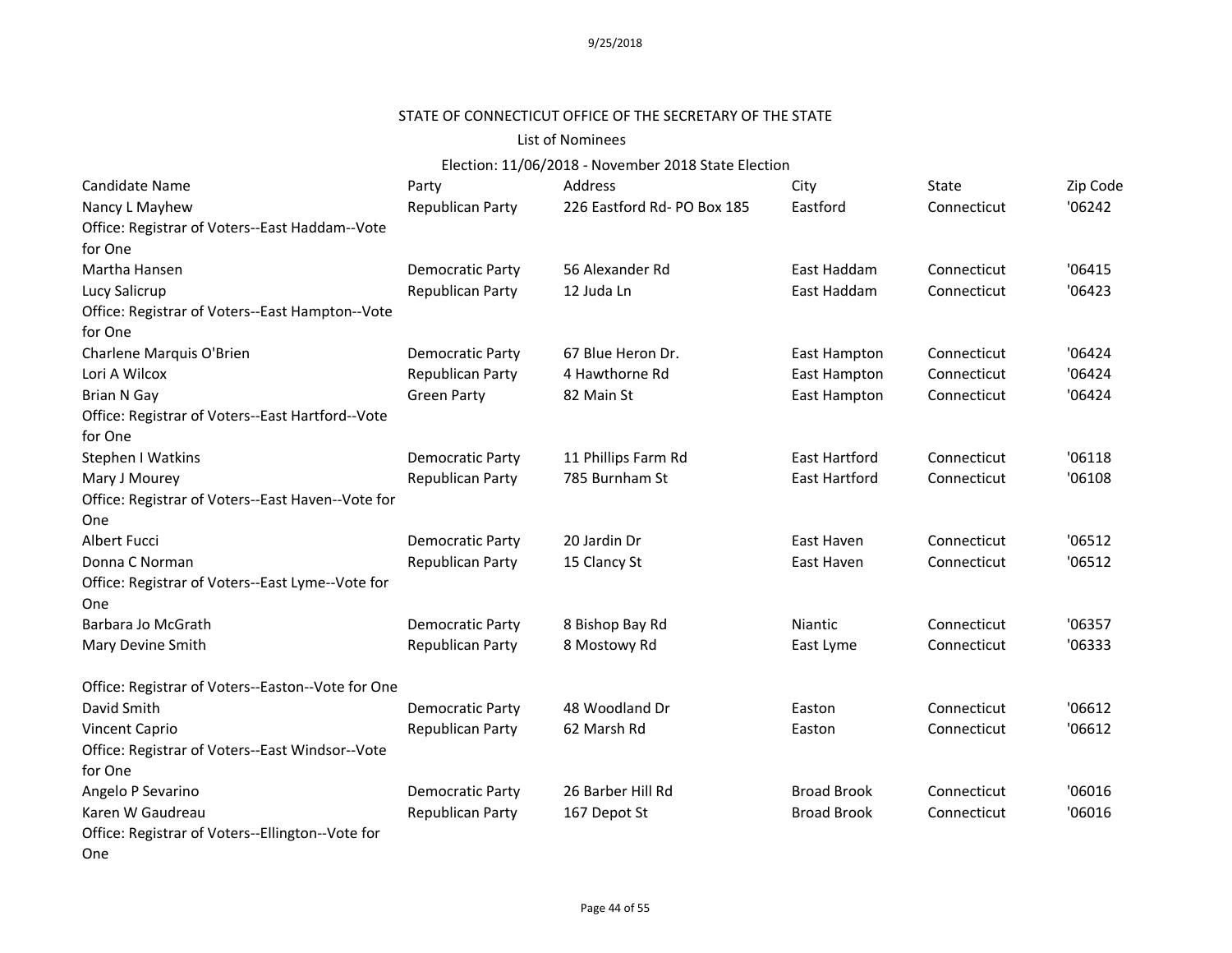STATE OF CONNECTICUT OFFICE OF THE SECRETARY OF THE STATE

List of Nominees

Election: 11/06/2018 - November 2018 State Election

| Candidate Name | Party | Address | City | State | Zip Code |
|---|---|---|---|---|---|
| Nancy L Mayhew | Republican Party | 226 Eastford Rd- PO Box 185 | Eastford | Connecticut | '06242 |
| Office: Registrar of Voters--East Haddam--Vote for One | | | | | |
| Martha Hansen | Democratic Party | 56 Alexander Rd | East Haddam | Connecticut | '06415 |
| Lucy Salicrup | Republican Party | 12 Juda Ln | East Haddam | Connecticut | '06423 |
| Office: Registrar of Voters--East Hampton--Vote for One | | | | | |
| Charlene Marquis O'Brien | Democratic Party | 67 Blue Heron Dr. | East Hampton | Connecticut | '06424 |
| Lori A Wilcox | Republican Party | 4 Hawthorne Rd | East Hampton | Connecticut | '06424 |
| Brian N Gay | Green Party | 82 Main St | East Hampton | Connecticut | '06424 |
| Office: Registrar of Voters--East Hartford--Vote for One | | | | | |
| Stephen I Watkins | Democratic Party | 11 Phillips Farm Rd | East Hartford | Connecticut | '06118 |
| Mary J Mourey | Republican Party | 785 Burnham St | East Hartford | Connecticut | '06108 |
| Office: Registrar of Voters--East Haven--Vote for One | | | | | |
| Albert Fucci | Democratic Party | 20 Jardin Dr | East Haven | Connecticut | '06512 |
| Donna C Norman | Republican Party | 15 Clancy St | East Haven | Connecticut | '06512 |
| Office: Registrar of Voters--East Lyme--Vote for One | | | | | |
| Barbara Jo McGrath | Democratic Party | 8 Bishop Bay Rd | Niantic | Connecticut | '06357 |
| Mary Devine Smith | Republican Party | 8 Mostowy Rd | East Lyme | Connecticut | '06333 |
| Office: Registrar of Voters--Easton--Vote for One | | | | | |
| David Smith | Democratic Party | 48 Woodland Dr | Easton | Connecticut | '06612 |
| Vincent Caprio | Republican Party | 62 Marsh Rd | Easton | Connecticut | '06612 |
| Office: Registrar of Voters--East Windsor--Vote for One | | | | | |
| Angelo P Sevarino | Democratic Party | 26 Barber Hill Rd | Broad Brook | Connecticut | '06016 |
| Karen W Gaudreau | Republican Party | 167 Depot St | Broad Brook | Connecticut | '06016 |
| Office: Registrar of Voters--Ellington--Vote for One | | | | | |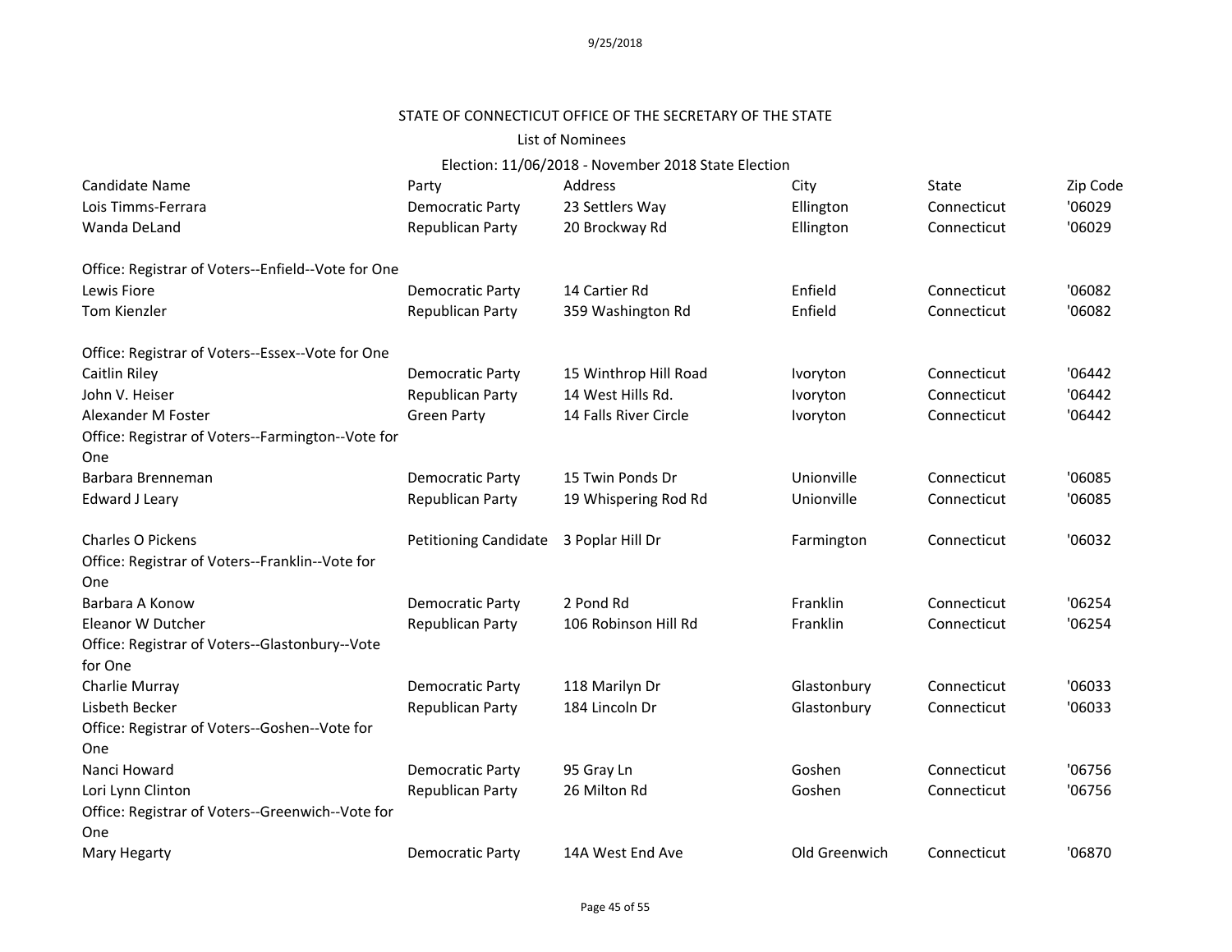9/25/2018

STATE OF CONNECTICUT OFFICE OF THE SECRETARY OF THE STATE

List of Nominees

Election: 11/06/2018 - November 2018 State Election

| Candidate Name | Party | Address | City | State | Zip Code |
|---|---|---|---|---|---|
| Lois Timms-Ferrara | Democratic Party | 23 Settlers Way | Ellington | Connecticut | '06029 |
| Wanda DeLand | Republican Party | 20 Brockway Rd | Ellington | Connecticut | '06029 |
| Office: Registrar of Voters--Enfield--Vote for One | | | | | |
| Lewis Fiore | Democratic Party | 14 Cartier Rd | Enfield | Connecticut | '06082 |
| Tom Kienzler | Republican Party | 359 Washington Rd | Enfield | Connecticut | '06082 |
| Office: Registrar of Voters--Essex--Vote for One | | | | | |
| Caitlin Riley | Democratic Party | 15 Winthrop Hill Road | Ivoryton | Connecticut | '06442 |
| John V. Heiser | Republican Party | 14 West Hills Rd. | Ivoryton | Connecticut | '06442 |
| Alexander M Foster | Green Party | 14 Falls River Circle | Ivoryton | Connecticut | '06442 |
| Office: Registrar of Voters--Farmington--Vote for One | | | | | |
| Barbara Brenneman | Democratic Party | 15 Twin Ponds Dr | Unionville | Connecticut | '06085 |
| Edward J Leary | Republican Party | 19 Whispering Rod Rd | Unionville | Connecticut | '06085 |
| Charles O Pickens | Petitioning Candidate | 3 Poplar Hill Dr | Farmington | Connecticut | '06032 |
| Office: Registrar of Voters--Franklin--Vote for One | | | | | |
| Barbara A Konow | Democratic Party | 2 Pond Rd | Franklin | Connecticut | '06254 |
| Eleanor W Dutcher | Republican Party | 106 Robinson Hill Rd | Franklin | Connecticut | '06254 |
| Office: Registrar of Voters--Glastonbury--Vote for One | | | | | |
| Charlie Murray | Democratic Party | 118 Marilyn Dr | Glastonbury | Connecticut | '06033 |
| Lisbeth Becker | Republican Party | 184 Lincoln Dr | Glastonbury | Connecticut | '06033 |
| Office: Registrar of Voters--Goshen--Vote for One | | | | | |
| Nanci Howard | Democratic Party | 95 Gray Ln | Goshen | Connecticut | '06756 |
| Lori Lynn Clinton | Republican Party | 26 Milton Rd | Goshen | Connecticut | '06756 |
| Office: Registrar of Voters--Greenwich--Vote for One | | | | | |
| Mary Hegarty | Democratic Party | 14A West End Ave | Old Greenwich | Connecticut | '06870 |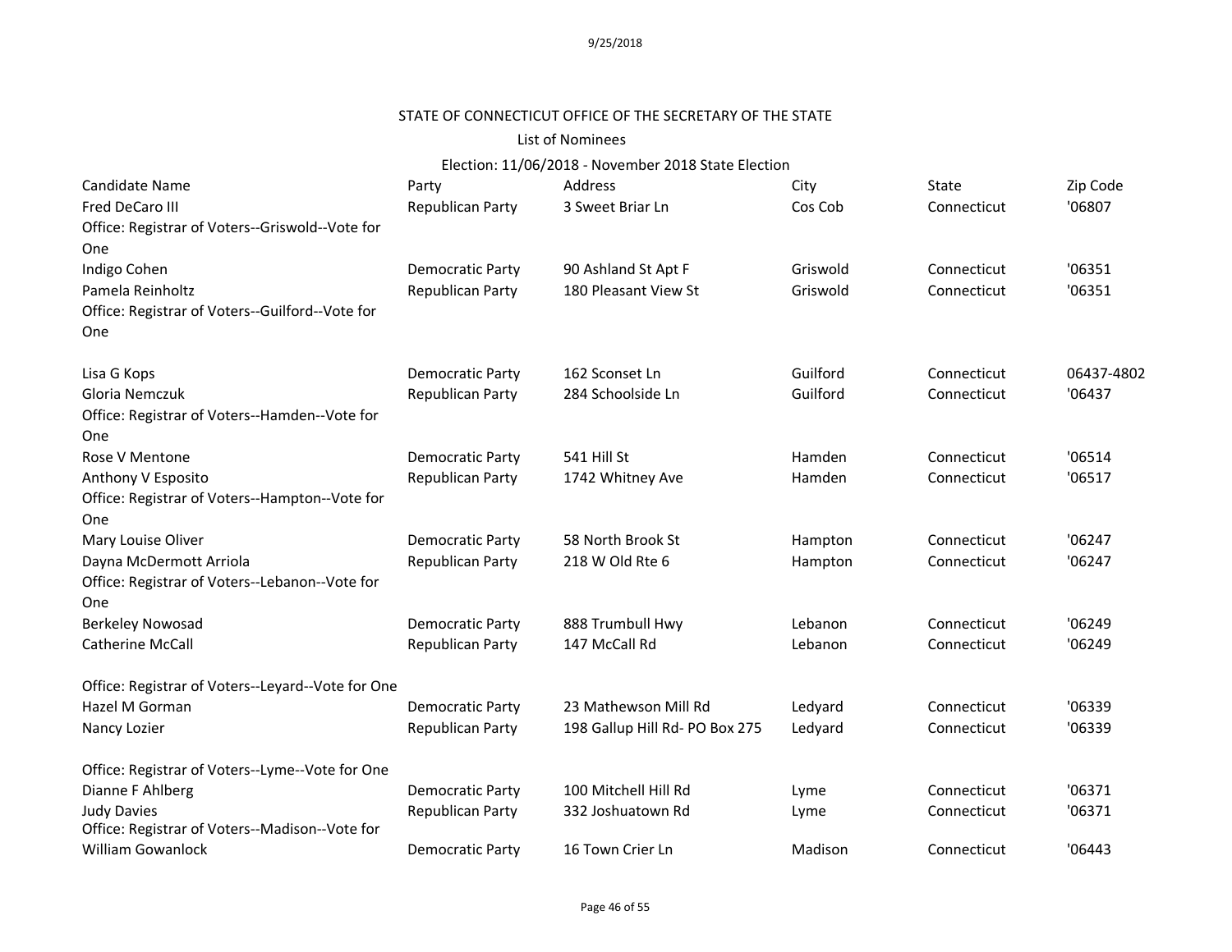9/25/2018

STATE OF CONNECTICUT OFFICE OF THE SECRETARY OF THE STATE

List of Nominees

Election: 11/06/2018 - November 2018 State Election

| Candidate Name | Party | Address | City | State | Zip Code |
| --- | --- | --- | --- | --- | --- |
| Fred DeCaro III | Republican Party | 3 Sweet Briar Ln | Cos Cob | Connecticut | '06807 |
| Office: Registrar of Voters--Griswold--Vote for One | | | | | |
| Indigo Cohen | Democratic Party | 90 Ashland St Apt F | Griswold | Connecticut | '06351 |
| Pamela Reinholtz | Republican Party | 180 Pleasant View St | Griswold | Connecticut | '06351 |
| Office: Registrar of Voters--Guilford--Vote for One | | | | | |
| Lisa G Kops | Democratic Party | 162 Sconset Ln | Guilford | Connecticut | 06437-4802 |
| Gloria Nemczuk | Republican Party | 284 Schoolside Ln | Guilford | Connecticut | '06437 |
| Office: Registrar of Voters--Hamden--Vote for One | | | | | |
| Rose V Mentone | Democratic Party | 541 Hill St | Hamden | Connecticut | '06514 |
| Anthony V Esposito | Republican Party | 1742 Whitney Ave | Hamden | Connecticut | '06517 |
| Office: Registrar of Voters--Hampton--Vote for One | | | | | |
| Mary Louise Oliver | Democratic Party | 58 North Brook St | Hampton | Connecticut | '06247 |
| Dayna McDermott Arriola | Republican Party | 218 W Old Rte 6 | Hampton | Connecticut | '06247 |
| Office: Registrar of Voters--Lebanon--Vote for One | | | | | |
| Berkeley Nowosad | Democratic Party | 888 Trumbull Hwy | Lebanon | Connecticut | '06249 |
| Catherine McCall | Republican Party | 147 McCall Rd | Lebanon | Connecticut | '06249 |
| Office: Registrar of Voters--Leyard--Vote for One | | | | | |
| Hazel M Gorman | Democratic Party | 23 Mathewson Mill Rd | Ledyard | Connecticut | '06339 |
| Nancy Lozier | Republican Party | 198 Gallup Hill Rd- PO Box 275 | Ledyard | Connecticut | '06339 |
| Office: Registrar of Voters--Lyme--Vote for One | | | | | |
| Dianne F Ahlberg | Democratic Party | 100 Mitchell Hill Rd | Lyme | Connecticut | '06371 |
| Judy Davies | Republican Party | 332 Joshuatown Rd | Lyme | Connecticut | '06371 |
| Office: Registrar of Voters--Madison--Vote for | | | | | |
| William Gowanlock | Democratic Party | 16 Town Crier Ln | Madison | Connecticut | '06443 |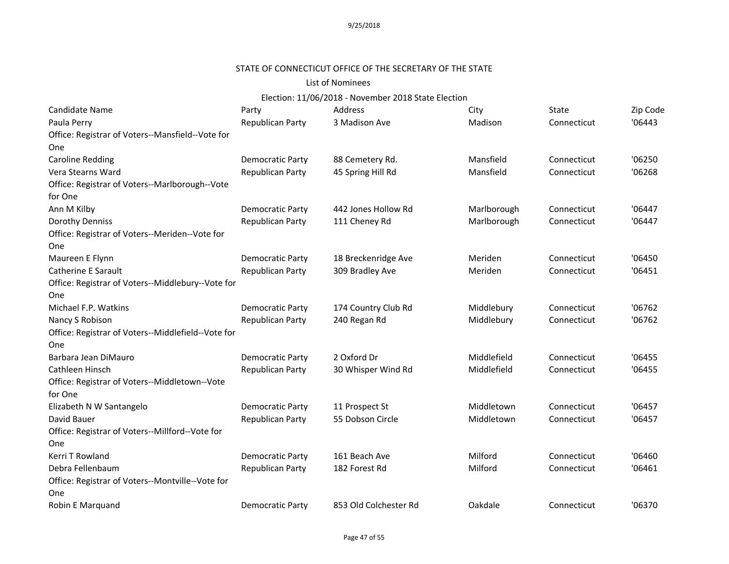STATE OF CONNECTICUT OFFICE OF THE SECRETARY OF THE STATE

List of Nominees

Election: 11/06/2018 - November 2018 State Election

| Candidate Name | Party | Address | City | State | Zip Code |
|---|---|---|---|---|---|
| Paula Perry | Republican Party | 3 Madison Ave | Madison | Connecticut | '06443 |
| Office: Registrar of Voters--Mansfield--Vote for One | | | | | |
| Caroline Redding | Democratic Party | 88 Cemetery Rd. | Mansfield | Connecticut | '06250 |
| Vera Stearns Ward | Republican Party | 45 Spring Hill Rd | Mansfield | Connecticut | '06268 |
| Office: Registrar of Voters--Marlborough--Vote for One | | | | | |
| Ann M Kilby | Democratic Party | 442 Jones Hollow Rd | Marlborough | Connecticut | '06447 |
| Dorothy Denniss | Republican Party | 111 Cheney Rd | Marlborough | Connecticut | '06447 |
| Office: Registrar of Voters--Meriden--Vote for One | | | | | |
| Maureen E Flynn | Democratic Party | 18 Breckenridge Ave | Meriden | Connecticut | '06450 |
| Catherine E Sarault | Republican Party | 309 Bradley Ave | Meriden | Connecticut | '06451 |
| Office: Registrar of Voters--Middlebury--Vote for One | | | | | |
| Michael F.P. Watkins | Democratic Party | 174 Country Club Rd | Middlebury | Connecticut | '06762 |
| Nancy S Robison | Republican Party | 240 Regan Rd | Middlebury | Connecticut | '06762 |
| Office: Registrar of Voters--Middlefield--Vote for One | | | | | |
| Barbara Jean DiMauro | Democratic Party | 2 Oxford Dr | Middlefield | Connecticut | '06455 |
| Cathleen Hinsch | Republican Party | 30 Whisper Wind Rd | Middlefield | Connecticut | '06455 |
| Office: Registrar of Voters--Middletown--Vote for One | | | | | |
| Elizabeth N W Santangelo | Democratic Party | 11 Prospect St | Middletown | Connecticut | '06457 |
| David Bauer | Republican Party | 55 Dobson Circle | Middletown | Connecticut | '06457 |
| Office: Registrar of Voters--Millford--Vote for One | | | | | |
| Kerri T Rowland | Democratic Party | 161 Beach Ave | Milford | Connecticut | '06460 |
| Debra Fellenbaum | Republican Party | 182 Forest Rd | Milford | Connecticut | '06461 |
| Office: Registrar of Voters--Montville--Vote for One | | | | | |
| Robin E Marquand | Democratic Party | 853 Old Colchester Rd | Oakdale | Connecticut | '06370 |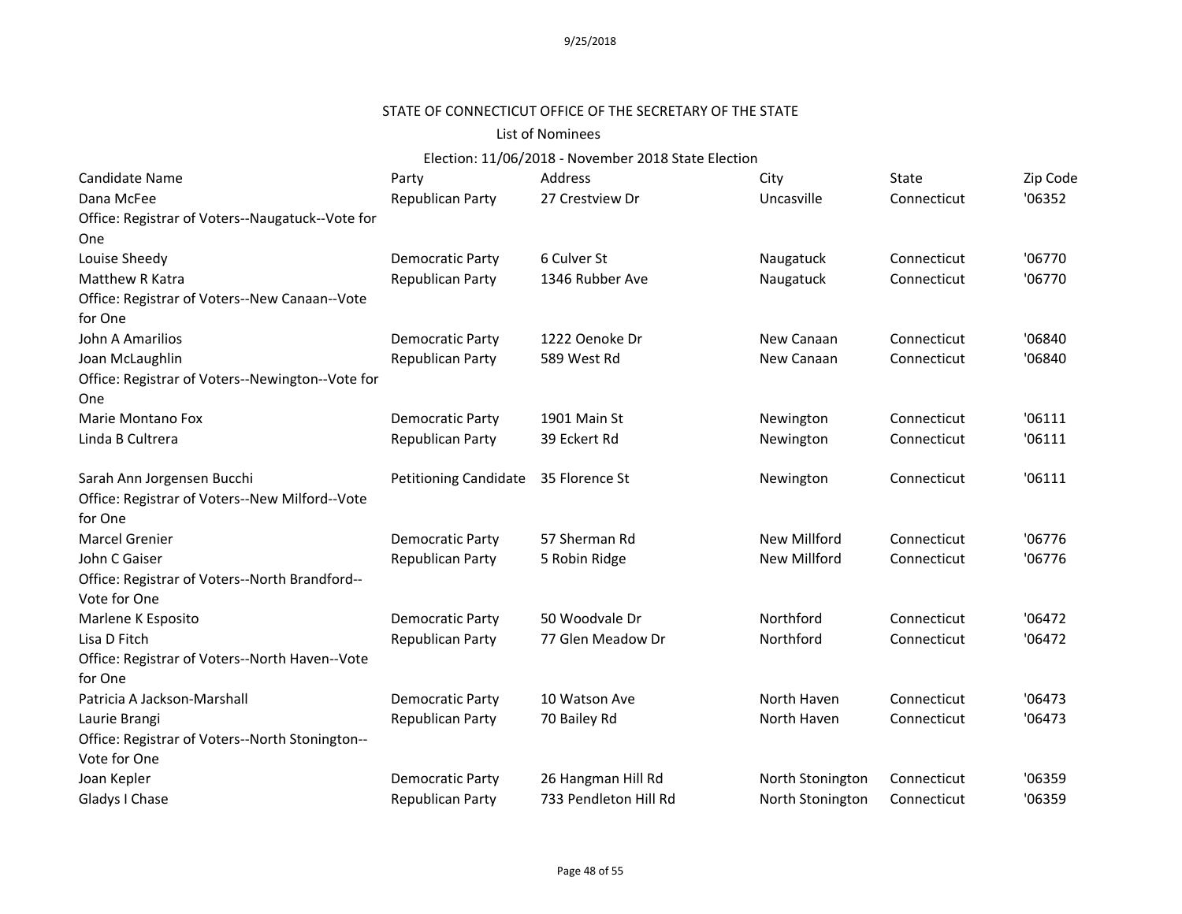STATE OF CONNECTICUT OFFICE OF THE SECRETARY OF THE STATE

List of Nominees

Election: 11/06/2018 - November 2018 State Election

| Candidate Name | Party | Address | City | State | Zip Code |
|---|---|---|---|---|---|
| Dana McFee | Republican Party | 27 Crestview Dr | Uncasville | Connecticut | '06352 |
| Office: Registrar of Voters--Naugatuck--Vote for One | | | | | |
| Louise Sheedy | Democratic Party | 6 Culver St | Naugatuck | Connecticut | '06770 |
| Matthew R Katra | Republican Party | 1346 Rubber Ave | Naugatuck | Connecticut | '06770 |
| Office: Registrar of Voters--New Canaan--Vote for One | | | | | |
| John A Amarilios | Democratic Party | 1222 Oenoke Dr | New Canaan | Connecticut | '06840 |
| Joan McLaughlin | Republican Party | 589 West Rd | New Canaan | Connecticut | '06840 |
| Office: Registrar of Voters--Newington--Vote for One | | | | | |
| Marie Montano Fox | Democratic Party | 1901 Main St | Newington | Connecticut | '06111 |
| Linda B Cultrera | Republican Party | 39 Eckert Rd | Newington | Connecticut | '06111 |
| Sarah Ann Jorgensen Bucchi | Petitioning Candidate | 35 Florence St | Newington | Connecticut | '06111 |
| Office: Registrar of Voters--New Milford--Vote for One | | | | | |
| Marcel Grenier | Democratic Party | 57 Sherman Rd | New Millford | Connecticut | '06776 |
| John C Gaiser | Republican Party | 5 Robin Ridge | New Millford | Connecticut | '06776 |
| Office: Registrar of Voters--North Brandford--Vote for One | | | | | |
| Marlene K Esposito | Democratic Party | 50 Woodvale Dr | Northford | Connecticut | '06472 |
| Lisa D Fitch | Republican Party | 77 Glen Meadow Dr | Northford | Connecticut | '06472 |
| Office: Registrar of Voters--North Haven--Vote for One | | | | | |
| Patricia A Jackson-Marshall | Democratic Party | 10 Watson Ave | North Haven | Connecticut | '06473 |
| Laurie Brangi | Republican Party | 70 Bailey Rd | North Haven | Connecticut | '06473 |
| Office: Registrar of Voters--North Stonington--Vote for One | | | | | |
| Joan Kepler | Democratic Party | 26 Hangman Hill Rd | North Stonington | Connecticut | '06359 |
| Gladys I Chase | Republican Party | 733 Pendleton Hill Rd | North Stonington | Connecticut | '06359 |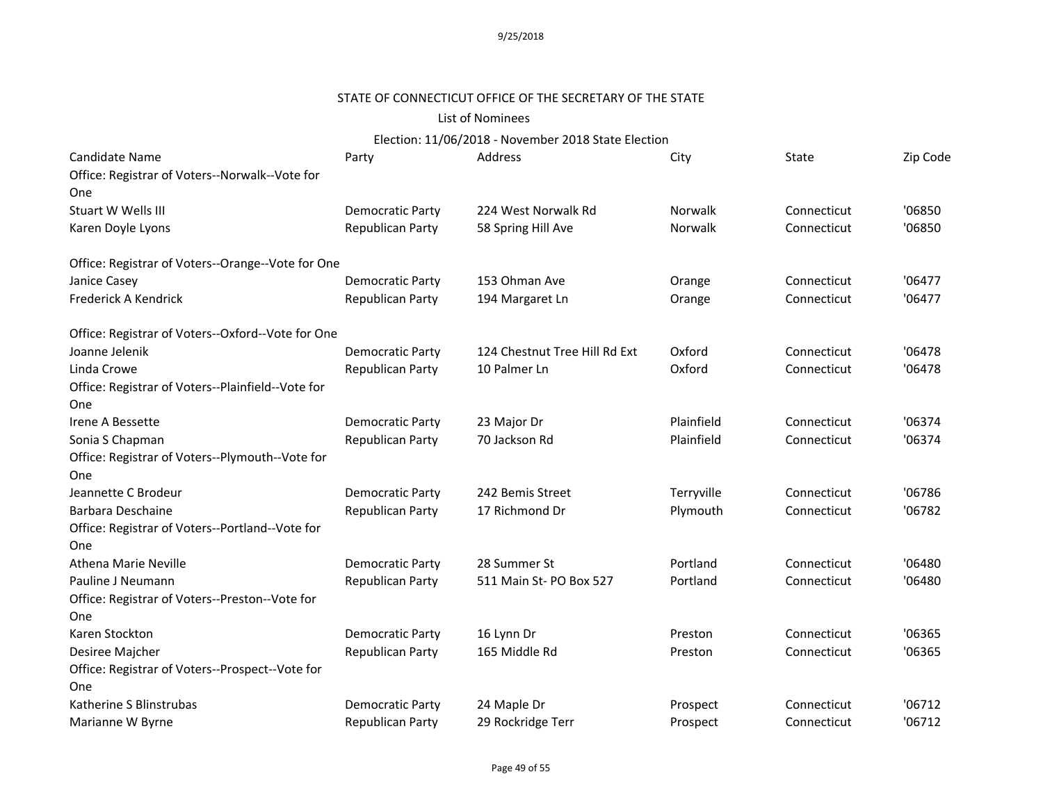STATE OF CONNECTICUT OFFICE OF THE SECRETARY OF THE STATE

List of Nominees

Election: 11/06/2018 - November 2018 State Election

| Candidate Name | Party | Address | City | State | Zip Code |
|---|---|---|---|---|---|
| Office: Registrar of Voters--Norwalk--Vote for One | | | | | |
| Stuart W Wells III | Democratic Party | 224 West Norwalk Rd | Norwalk | Connecticut | '06850 |
| Karen Doyle Lyons | Republican Party | 58 Spring Hill Ave | Norwalk | Connecticut | '06850 |
| Office: Registrar of Voters--Orange--Vote for One | | | | | |
| Janice Casey | Democratic Party | 153 Ohman Ave | Orange | Connecticut | '06477 |
| Frederick A Kendrick | Republican Party | 194 Margaret Ln | Orange | Connecticut | '06477 |
| Office: Registrar of Voters--Oxford--Vote for One | | | | | |
| Joanne Jelenik | Democratic Party | 124 Chestnut Tree Hill Rd Ext | Oxford | Connecticut | '06478 |
| Linda Crowe | Republican Party | 10 Palmer Ln | Oxford | Connecticut | '06478 |
| Office: Registrar of Voters--Plainfield--Vote for One | | | | | |
| Irene A Bessette | Democratic Party | 23 Major Dr | Plainfield | Connecticut | '06374 |
| Sonia S Chapman | Republican Party | 70 Jackson Rd | Plainfield | Connecticut | '06374 |
| Office: Registrar of Voters--Plymouth--Vote for One | | | | | |
| Jeannette C Brodeur | Democratic Party | 242 Bemis Street | Terryville | Connecticut | '06786 |
| Barbara Deschaine | Republican Party | 17 Richmond Dr | Plymouth | Connecticut | '06782 |
| Office: Registrar of Voters--Portland--Vote for One | | | | | |
| Athena Marie Neville | Democratic Party | 28 Summer St | Portland | Connecticut | '06480 |
| Pauline J Neumann | Republican Party | 511 Main St- PO Box 527 | Portland | Connecticut | '06480 |
| Office: Registrar of Voters--Preston--Vote for One | | | | | |
| Karen Stockton | Democratic Party | 16 Lynn Dr | Preston | Connecticut | '06365 |
| Desiree Majcher | Republican Party | 165 Middle Rd | Preston | Connecticut | '06365 |
| Office: Registrar of Voters--Prospect--Vote for One | | | | | |
| Katherine S Blinstrubas | Democratic Party | 24 Maple Dr | Prospect | Connecticut | '06712 |
| Marianne W Byrne | Republican Party | 29 Rockridge Terr | Prospect | Connecticut | '06712 |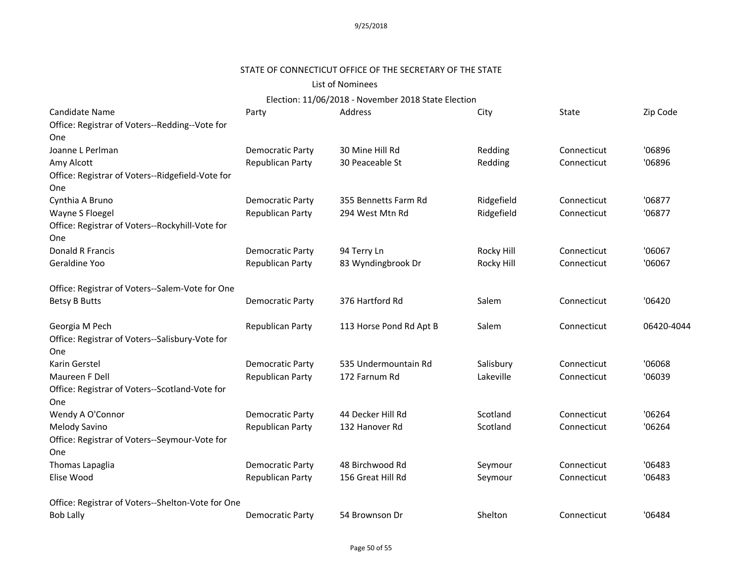STATE OF CONNECTICUT OFFICE OF THE SECRETARY OF THE STATE

List of Nominees

Election: 11/06/2018 - November 2018 State Election

| Candidate Name | Party | Address | City | State | Zip Code |
|---|---|---|---|---|---|
| Office: Registrar of Voters--Redding--Vote for One | | | | | |
| Joanne L Perlman | Democratic Party | 30 Mine Hill Rd | Redding | Connecticut | '06896 |
| Amy Alcott | Republican Party | 30 Peaceable St | Redding | Connecticut | '06896 |
| Office: Registrar of Voters--Ridgefield-Vote for One | | | | | |
| Cynthia A Bruno | Democratic Party | 355 Bennetts Farm Rd | Ridgefield | Connecticut | '06877 |
| Wayne S Floegel | Republican Party | 294 West Mtn Rd | Ridgefield | Connecticut | '06877 |
| Office: Registrar of Voters--Rockyhill-Vote for One | | | | | |
| Donald R Francis | Democratic Party | 94 Terry Ln | Rocky Hill | Connecticut | '06067 |
| Geraldine Yoo | Republican Party | 83 Wyndingbrook Dr | Rocky Hill | Connecticut | '06067 |
| Office: Registrar of Voters--Salem-Vote for One | | | | | |
| Betsy B Butts | Democratic Party | 376 Hartford Rd | Salem | Connecticut | '06420 |
| Georgia M Pech | Republican Party | 113 Horse Pond Rd Apt B | Salem | Connecticut | 06420-4044 |
| Office: Registrar of Voters--Salisbury-Vote for One | | | | | |
| Karin Gerstel | Democratic Party | 535 Undermountain Rd | Salisbury | Connecticut | '06068 |
| Maureen F Dell | Republican Party | 172 Farnum Rd | Lakeville | Connecticut | '06039 |
| Office: Registrar of Voters--Scotland-Vote for One | | | | | |
| Wendy A O'Connor | Democratic Party | 44 Decker Hill Rd | Scotland | Connecticut | '06264 |
| Melody Savino | Republican Party | 132 Hanover Rd | Scotland | Connecticut | '06264 |
| Office: Registrar of Voters--Seymour-Vote for One | | | | | |
| Thomas Lapaglia | Democratic Party | 48 Birchwood Rd | Seymour | Connecticut | '06483 |
| Elise Wood | Republican Party | 156 Great Hill Rd | Seymour | Connecticut | '06483 |
| Office: Registrar of Voters--Shelton-Vote for One | | | | | |
| Bob Lally | Democratic Party | 54 Brownson Dr | Shelton | Connecticut | '06484 |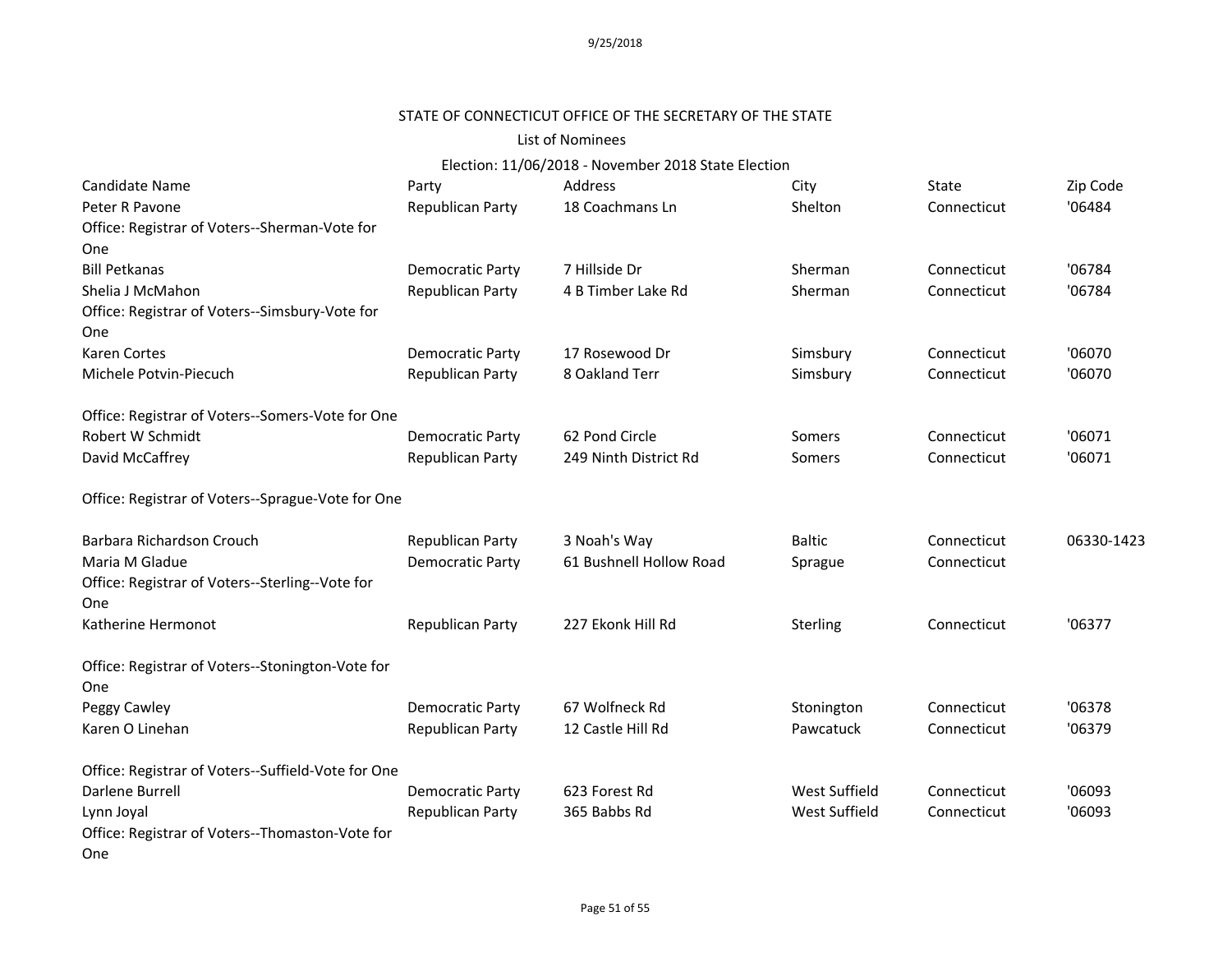9/25/2018

STATE OF CONNECTICUT OFFICE OF THE SECRETARY OF THE STATE

List of Nominees

Election: 11/06/2018 - November 2018 State Election

| Candidate Name | Party | Address | City | State | Zip Code |
|---|---|---|---|---|---|
| Peter R Pavone | Republican Party | 18 Coachmans Ln | Shelton | Connecticut | '06484 |
| Office: Registrar of Voters--Sherman-Vote for One | | | | | |
| Bill Petkanas | Democratic Party | 7 Hillside Dr | Sherman | Connecticut | '06784 |
| Shelia J McMahon | Republican Party | 4 B Timber Lake Rd | Sherman | Connecticut | '06784 |
| Office: Registrar of Voters--Simsbury-Vote for One | | | | | |
| Karen Cortes | Democratic Party | 17 Rosewood Dr | Simsbury | Connecticut | '06070 |
| Michele Potvin-Piecuch | Republican Party | 8 Oakland Terr | Simsbury | Connecticut | '06070 |
| Office: Registrar of Voters--Somers-Vote for One | | | | | |
| Robert W Schmidt | Democratic Party | 62 Pond Circle | Somers | Connecticut | '06071 |
| David McCaffrey | Republican Party | 249 Ninth District Rd | Somers | Connecticut | '06071 |
| Office: Registrar of Voters--Sprague-Vote for One | | | | | |
| Barbara Richardson Crouch | Republican Party | 3 Noah's Way | Baltic | Connecticut | 06330-1423 |
| Maria M Gladue | Democratic Party | 61 Bushnell Hollow Road | Sprague | Connecticut | |
| Office: Registrar of Voters--Sterling--Vote for One | | | | | |
| Katherine Hermonot | Republican Party | 227 Ekonk Hill Rd | Sterling | Connecticut | '06377 |
| Office: Registrar of Voters--Stonington-Vote for One | | | | | |
| Peggy Cawley | Democratic Party | 67 Wolfneck Rd | Stonington | Connecticut | '06378 |
| Karen O Linehan | Republican Party | 12 Castle Hill Rd | Pawcatuck | Connecticut | '06379 |
| Office: Registrar of Voters--Suffield-Vote for One | | | | | |
| Darlene Burrell | Democratic Party | 623 Forest Rd | West Suffield | Connecticut | '06093 |
| Lynn Joyal | Republican Party | 365 Babbs Rd | West Suffield | Connecticut | '06093 |
| Office: Registrar of Voters--Thomaston-Vote for One | | | | | |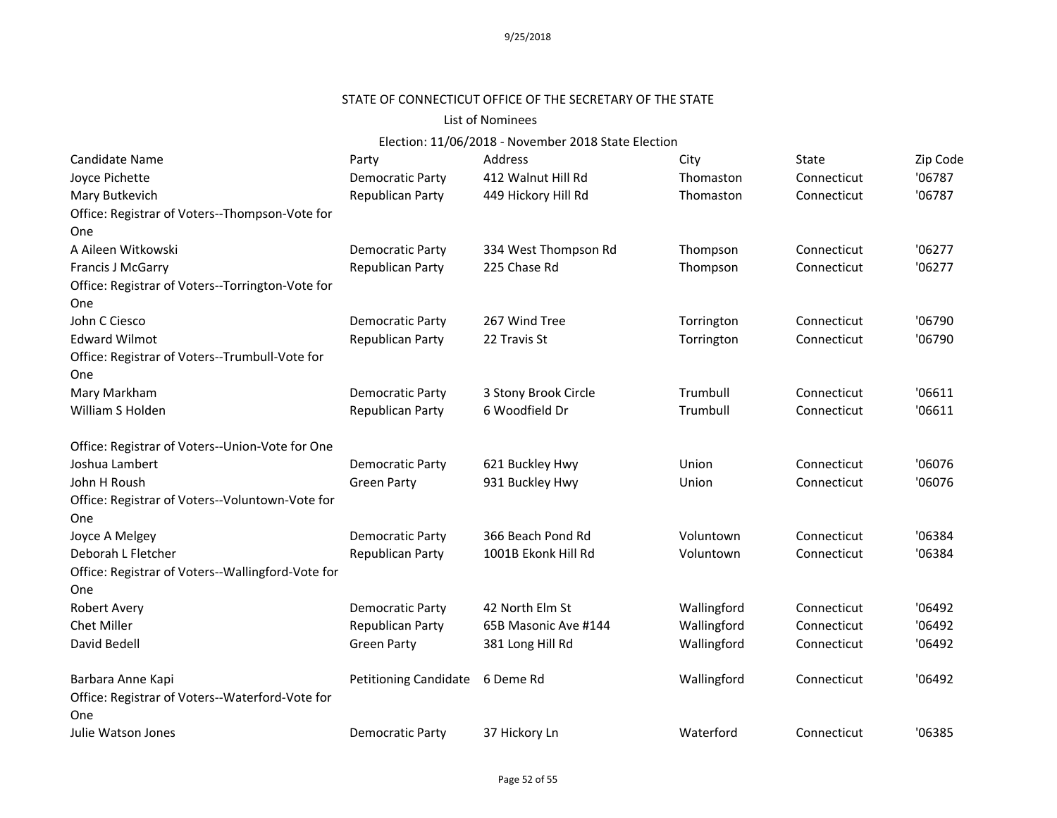STATE OF CONNECTICUT OFFICE OF THE SECRETARY OF THE STATE

List of Nominees

Election: 11/06/2018 - November 2018 State Election

| Candidate Name | Party | Address | City | State | Zip Code |
|---|---|---|---|---|---|
| Joyce Pichette | Democratic Party | 412 Walnut Hill Rd | Thomaston | Connecticut | '06787 |
| Mary Butkevich | Republican Party | 449 Hickory Hill Rd | Thomaston | Connecticut | '06787 |
| Office: Registrar of Voters--Thompson-Vote for One | | | | | |
| A Aileen Witkowski | Democratic Party | 334 West Thompson Rd | Thompson | Connecticut | '06277 |
| Francis J McGarry | Republican Party | 225 Chase Rd | Thompson | Connecticut | '06277 |
| Office: Registrar of Voters--Torrington-Vote for One | | | | | |
| John C Ciesco | Democratic Party | 267 Wind Tree | Torrington | Connecticut | '06790 |
| Edward Wilmot | Republican Party | 22 Travis St | Torrington | Connecticut | '06790 |
| Office: Registrar of Voters--Trumbull-Vote for One | | | | | |
| Mary Markham | Democratic Party | 3 Stony Brook Circle | Trumbull | Connecticut | '06611 |
| William S Holden | Republican Party | 6 Woodfield Dr | Trumbull | Connecticut | '06611 |
| Office: Registrar of Voters--Union-Vote for One | | | | | |
| Joshua Lambert | Democratic Party | 621 Buckley Hwy | Union | Connecticut | '06076 |
| John H Roush | Green Party | 931 Buckley Hwy | Union | Connecticut | '06076 |
| Office: Registrar of Voters--Voluntown-Vote for One | | | | | |
| Joyce A Melgey | Democratic Party | 366 Beach Pond Rd | Voluntown | Connecticut | '06384 |
| Deborah L Fletcher | Republican Party | 1001B Ekonk Hill Rd | Voluntown | Connecticut | '06384 |
| Office: Registrar of Voters--Wallingford-Vote for One | | | | | |
| Robert Avery | Democratic Party | 42 North Elm St | Wallingford | Connecticut | '06492 |
| Chet Miller | Republican Party | 65B Masonic Ave #144 | Wallingford | Connecticut | '06492 |
| David Bedell | Green Party | 381 Long Hill Rd | Wallingford | Connecticut | '06492 |
| Barbara Anne Kapi | Petitioning Candidate | 6 Deme Rd | Wallingford | Connecticut | '06492 |
| Office: Registrar of Voters--Waterford-Vote for One | | | | | |
| Julie Watson Jones | Democratic Party | 37 Hickory Ln | Waterford | Connecticut | '06385 |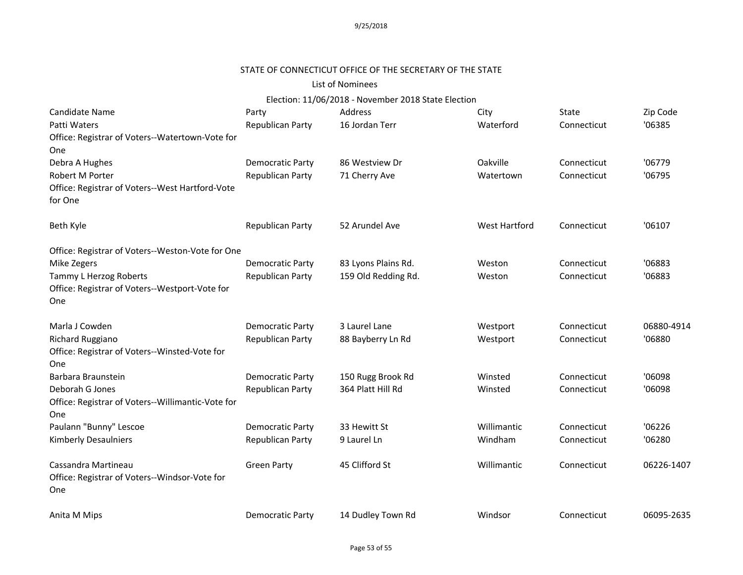9/25/2018

STATE OF CONNECTICUT OFFICE OF THE SECRETARY OF THE STATE

List of Nominees

Election: 11/06/2018 - November 2018 State Election

| Candidate Name | Party | Address | City | State | Zip Code |
|---|---|---|---|---|---|
| Patti Waters | Republican Party | 16 Jordan Terr | Waterford | Connecticut | '06385 |
| Office: Registrar of Voters--Watertown-Vote for One | | | | | |
| Debra A Hughes | Democratic Party | 86 Westview Dr | Oakville | Connecticut | '06779 |
| Robert M Porter | Republican Party | 71 Cherry Ave | Watertown | Connecticut | '06795 |
| Office: Registrar of Voters--West Hartford-Vote for One | | | | | |
| Beth Kyle | Republican Party | 52 Arundel Ave | West Hartford | Connecticut | '06107 |
| Office: Registrar of Voters--Weston-Vote for One | | | | | |
| Mike Zegers | Democratic Party | 83 Lyons Plains Rd. | Weston | Connecticut | '06883 |
| Tammy L Herzog Roberts | Republican Party | 159 Old Redding Rd. | Weston | Connecticut | '06883 |
| Office: Registrar of Voters--Westport-Vote for One | | | | | |
| Marla J Cowden | Democratic Party | 3 Laurel Lane | Westport | Connecticut | 06880-4914 |
| Richard Ruggiano | Republican Party | 88 Bayberry Ln Rd | Westport | Connecticut | '06880 |
| Office: Registrar of Voters--Winsted-Vote for One | | | | | |
| Barbara Braunstein | Democratic Party | 150 Rugg Brook Rd | Winsted | Connecticut | '06098 |
| Deborah G Jones | Republican Party | 364 Platt Hill Rd | Winsted | Connecticut | '06098 |
| Office: Registrar of Voters--Willimantic-Vote for One | | | | | |
| Paulann "Bunny" Lescoe | Democratic Party | 33 Hewitt St | Willimantic | Connecticut | '06226 |
| Kimberly Desaulniers | Republican Party | 9 Laurel Ln | Windham | Connecticut | '06280 |
| Cassandra Martineau | Green Party | 45 Clifford St | Willimantic | Connecticut | 06226-1407 |
| Office: Registrar of Voters--Windsor-Vote for One | | | | | |
| Anita M Mips | Democratic Party | 14 Dudley Town Rd | Windsor | Connecticut | 06095-2635 |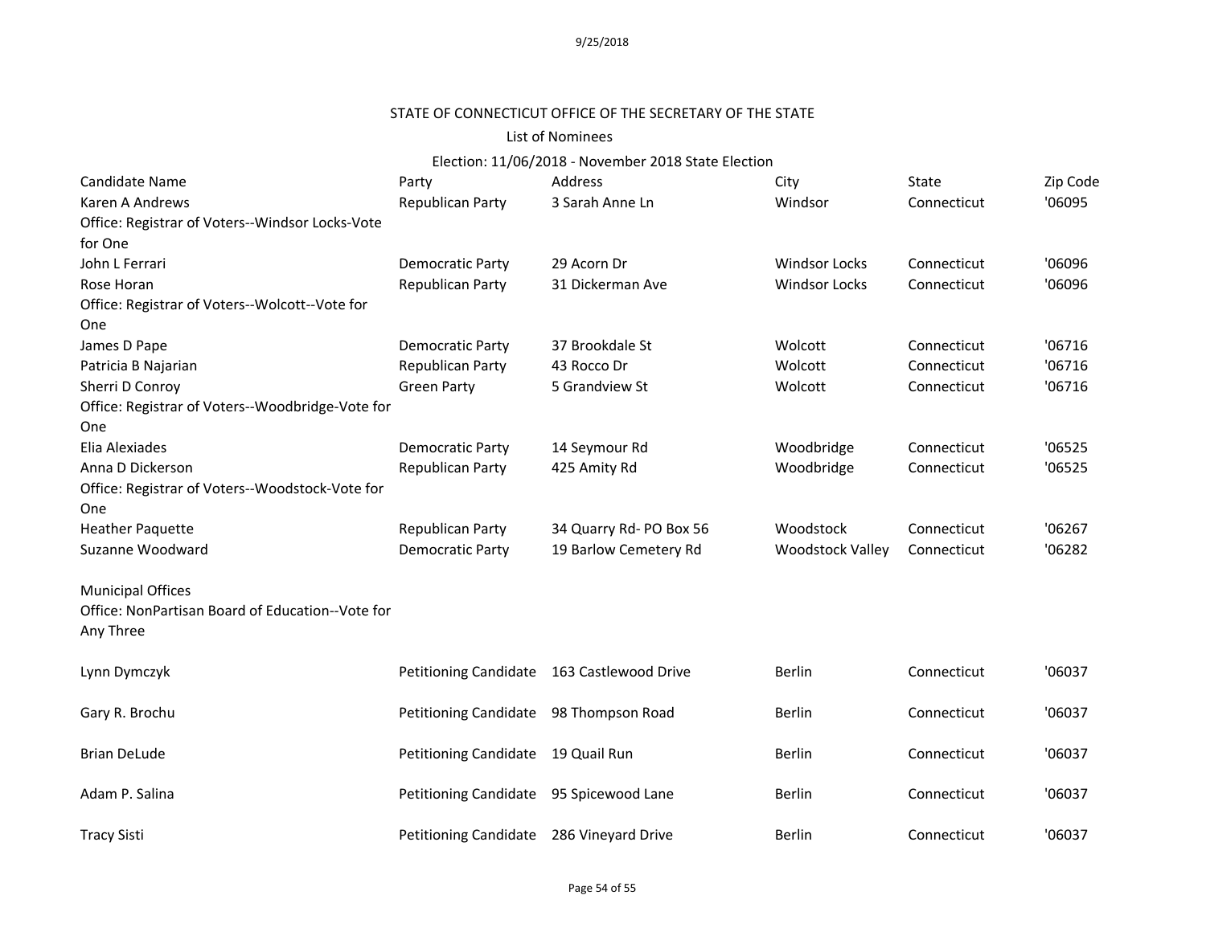9/25/2018

STATE OF CONNECTICUT OFFICE OF THE SECRETARY OF THE STATE

List of Nominees

Election: 11/06/2018 - November 2018 State Election

| Candidate Name | Party | Address | City | State | Zip Code |
|---|---|---|---|---|---|
| Karen A Andrews | Republican Party | 3 Sarah Anne Ln | Windsor | Connecticut | '06095 |
| Office: Registrar of Voters--Windsor Locks-Vote for One | | | | | |
| John L Ferrari | Democratic Party | 29 Acorn Dr | Windsor Locks | Connecticut | '06096 |
| Rose Horan | Republican Party | 31 Dickerman Ave | Windsor Locks | Connecticut | '06096 |
| Office: Registrar of Voters--Wolcott--Vote for One | | | | | |
| James D Pape | Democratic Party | 37 Brookdale St | Wolcott | Connecticut | '06716 |
| Patricia B Najarian | Republican Party | 43 Rocco Dr | Wolcott | Connecticut | '06716 |
| Sherri D Conroy | Green Party | 5 Grandview St | Wolcott | Connecticut | '06716 |
| Office: Registrar of Voters--Woodbridge-Vote for One | | | | | |
| Elia Alexiades | Democratic Party | 14 Seymour Rd | Woodbridge | Connecticut | '06525 |
| Anna D Dickerson | Republican Party | 425 Amity Rd | Woodbridge | Connecticut | '06525 |
| Office: Registrar of Voters--Woodstock-Vote for One | | | | | |
| Heather Paquette | Republican Party | 34 Quarry Rd- PO Box 56 | Woodstock | Connecticut | '06267 |
| Suzanne Woodward | Democratic Party | 19 Barlow Cemetery Rd | Woodstock Valley | Connecticut | '06282 |
| Municipal Offices | | | | | |
| Office: NonPartisan Board of Education--Vote for Any Three | | | | | |
| Lynn Dymczyk | Petitioning Candidate | 163 Castlewood Drive | Berlin | Connecticut | '06037 |
| Gary R. Brochu | Petitioning Candidate | 98 Thompson Road | Berlin | Connecticut | '06037 |
| Brian DeLude | Petitioning Candidate | 19 Quail Run | Berlin | Connecticut | '06037 |
| Adam P. Salina | Petitioning Candidate | 95 Spicewood Lane | Berlin | Connecticut | '06037 |
| Tracy Sisti | Petitioning Candidate | 286 Vineyard Drive | Berlin | Connecticut | '06037 |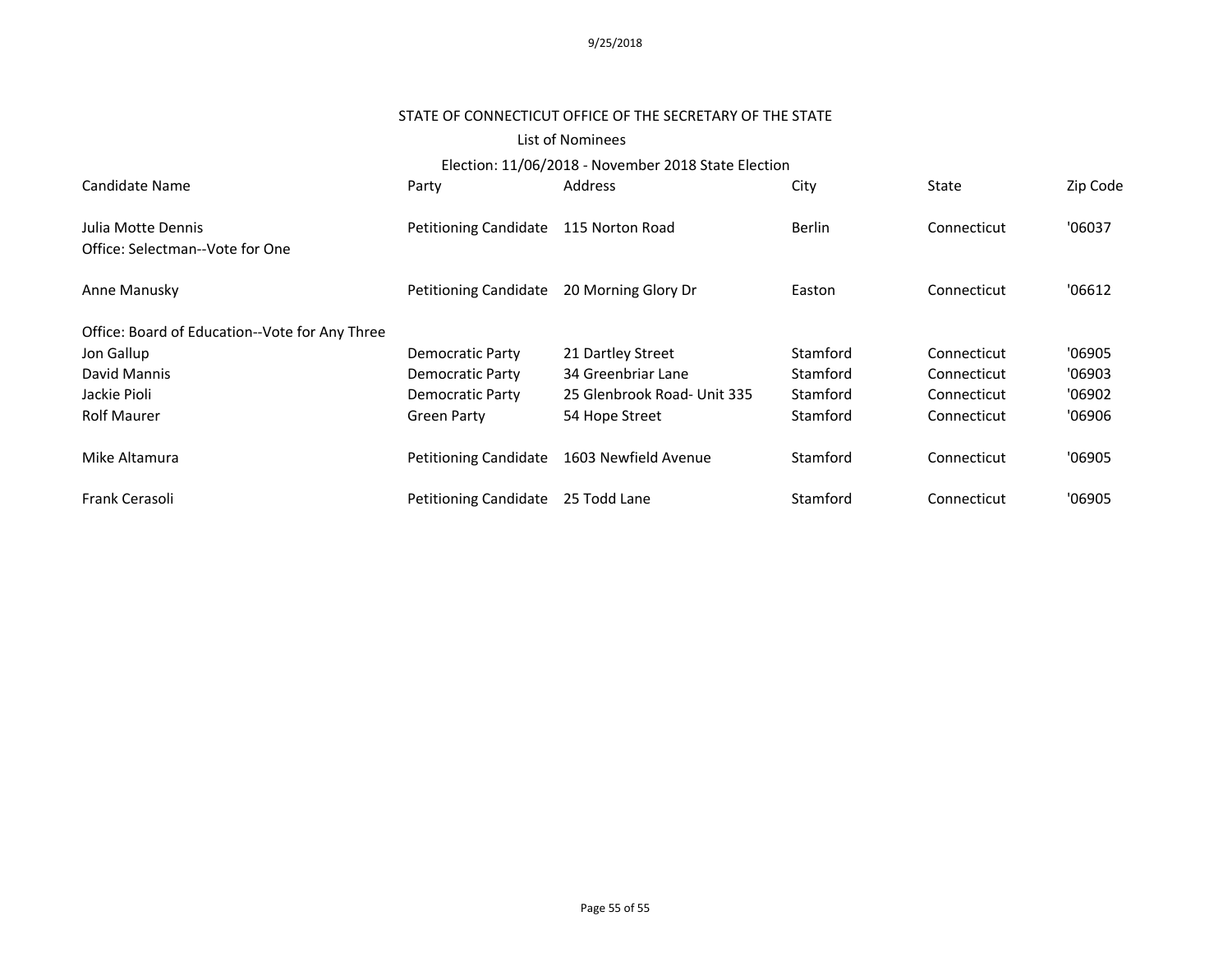STATE OF CONNECTICUT OFFICE OF THE SECRETARY OF THE STATE

List of Nominees

Election: 11/06/2018 - November 2018 State Election

| Candidate Name | Party | Address | City | State | Zip Code |
| --- | --- | --- | --- | --- | --- |
| Julia Motte Dennis | Petitioning Candidate | 115 Norton Road | Berlin | Connecticut | '06037 |
| Office: Selectman--Vote for One | | | | | |
| Anne Manusky | Petitioning Candidate | 20 Morning Glory Dr | Easton | Connecticut | '06612 |
| Office: Board of Education--Vote for Any Three | | | | | |
| Jon Gallup | Democratic Party | 21 Dartley Street | Stamford | Connecticut | '06905 |
| David Mannis | Democratic Party | 34 Greenbriar Lane | Stamford | Connecticut | '06903 |
| Jackie Pioli | Democratic Party | 25 Glenbrook Road- Unit 335 | Stamford | Connecticut | '06902 |
| Rolf Maurer | Green Party | 54 Hope Street | Stamford | Connecticut | '06906 |
| Mike Altamura | Petitioning Candidate | 1603 Newfield Avenue | Stamford | Connecticut | '06905 |
| Frank Cerasoli | Petitioning Candidate | 25 Todd Lane | Stamford | Connecticut | '06905 |